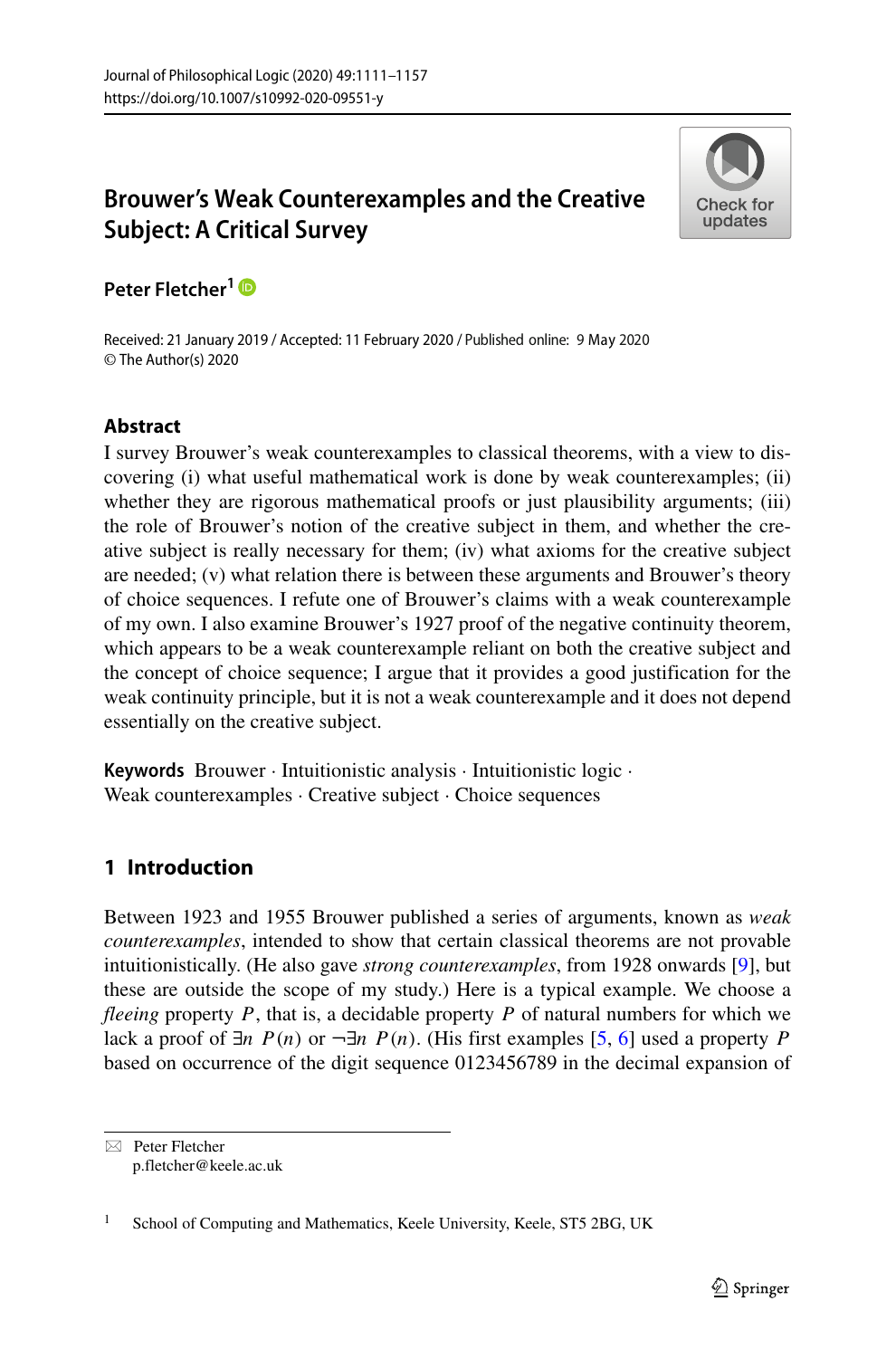# Brouwer's Weak Counterexamples and the Creative Subject: A Critical Survey

**Peter Fletcher**[1]

Received: 21 January 2019 / Accepted: 11 February 2020 / Published online: 9 May 2020
© The Author(s) 2020

## Abstract

I survey Brouwer's weak counterexamples to classical theorems, with a view to discovering (i) what useful mathematical work is done by weak counterexamples; (ii) whether they are rigorous mathematical proofs or just plausibility arguments; (iii) the role of Brouwer's notion of the creative subject in them, and whether the creative subject is really necessary for them; (iv) what axioms for the creative subject are needed; (v) what relation there is between these arguments and Brouwer's theory of choice sequences. I refute one of Brouwer's claims with a weak counterexample of my own. I also examine Brouwer's 1927 proof of the negative continuity theorem, which appears to be a weak counterexample reliant on both the creative subject and the concept of choice sequence; I argue that it provides a good justification for the weak continuity principle, but it is not a weak counterexample and it does not depend essentially on the creative subject.

**Keywords** Brouwer · Intuitionistic analysis · Intuitionistic logic · Weak counterexamples · Creative subject · Choice sequences

## 1 Introduction

Between 1923 and 1955 Brouwer published a series of arguments, known as *weak counterexamples*, intended to show that certain classical theorems are not provable intuitionistically. (He also gave *strong counterexamples*, from 1928 onwards [9], but these are outside the scope of my study.) Here is a typical example. We choose a *fleeing* property $P$, that is, a decidable property $P$ of natural numbers for which we lack a proof of $\exists n\ P(n)$ or $\neg\exists n\ P(n)$. (His first examples [5, 6] used a property $P$ based on occurrence of the digit sequence 0123456789 in the decimal expansion of

---

Peter Fletcher
p.fletcher@keele.ac.uk

[1] School of Computing and Mathematics, Keele University, Keele, ST5 2BG, UK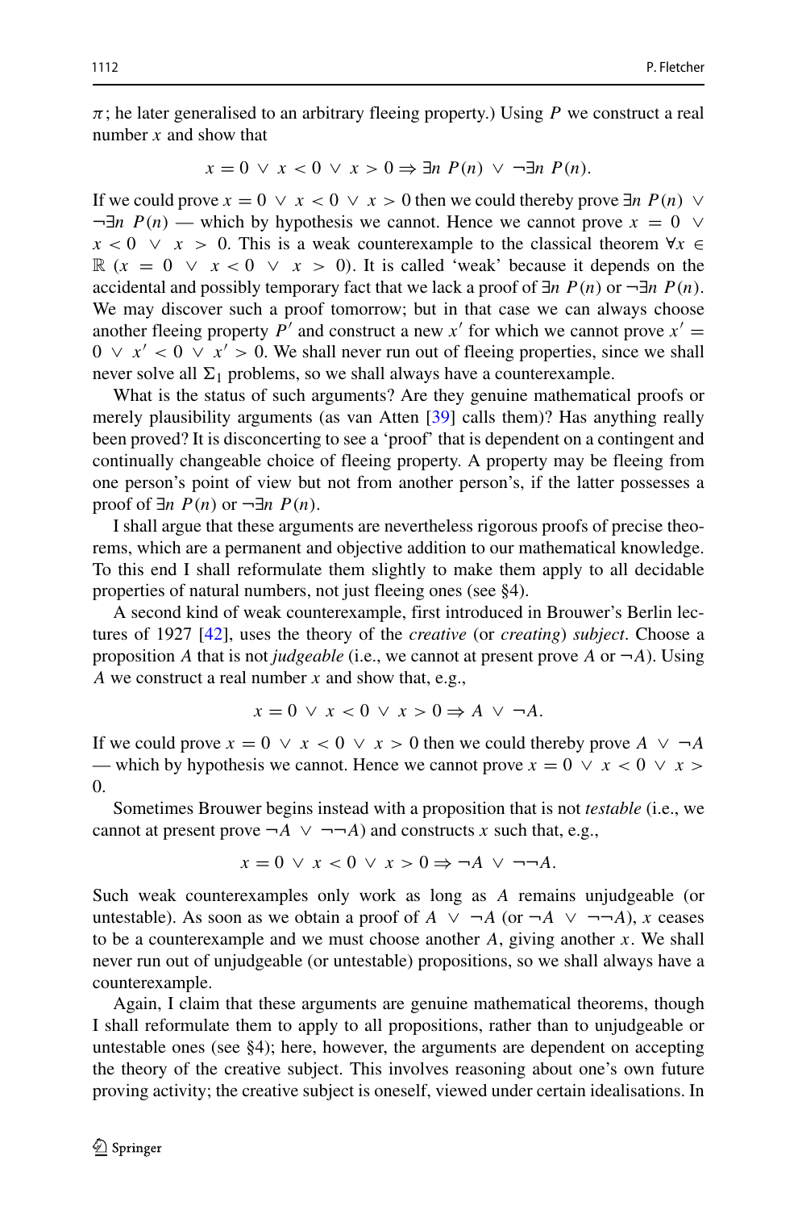$\pi$; he later generalised to an arbitrary fleeing property.) Using $P$ we construct a real number $x$ and show that

$$x = 0 \lor x < 0 \lor x > 0 \Rightarrow \exists n\ P(n) \lor \neg\exists n\ P(n).$$

If we could prove $x = 0 \lor x < 0 \lor x > 0$ then we could thereby prove $\exists n\ P(n) \lor \neg\exists n\ P(n)$ — which by hypothesis we cannot. Hence we cannot prove $x = 0 \lor x < 0 \lor x > 0$. This is a weak counterexample to the classical theorem $\forall x \in \mathbb{R}\ (x = 0 \lor x < 0 \lor x > 0)$. It is called 'weak' because it depends on the accidental and possibly temporary fact that we lack a proof of $\exists n\ P(n)$ or $\neg\exists n\ P(n)$. We may discover such a proof tomorrow; but in that case we can always choose another fleeing property $P'$ and construct a new $x'$ for which we cannot prove $x' = 0 \lor x' < 0 \lor x' > 0$. We shall never run out of fleeing properties, since we shall never solve all $\Sigma_1$ problems, so we shall always have a counterexample.

What is the status of such arguments? Are they genuine mathematical proofs or merely plausibility arguments (as van Atten [39] calls them)? Has anything really been proved? It is disconcerting to see a 'proof' that is dependent on a contingent and continually changeable choice of fleeing property. A property may be fleeing from one person's point of view but not from another person's, if the latter possesses a proof of $\exists n\ P(n)$ or $\neg\exists n\ P(n)$.

I shall argue that these arguments are nevertheless rigorous proofs of precise theorems, which are a permanent and objective addition to our mathematical knowledge. To this end I shall reformulate them slightly to make them apply to all decidable properties of natural numbers, not just fleeing ones (see §4).

A second kind of weak counterexample, first introduced in Brouwer's Berlin lectures of 1927 [42], uses the theory of the *creative* (or *creating*) *subject*. Choose a proposition $A$ that is not *judgeable* (i.e., we cannot at present prove $A$ or $\neg A$). Using $A$ we construct a real number $x$ and show that, e.g.,

$$x = 0 \lor x < 0 \lor x > 0 \Rightarrow A \lor \neg A.$$

If we could prove $x = 0 \lor x < 0 \lor x > 0$ then we could thereby prove $A \lor \neg A$ — which by hypothesis we cannot. Hence we cannot prove $x = 0 \lor x < 0 \lor x > 0$.

Sometimes Brouwer begins instead with a proposition that is not *testable* (i.e., we cannot at present prove $\neg A \lor \neg\neg A$) and constructs $x$ such that, e.g.,

$$x = 0 \lor x < 0 \lor x > 0 \Rightarrow \neg A \lor \neg\neg A.$$

Such weak counterexamples only work as long as $A$ remains unjudgeable (or untestable). As soon as we obtain a proof of $A \lor \neg A$ (or $\neg A \lor \neg\neg A$), $x$ ceases to be a counterexample and we must choose another $A$, giving another $x$. We shall never run out of unjudgeable (or untestable) propositions, so we shall always have a counterexample.

Again, I claim that these arguments are genuine mathematical theorems, though I shall reformulate them to apply to all propositions, rather than to unjudgeable or untestable ones (see §4); here, however, the arguments are dependent on accepting the theory of the creative subject. This involves reasoning about one's own future proving activity; the creative subject is oneself, viewed under certain idealisations. In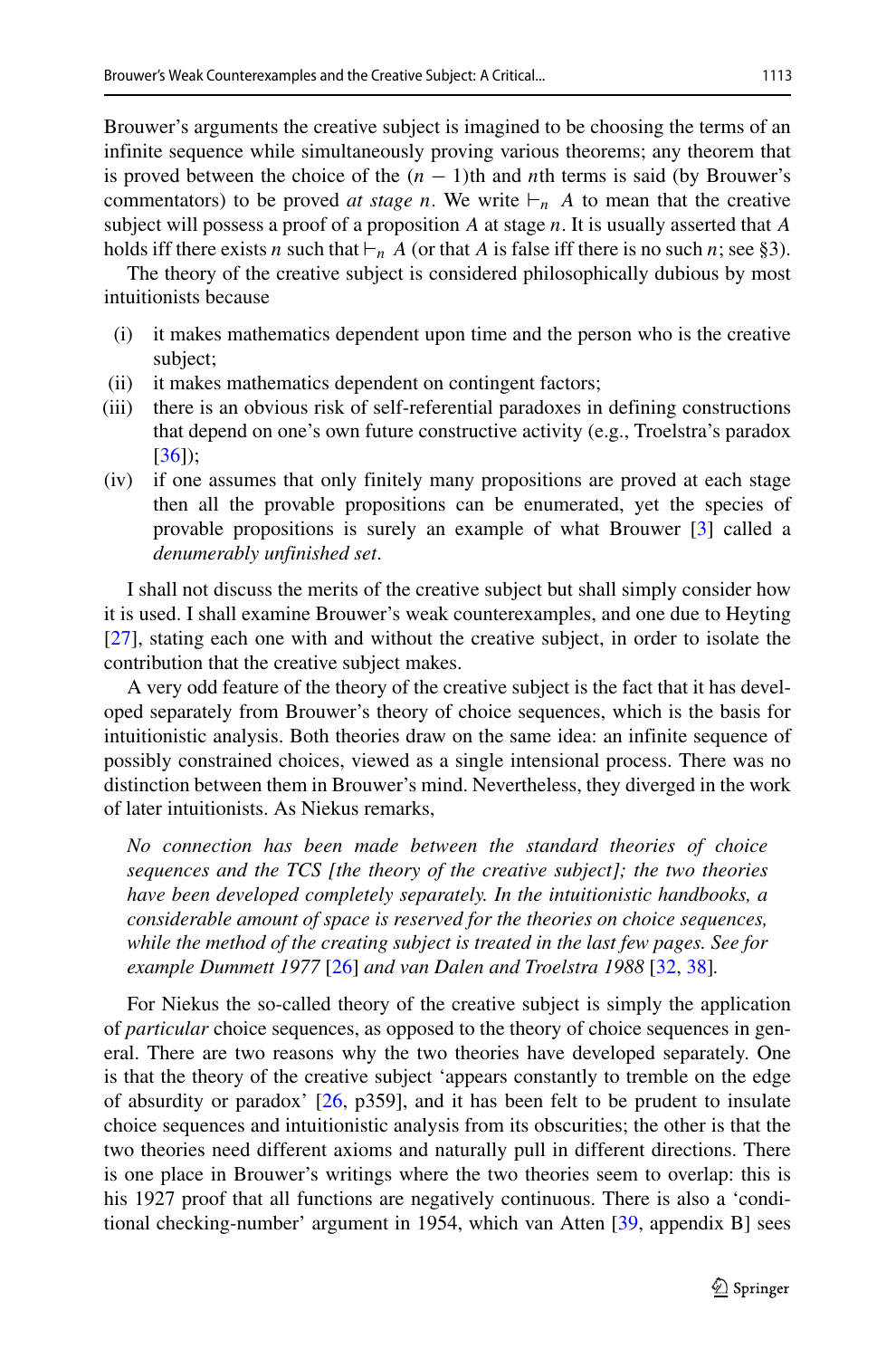Brouwer's arguments the creative subject is imagined to be choosing the terms of an infinite sequence while simultaneously proving various theorems; any theorem that is proved between the choice of the $(n-1)$th and $n$th terms is said (by Brouwer's commentators) to be proved *at stage n*. We write $\vdash_n A$ to mean that the creative subject will possess a proof of a proposition $A$ at stage $n$. It is usually asserted that $A$ holds iff there exists $n$ such that $\vdash_n A$ (or that $A$ is false iff there is no such $n$; see §3).

The theory of the creative subject is considered philosophically dubious by most intuitionists because

(i) it makes mathematics dependent upon time and the person who is the creative subject;
(ii) it makes mathematics dependent on contingent factors;
(iii) there is an obvious risk of self-referential paradoxes in defining constructions that depend on one's own future constructive activity (e.g., Troelstra's paradox [36]);
(iv) if one assumes that only finitely many propositions are proved at each stage then all the provable propositions can be enumerated, yet the species of provable propositions is surely an example of what Brouwer [3] called a *denumerably unfinished set*.

I shall not discuss the merits of the creative subject but shall simply consider how it is used. I shall examine Brouwer's weak counterexamples, and one due to Heyting [27], stating each one with and without the creative subject, in order to isolate the contribution that the creative subject makes.

A very odd feature of the theory of the creative subject is the fact that it has developed separately from Brouwer's theory of choice sequences, which is the basis for intuitionistic analysis. Both theories draw on the same idea: an infinite sequence of possibly constrained choices, viewed as a single intensional process. There was no distinction between them in Brouwer's mind. Nevertheless, they diverged in the work of later intuitionists. As Niekus remarks,

> *No connection has been made between the standard theories of choice sequences and the TCS [the theory of the creative subject]; the two theories have been developed completely separately. In the intuitionistic handbooks, a considerable amount of space is reserved for the theories on choice sequences, while the method of the creating subject is treated in the last few pages. See for example Dummett 1977* [26] *and van Dalen and Troelstra 1988* [32, 38]*.*

For Niekus the so-called theory of the creative subject is simply the application of *particular* choice sequences, as opposed to the theory of choice sequences in general. There are two reasons why the two theories have developed separately. One is that the theory of the creative subject 'appears constantly to tremble on the edge of absurdity or paradox' [26, p359], and it has been felt to be prudent to insulate choice sequences and intuitionistic analysis from its obscurities; the other is that the two theories need different axioms and naturally pull in different directions. There is one place in Brouwer's writings where the two theories seem to overlap: this is his 1927 proof that all functions are negatively continuous. There is also a 'conditional checking-number' argument in 1954, which van Atten [39, appendix B] sees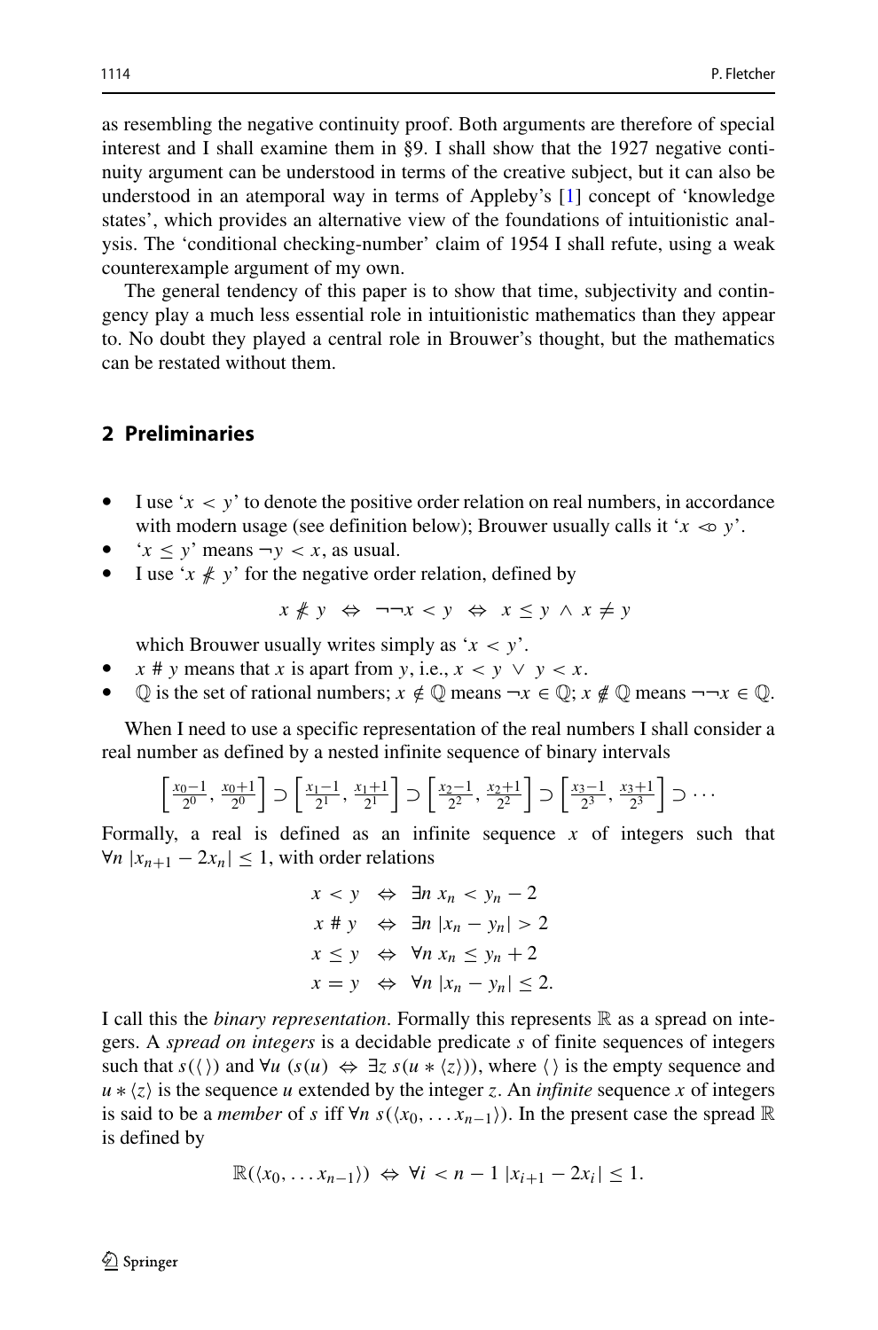as resembling the negative continuity proof. Both arguments are therefore of special interest and I shall examine them in §9. I shall show that the 1927 negative continuity argument can be understood in terms of the creative subject, but it can also be understood in an atemporal way in terms of Appleby's [1] concept of 'knowledge states', which provides an alternative view of the foundations of intuitionistic analysis. The 'conditional checking-number' claim of 1954 I shall refute, using a weak counterexample argument of my own.

The general tendency of this paper is to show that time, subjectivity and contingency play a much less essential role in intuitionistic mathematics than they appear to. No doubt they played a central role in Brouwer's thought, but the mathematics can be restated without them.

## 2 Preliminaries

- I use '$x < y$' to denote the positive order relation on real numbers, in accordance with modern usage (see definition below); Brouwer usually calls it '$x \circ\!\!< y$'.
- '$x \leq y$' means $\neg y < x$, as usual.
- I use '$x \not< y$' for the negative order relation, defined by

$$x \not< y \;\Leftrightarrow\; \neg\neg x < y \;\Leftrightarrow\; x \leq y \wedge x \neq y$$

which Brouwer usually writes simply as '$x < y$'.
- $x \# y$ means that $x$ is apart from $y$, i.e., $x < y \vee y < x$.
- $\mathbb{Q}$ is the set of rational numbers; $x \notin \mathbb{Q}$ means $\neg x \in \mathbb{Q}$; $x \not\notin \mathbb{Q}$ means $\neg\neg x \in \mathbb{Q}$.

When I need to use a specific representation of the real numbers I shall consider a real number as defined by a nested infinite sequence of binary intervals

$$\left[\tfrac{x_0-1}{2^0}, \tfrac{x_0+1}{2^0}\right] \supset \left[\tfrac{x_1-1}{2^1}, \tfrac{x_1+1}{2^1}\right] \supset \left[\tfrac{x_2-1}{2^2}, \tfrac{x_2+1}{2^2}\right] \supset \left[\tfrac{x_3-1}{2^3}, \tfrac{x_3+1}{2^3}\right] \supset \cdots$$

Formally, a real is defined as an infinite sequence $x$ of integers such that $\forall n\, |x_{n+1} - 2x_n| \leq 1$, with order relations

$$\begin{aligned} x < y &\;\Leftrightarrow\; \exists n\; x_n < y_n - 2 \\ x \# y &\;\Leftrightarrow\; \exists n\; |x_n - y_n| > 2 \\ x \leq y &\;\Leftrightarrow\; \forall n\; x_n \leq y_n + 2 \\ x = y &\;\Leftrightarrow\; \forall n\; |x_n - y_n| \leq 2. \end{aligned}$$

I call this the *binary representation*. Formally this represents $\mathbb{R}$ as a spread on integers. A *spread on integers* is a decidable predicate $s$ of finite sequences of integers such that $s(\langle\rangle)$ and $\forall u\; (s(u) \;\Leftrightarrow\; \exists z\; s(u * \langle z\rangle))$, where $\langle\rangle$ is the empty sequence and $u * \langle z\rangle$ is the sequence $u$ extended by the integer $z$. An *infinite* sequence $x$ of integers is said to be a *member* of $s$ iff $\forall n\; s(\langle x_0, \ldots x_{n-1}\rangle)$. In the present case the spread $\mathbb{R}$ is defined by

$$\mathbb{R}(\langle x_0, \ldots x_{n-1}\rangle) \;\Leftrightarrow\; \forall i < n-1\; |x_{i+1} - 2x_i| \leq 1.$$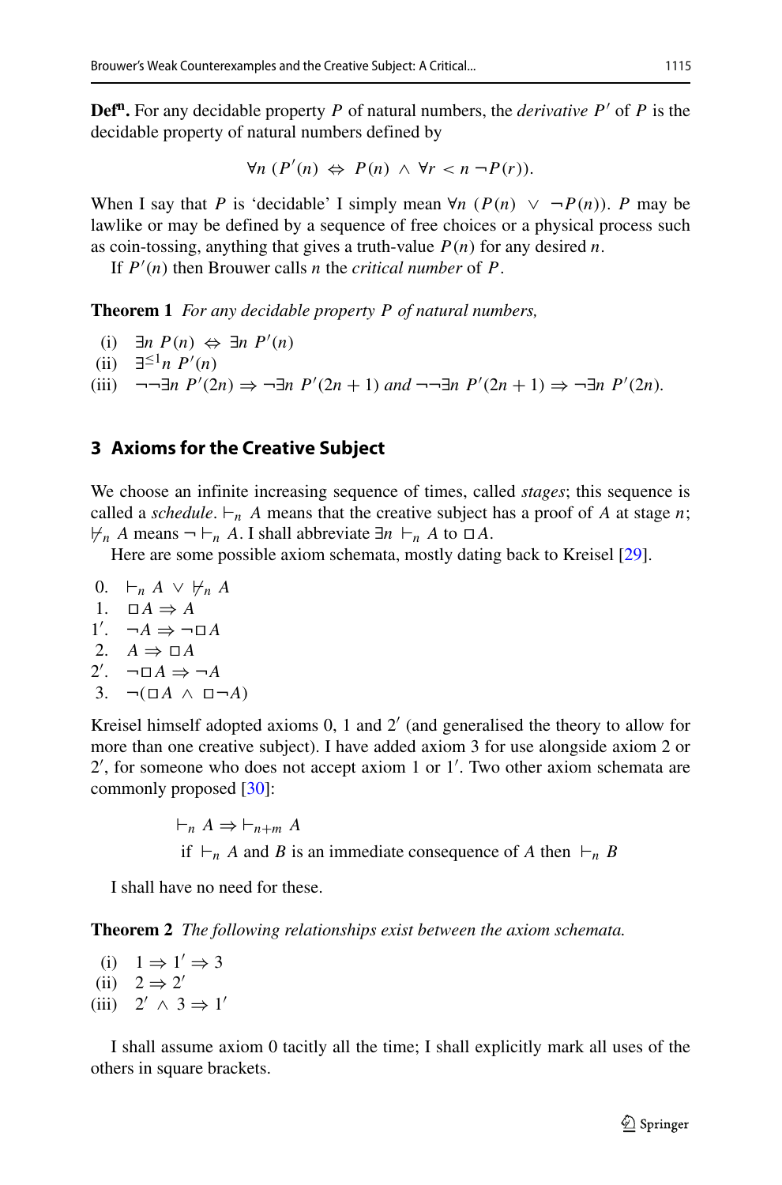**Def$^{\mathbf{n}}$.** For any decidable property $P$ of natural numbers, the *derivative* $P'$ of $P$ is the decidable property of natural numbers defined by

$$\forall n \; (P'(n) \;\Leftrightarrow\; P(n) \;\wedge\; \forall r < n \,\neg P(r)).$$

When I say that $P$ is 'decidable' I simply mean $\forall n \; (P(n) \;\vee\; \neg P(n))$. $P$ may be lawlike or may be defined by a sequence of free choices or a physical process such as coin-tossing, anything that gives a truth-value $P(n)$ for any desired $n$.

If $P'(n)$ then Brouwer calls $n$ the *critical number* of $P$.

**Theorem 1** *For any decidable property $P$ of natural numbers,*

- (i) $\exists n \; P(n) \;\Leftrightarrow\; \exists n \; P'(n)$
- (ii) $\exists^{\leq 1} n \; P'(n)$
- (iii) $\neg\neg\exists n \; P'(2n) \Rightarrow \neg\exists n \; P'(2n+1)$ *and* $\neg\neg\exists n \; P'(2n+1) \Rightarrow \neg\exists n \; P'(2n)$.

## 3 Axioms for the Creative Subject

We choose an infinite increasing sequence of times, called *stages*; this sequence is called a *schedule*. $\vdash_n A$ means that the creative subject has a proof of $A$ at stage $n$; $\nvdash_n A$ means $\neg \vdash_n A$. I shall abbreviate $\exists n \; \vdash_n A$ to $\Box A$.

Here are some possible axiom schemata, mostly dating back to Kreisel [29].

- 0. $\vdash_n A \;\vee\; \nvdash_n A$
- 1. $\Box A \Rightarrow A$
- 1$'$. $\neg A \Rightarrow \neg\Box A$
- 2. $A \Rightarrow \Box A$
- 2$'$. $\neg\Box A \Rightarrow \neg A$
- 3. $\neg(\Box A \;\wedge\; \Box\neg A)$

Kreisel himself adopted axioms 0, 1 and 2$'$ (and generalised the theory to allow for more than one creative subject). I have added axiom 3 for use alongside axiom 2 or 2$'$, for someone who does not accept axiom 1 or 1$'$. Two other axiom schemata are commonly proposed [30]:

$$\vdash_n A \Rightarrow \vdash_{n+m} A$$

$$\text{if } \vdash_n A \text{ and } B \text{ is an immediate consequence of } A \text{ then } \vdash_n B$$

I shall have no need for these.

**Theorem 2** *The following relationships exist between the axiom schemata.*

- (i) $1 \Rightarrow 1' \Rightarrow 3$
- (ii) $2 \Rightarrow 2'$
- (iii) $2' \;\wedge\; 3 \Rightarrow 1'$

I shall assume axiom 0 tacitly all the time; I shall explicitly mark all uses of the others in square brackets.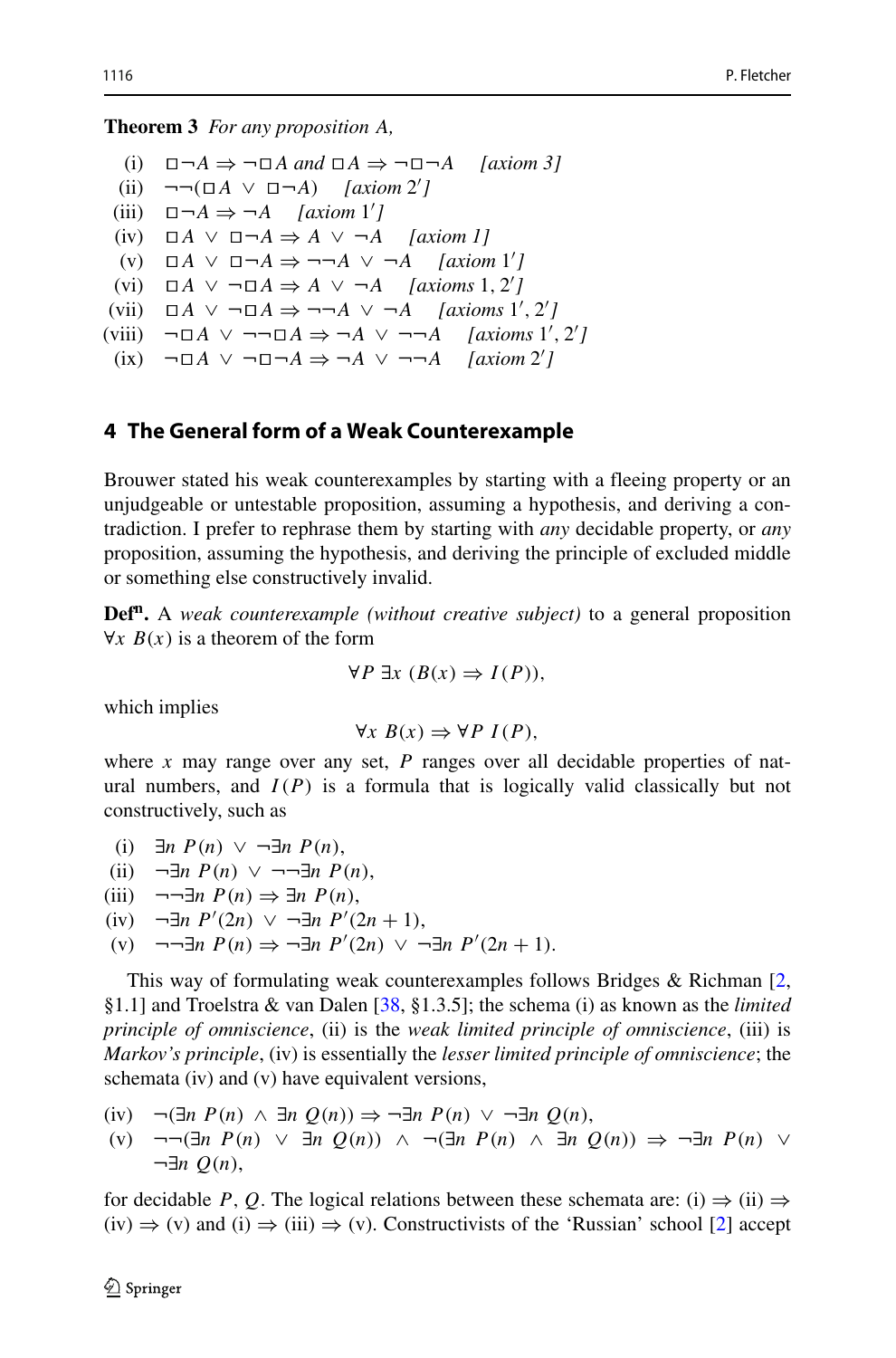**Theorem 3** *For any proposition A,*

(i) $\Box\neg A \Rightarrow \neg\Box A$ *and* $\Box A \Rightarrow \neg\Box\neg A$ *[axiom 3]*

(ii) $\neg\neg(\Box A \vee \Box\neg A)$ *[axiom 2′]*

(iii) $\Box\neg A \Rightarrow \neg A$ *[axiom 1′]*

(iv) $\Box A \vee \Box\neg A \Rightarrow A \vee \neg A$ *[axiom 1]*

(v) $\Box A \vee \Box\neg A \Rightarrow \neg\neg A \vee \neg A$ *[axiom 1′]*

(vi) $\Box A \vee \neg\Box A \Rightarrow A \vee \neg A$ *[axioms 1, 2′]*

(vii) $\Box A \vee \neg\Box A \Rightarrow \neg\neg A \vee \neg A$ *[axioms 1′, 2′]*

(viii) $\neg\Box A \vee \neg\neg\Box A \Rightarrow \neg A \vee \neg\neg A$ *[axioms 1′, 2′]*

(ix) $\neg\Box A \vee \neg\Box\neg A \Rightarrow \neg A \vee \neg\neg A$ *[axiom 2′]*

## 4 The General form of a Weak Counterexample

Brouwer stated his weak counterexamples by starting with a fleeing property or an unjudgeable or untestable proposition, assuming a hypothesis, and deriving a contradiction. I prefer to rephrase them by starting with *any* decidable property, or *any* proposition, assuming the hypothesis, and deriving the principle of excluded middle or something else constructively invalid.

**Def[n].** A *weak counterexample (without creative subject)* to a general proposition $\forall x\ B(x)$ is a theorem of the form

$$\forall P\ \exists x\ (B(x) \Rightarrow I(P)),$$

which implies

$$\forall x\ B(x) \Rightarrow \forall P\ I(P),$$

where $x$ may range over any set, $P$ ranges over all decidable properties of natural numbers, and $I(P)$ is a formula that is logically valid classically but not constructively, such as

(i) $\exists n\ P(n) \vee \neg\exists n\ P(n)$,

(ii) $\neg\exists n\ P(n) \vee \neg\neg\exists n\ P(n)$,

(iii) $\neg\neg\exists n\ P(n) \Rightarrow \exists n\ P(n)$,

(iv) $\neg\exists n\ P'(2n) \vee \neg\exists n\ P'(2n+1)$,

(v) $\neg\neg\exists n\ P(n) \Rightarrow \neg\exists n\ P'(2n) \vee \neg\exists n\ P'(2n+1)$.

This way of formulating weak counterexamples follows Bridges & Richman [2, §1.1] and Troelstra & van Dalen [38, §1.3.5]; the schema (i) as known as the *limited principle of omniscience*, (ii) is the *weak limited principle of omniscience*, (iii) is *Markov's principle*, (iv) is essentially the *lesser limited principle of omniscience*; the schemata (iv) and (v) have equivalent versions,

(iv) $\neg(\exists n\ P(n) \wedge \exists n\ Q(n)) \Rightarrow \neg\exists n\ P(n) \vee \neg\exists n\ Q(n)$,

(v) $\neg\neg(\exists n\ P(n) \vee \exists n\ Q(n)) \wedge \neg(\exists n\ P(n) \wedge \exists n\ Q(n)) \Rightarrow \neg\exists n\ P(n) \vee \neg\exists n\ Q(n)$,

for decidable $P$, $Q$. The logical relations between these schemata are: (i) $\Rightarrow$ (ii) $\Rightarrow$ (iv) $\Rightarrow$ (v) and (i) $\Rightarrow$ (iii) $\Rightarrow$ (v). Constructivists of the 'Russian' school [2] accept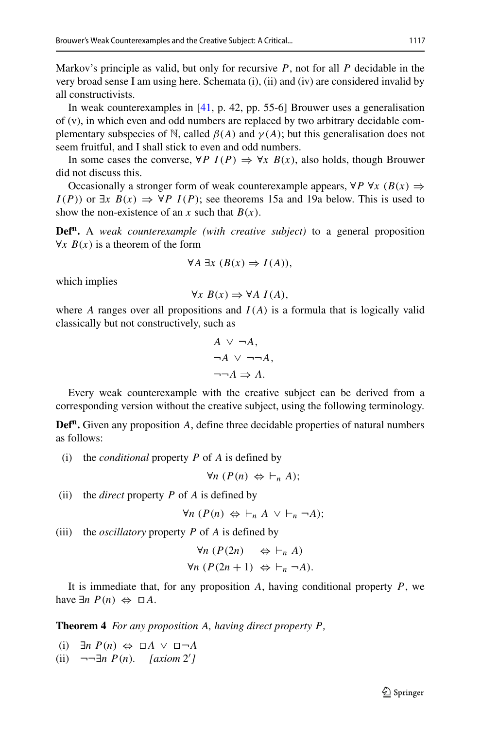Markov's principle as valid, but only for recursive $P$, not for all $P$ decidable in the very broad sense I am using here. Schemata (i), (ii) and (iv) are considered invalid by all constructivists.

In weak counterexamples in [41, p. 42, pp. 55-6] Brouwer uses a generalisation of (v), in which even and odd numbers are replaced by two arbitrary decidable complementary subspecies of $\mathbb{N}$, called $\beta(A)$ and $\gamma(A)$; but this generalisation does not seem fruitful, and I shall stick to even and odd numbers.

In some cases the converse, $\forall P\ I(P) \Rightarrow \forall x\ B(x)$, also holds, though Brouwer did not discuss this.

Occasionally a stronger form of weak counterexample appears, $\forall P\ \forall x\ (B(x) \Rightarrow I(P))$ or $\exists x\ B(x) \Rightarrow \forall P\ I(P)$; see theorems 15a and 19a below. This is used to show the non-existence of an $x$ such that $B(x)$.

**Def$^{\text{n}}$.** A *weak counterexample (with creative subject)* to a general proposition $\forall x\ B(x)$ is a theorem of the form

$$\forall A\ \exists x\ (B(x) \Rightarrow I(A)),$$

which implies

$$\forall x\ B(x) \Rightarrow \forall A\ I(A),$$

where $A$ ranges over all propositions and $I(A)$ is a formula that is logically valid classically but not constructively, such as

$$A \lor \neg A,$$
$$\neg A \lor \neg\neg A,$$
$$\neg\neg A \Rightarrow A.$$

Every weak counterexample with the creative subject can be derived from a corresponding version without the creative subject, using the following terminology.

**Def$^{\text{n}}$.** Given any proposition $A$, define three decidable properties of natural numbers as follows:

(i) the *conditional* property $P$ of $A$ is defined by

$$\forall n\ (P(n) \Leftrightarrow \vdash_n A);$$

(ii) the *direct* property $P$ of $A$ is defined by

$$\forall n\ (P(n) \Leftrightarrow \vdash_n A \lor \vdash_n \neg A);$$

(iii) the *oscillatory* property $P$ of $A$ is defined by

$$\forall n\ (P(2n) \quad \Leftrightarrow \vdash_n A)$$
$$\forall n\ (P(2n+1) \Leftrightarrow \vdash_n \neg A).$$

It is immediate that, for any proposition $A$, having conditional property $P$, we have $\exists n\ P(n) \Leftrightarrow \Box A$.

**Theorem 4** *For any proposition A, having direct property P,*

(i) $\exists n\ P(n) \Leftrightarrow \Box A \lor \Box\neg A$

(ii) $\neg\neg\exists n\ P(n)$. *[axiom 2′]*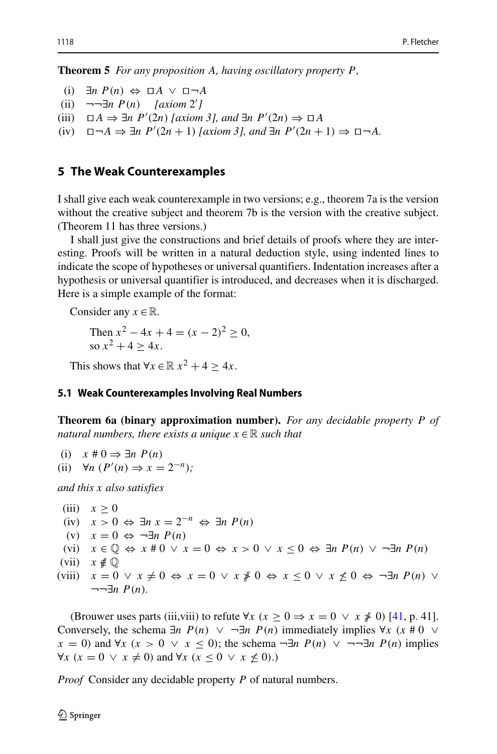**Theorem 5** *For any proposition A, having oscillatory property P,*

(i) $\exists n\ P(n) \Leftrightarrow \Box A \vee \Box\neg A$

(ii) $\neg\neg\exists n\ P(n)$ *[axiom 2′]*

(iii) $\Box A \Rightarrow \exists n\ P'(2n)$ *[axiom 3], and* $\exists n\ P'(2n) \Rightarrow \Box A$

(iv) $\Box\neg A \Rightarrow \exists n\ P'(2n+1)$ *[axiom 3], and* $\exists n\ P'(2n+1) \Rightarrow \Box\neg A$.

## 5 The Weak Counterexamples

I shall give each weak counterexample in two versions; e.g., theorem 7a is the version without the creative subject and theorem 7b is the version with the creative subject. (Theorem 11 has three versions.)

I shall just give the constructions and brief details of proofs where they are interesting. Proofs will be written in a natural deduction style, using indented lines to indicate the scope of hypotheses or universal quantifiers. Indentation increases after a hypothesis or universal quantifier is introduced, and decreases when it is discharged. Here is a simple example of the format:

Consider any $x \in \mathbb{R}$.

> Then $x^2 - 4x + 4 = (x-2)^2 \geq 0$,
> so $x^2 + 4 \geq 4x$.

This shows that $\forall x \in \mathbb{R}\ x^2 + 4 \geq 4x$.

### 5.1 Weak Counterexamples Involving Real Numbers

**Theorem 6a (binary approximation number).** *For any decidable property P of natural numbers, there exists a unique $x \in \mathbb{R}$ such that*

(i) $x \# 0 \Rightarrow \exists n\ P(n)$

(ii) $\forall n\ (P'(n) \Rightarrow x = 2^{-n})$;

*and this x also satisfies*

(iii) $x \geq 0$

(iv) $x > 0 \Leftrightarrow \exists n\ x = 2^{-n} \Leftrightarrow \exists n\ P(n)$

(v) $x = 0 \Leftrightarrow \neg\exists n\ P(n)$

(vi) $x \in \mathbb{Q} \Leftrightarrow x \# 0 \vee x = 0 \Leftrightarrow x > 0 \vee x \leq 0 \Leftrightarrow \exists n\ P(n) \vee \neg\exists n\ P(n)$

(vii) $x \notin \mathbb{Q}$

(viii) $x = 0 \vee x \neq 0 \Leftrightarrow x = 0 \vee x \not\# 0 \Leftrightarrow x \leq 0 \vee x \not\leq 0 \Leftrightarrow \neg\exists n\ P(n) \vee \neg\neg\exists n\ P(n)$.

(Brouwer uses parts (iii,viii) to refute $\forall x\ (x \geq 0 \Rightarrow x = 0 \vee x \not\# 0)$ [41, p. 41]. Conversely, the schema $\exists n\ P(n) \vee \neg\exists n\ P(n)$ immediately implies $\forall x\ (x \# 0 \vee x = 0)$ and $\forall x\ (x > 0 \vee x \leq 0)$; the schema $\neg\exists n\ P(n) \vee \neg\neg\exists n\ P(n)$ implies $\forall x\ (x = 0 \vee x \neq 0)$ and $\forall x\ (x \leq 0 \vee x \not\leq 0)$.)

*Proof* Consider any decidable property $P$ of natural numbers.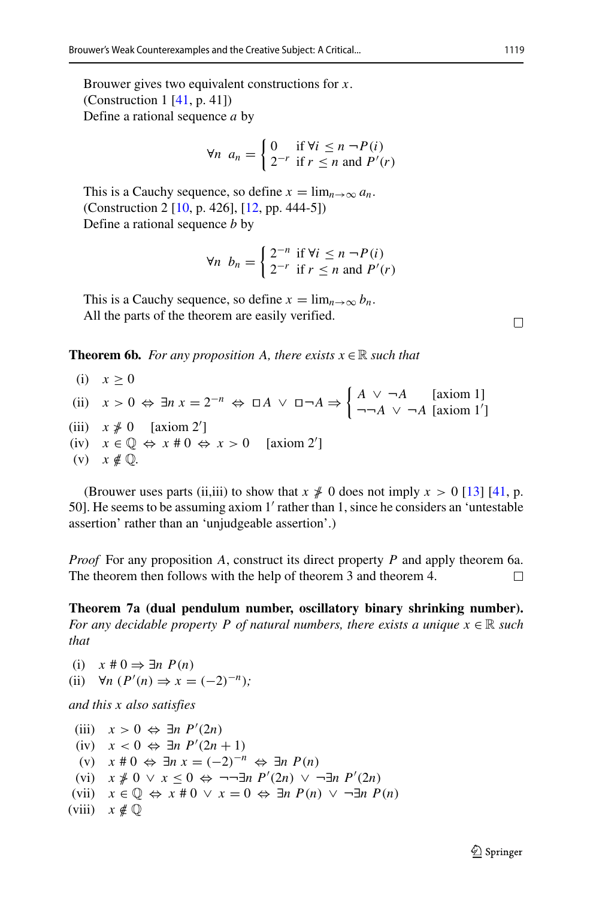Brouwer gives two equivalent constructions for $x$.
(Construction 1 [41, p. 41])
Define a rational sequence $a$ by

$$\forall n \;\; a_n = \begin{cases} 0 & \text{if } \forall i \leq n \; \neg P(i) \\ 2^{-r} & \text{if } r \leq n \text{ and } P'(r) \end{cases}$$

This is a Cauchy sequence, so define $x = \lim_{n\to\infty} a_n$.
(Construction 2 [10, p. 426], [12, pp. 444-5])
Define a rational sequence $b$ by

$$\forall n \;\; b_n = \begin{cases} 2^{-n} & \text{if } \forall i \leq n \; \neg P(i) \\ 2^{-r} & \text{if } r \leq n \text{ and } P'(r) \end{cases}$$

This is a Cauchy sequence, so define $x = \lim_{n\to\infty} b_n$.
All the parts of the theorem are easily verified. □

**Theorem 6b.** *For any proposition A, there exists $x \in \mathbb{R}$ such that*

(i) $x \geq 0$

(ii) $x > 0 \;\Leftrightarrow\; \exists n \; x = 2^{-n} \;\Leftrightarrow\; \Box A \;\vee\; \Box\neg A \Rightarrow \begin{cases} A \;\vee\; \neg A & \text{[axiom 1]} \\ \neg\neg A \;\vee\; \neg A & \text{[axiom 1']} \end{cases}$

(iii) $x \not\# 0$ [axiom 2']

(iv) $x \in \mathbb{Q} \;\Leftrightarrow\; x \# 0 \;\Leftrightarrow\; x > 0$ [axiom 2']

(v) $x \notin \mathbb{Q}$.

(Brouwer uses parts (ii,iii) to show that $x \not\# 0$ does not imply $x > 0$ [13] [41, p. 50]. He seems to be assuming axiom 1′ rather than 1, since he considers an 'untestable assertion' rather than an 'unjudgeable assertion'.)

*Proof* For any proposition $A$, construct its direct property $P$ and apply theorem 6a. The theorem then follows with the help of theorem 3 and theorem 4. □

**Theorem 7a (dual pendulum number, oscillatory binary shrinking number).** *For any decidable property P of natural numbers, there exists a unique $x \in \mathbb{R}$ such that*

(i) $x \# 0 \Rightarrow \exists n \; P(n)$

(ii) $\forall n \; (P'(n) \Rightarrow x = (-2)^{-n})$;

*and this x also satisfies*

(iii) $x > 0 \;\Leftrightarrow\; \exists n \; P'(2n)$

(iv) $x < 0 \;\Leftrightarrow\; \exists n \; P'(2n+1)$

(v) $x \# 0 \;\Leftrightarrow\; \exists n \; x = (-2)^{-n} \;\Leftrightarrow\; \exists n \; P(n)$

(vi) $x \not\# 0 \;\vee\; x \leq 0 \;\Leftrightarrow\; \neg\neg\exists n \; P'(2n) \;\vee\; \neg\exists n \; P'(2n)$

(vii) $x \in \mathbb{Q} \;\Leftrightarrow\; x \# 0 \;\vee\; x = 0 \;\Leftrightarrow\; \exists n \; P(n) \;\vee\; \neg\exists n \; P(n)$

(viii) $x \notin \mathbb{Q}$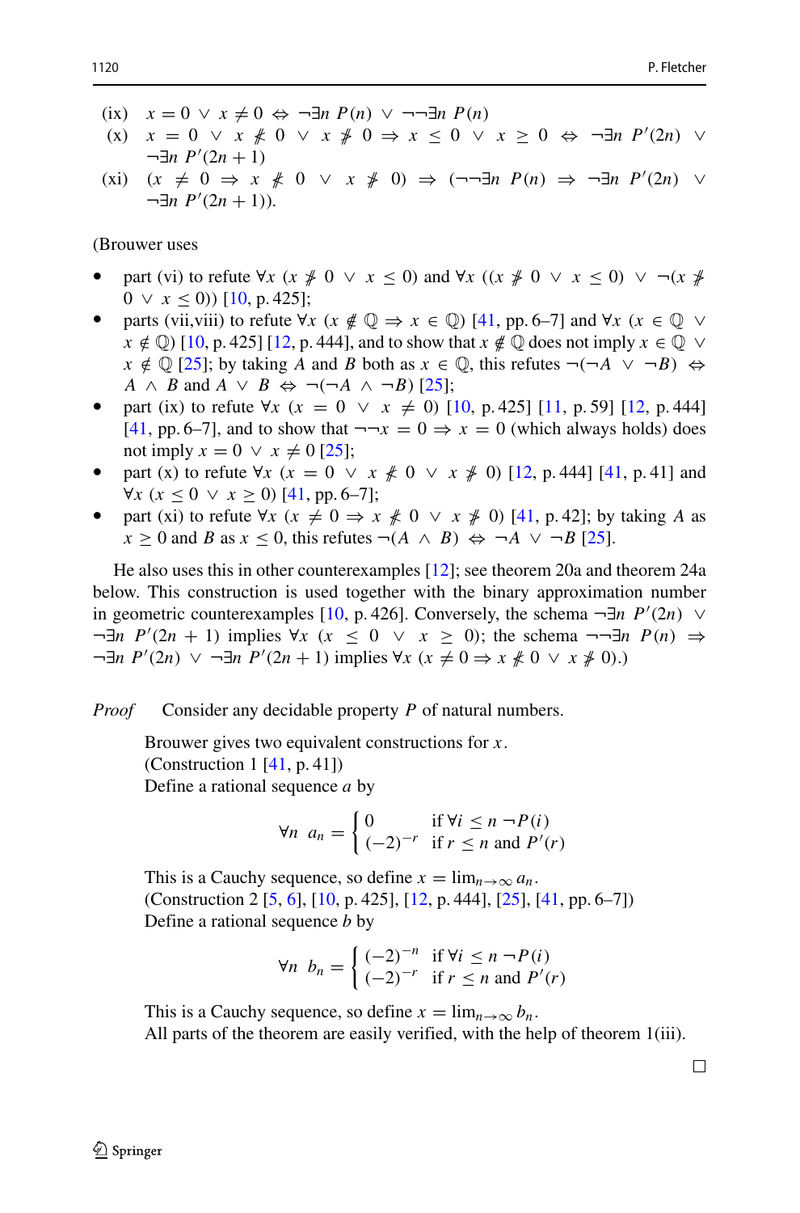(ix) $x = 0 \vee x \neq 0 \Leftrightarrow \neg\exists n\ P(n) \vee \neg\neg\exists n\ P(n)$

(x) $x = 0 \vee x \not\# 0 \vee x \not\# 0 \Rightarrow x \leq 0 \vee x \geq 0 \Leftrightarrow \neg\exists n\ P'(2n) \vee \neg\exists n\ P'(2n+1)$

(xi) $(x \neq 0 \Rightarrow x \not\# 0 \vee x \not\# 0) \Rightarrow (\neg\neg\exists n\ P(n) \Rightarrow \neg\exists n\ P'(2n) \vee \neg\exists n\ P'(2n+1))$.

(Brouwer uses

- part (vi) to refute $\forall x\ (x \not\# 0 \vee x \leq 0)$ and $\forall x\ ((x \not\# 0 \vee x \leq 0) \vee \neg(x \not\# 0 \vee x \leq 0))$ [10, p. 425];
- parts (vii,viii) to refute $\forall x\ (x \notin \mathbb{Q} \Rightarrow x \in \mathbb{Q})$ [41, pp. 6–7] and $\forall x\ (x \in \mathbb{Q} \vee x \notin \mathbb{Q})$ [10, p. 425] [12, p. 444], and to show that $x \notin \mathbb{Q}$ does not imply $x \in \mathbb{Q} \vee x \notin \mathbb{Q}$ [25]; by taking $A$ and $B$ both as $x \in \mathbb{Q}$, this refutes $\neg(\neg A \vee \neg B) \Leftrightarrow A \wedge B$ and $A \vee B \Leftrightarrow \neg(\neg A \wedge \neg B)$ [25];
- part (ix) to refute $\forall x\ (x = 0 \vee x \neq 0)$ [10, p. 425] [11, p. 59] [12, p. 444] [41, pp. 6–7], and to show that $\neg\neg x = 0 \Rightarrow x = 0$ (which always holds) does not imply $x = 0 \vee x \neq 0$ [25];
- part (x) to refute $\forall x\ (x = 0 \vee x \not\# 0 \vee x \not\# 0)$ [12, p. 444] [41, p. 41] and $\forall x\ (x \leq 0 \vee x \geq 0)$ [41, pp. 6–7];
- part (xi) to refute $\forall x\ (x \neq 0 \Rightarrow x \not\# 0 \vee x \not\# 0)$ [41, p. 42]; by taking $A$ as $x \geq 0$ and $B$ as $x \leq 0$, this refutes $\neg(A \wedge B) \Leftrightarrow \neg A \vee \neg B$ [25].

He also uses this in other counterexamples [12]; see theorem 20a and theorem 24a below. This construction is used together with the binary approximation number in geometric counterexamples [10, p. 426]. Conversely, the schema $\neg\exists n\ P'(2n) \vee \neg\exists n\ P'(2n+1)$ implies $\forall x\ (x \leq 0 \vee x \geq 0)$; the schema $\neg\neg\exists n\ P(n) \Rightarrow \neg\exists n\ P'(2n) \vee \neg\exists n\ P'(2n+1)$ implies $\forall x\ (x \neq 0 \Rightarrow x \not\# 0 \vee x \not\# 0)$.)

*Proof* Consider any decidable property $P$ of natural numbers.

Brouwer gives two equivalent constructions for $x$.
(Construction 1 [41, p. 41])
Define a rational sequence $a$ by

$$\forall n\ \ a_n = \begin{cases} 0 & \text{if } \forall i \leq n\ \neg P(i) \\ (-2)^{-r} & \text{if } r \leq n \text{ and } P'(r) \end{cases}$$

This is a Cauchy sequence, so define $x = \lim_{n\to\infty} a_n$.
(Construction 2 [5, 6], [10, p. 425], [12, p. 444], [25], [41, pp. 6–7])
Define a rational sequence $b$ by

$$\forall n\ \ b_n = \begin{cases} (-2)^{-n} & \text{if } \forall i \leq n\ \neg P(i) \\ (-2)^{-r} & \text{if } r \leq n \text{ and } P'(r) \end{cases}$$

This is a Cauchy sequence, so define $x = \lim_{n\to\infty} b_n$.
All parts of the theorem are easily verified, with the help of theorem 1(iii).

□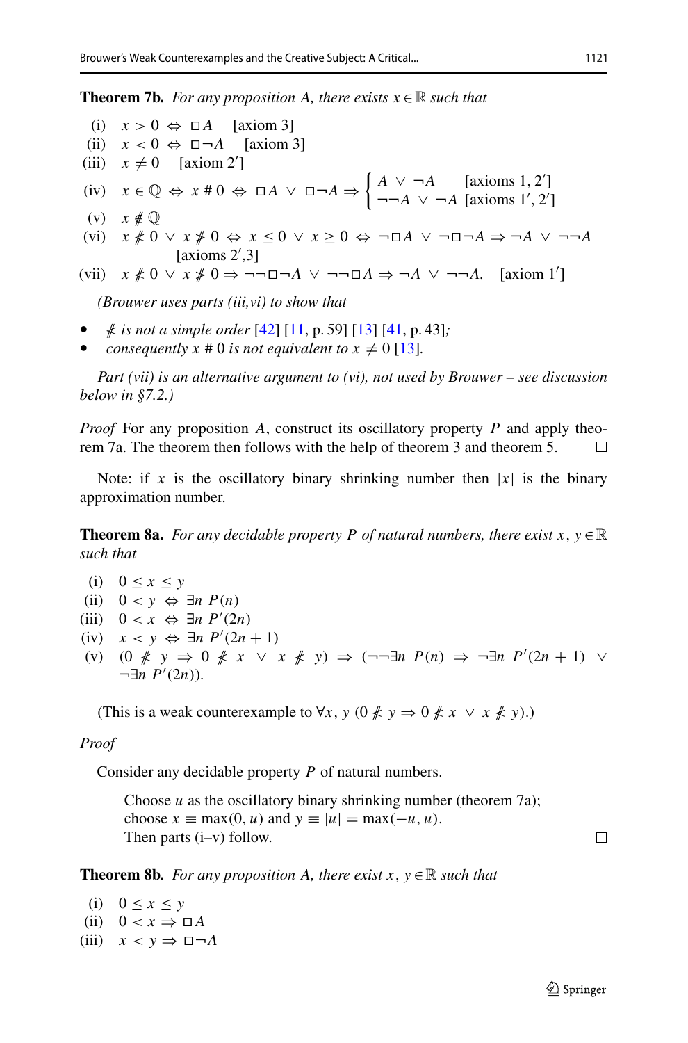**Theorem 7b.** *For any proposition $A$, there exists $x \in \mathbb{R}$ such that*

(i) $x > 0 \Leftrightarrow \Box A$ [axiom 3]

(ii) $x < 0 \Leftrightarrow \Box\neg A$ [axiom 3]

(iii) $x \neq 0$ [axiom 2′]

(iv) $x \in \mathbb{Q} \Leftrightarrow x \# 0 \Leftrightarrow \Box A \vee \Box\neg A \Rightarrow \begin{cases} A \vee \neg A & \text{[axioms 1, 2′]} \\ \neg\neg A \vee \neg A & \text{[axioms 1′, 2′]} \end{cases}$

(v) $x \notin \mathbb{Q}$

(vi) $x \not> 0 \vee x \not< 0 \Leftrightarrow x \leq 0 \vee x \geq 0 \Leftrightarrow \neg\Box A \vee \neg\Box\neg A \Rightarrow \neg A \vee \neg\neg A$ [axioms 2′,3]

(vii) $x \not> 0 \vee x \not< 0 \Rightarrow \neg\neg\Box\neg A \vee \neg\neg\Box A \Rightarrow \neg A \vee \neg\neg A.$ [axiom 1′]

*(Brouwer uses parts (iii,vi) to show that*

- *$\not>$ is not a simple order* [42] [11, p. 59] [13] [41, p. 43]*;*
- *consequently $x \# 0$ is not equivalent to $x \neq 0$* [13]*.*

*Part (vii) is an alternative argument to (vi), not used by Brouwer – see discussion below in §7.2.)*

*Proof* For any proposition $A$, construct its oscillatory property $P$ and apply theorem 7a. The theorem then follows with the help of theorem 3 and theorem 5. □

Note: if $x$ is the oscillatory binary shrinking number then $|x|$ is the binary approximation number.

**Theorem 8a.** *For any decidable property $P$ of natural numbers, there exist $x, y \in \mathbb{R}$ such that*

(i) $0 \leq x \leq y$

(ii) $0 < y \Leftrightarrow \exists n\ P(n)$

(iii) $0 < x \Leftrightarrow \exists n\ P'(2n)$

(iv) $x < y \Leftrightarrow \exists n\ P'(2n + 1)$

(v) $(0 \not> y \Rightarrow 0 \not> x \vee x \not> y) \Rightarrow (\neg\neg\exists n\ P(n) \Rightarrow \neg\exists n\ P'(2n + 1) \vee \neg\exists n\ P'(2n))$.

(This is a weak counterexample to $\forall x, y\ (0 \not> y \Rightarrow 0 \not> x \vee x \not> y)$.)

*Proof*

Consider any decidable property $P$ of natural numbers.

> Choose $u$ as the oscillatory binary shrinking number (theorem 7a);
> choose $x \equiv \max(0, u)$ and $y \equiv |u| = \max(-u, u)$.
> Then parts (i–v) follow. □

**Theorem 8b.** *For any proposition $A$, there exist $x, y \in \mathbb{R}$ such that*

(i) $0 \leq x \leq y$

(ii) $0 < x \Rightarrow \Box A$

(iii) $x < y \Rightarrow \Box\neg A$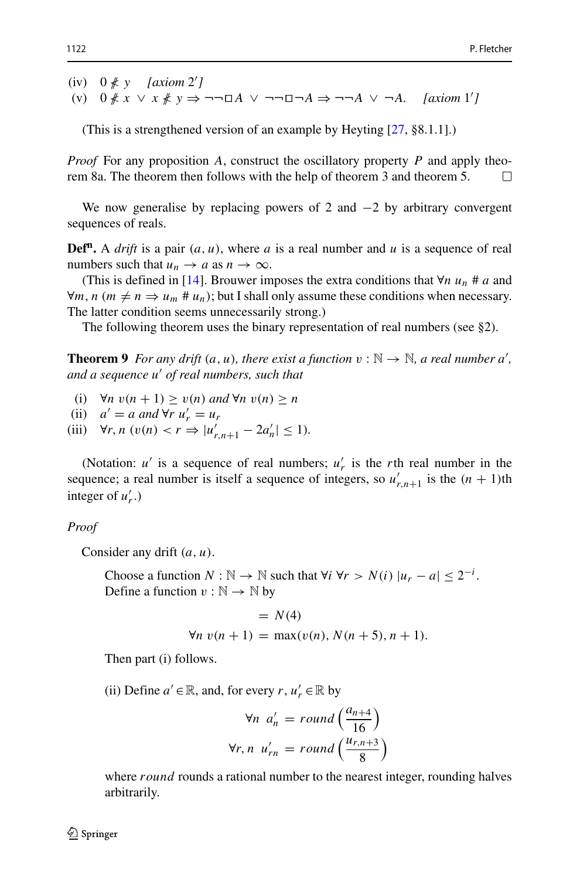(iv) $0 \not\# y$ *[axiom 2′]*
(v) $0 \not\# x \vee x \not\# y \Rightarrow \neg\neg\Box A \vee \neg\neg\Box\neg A \Rightarrow \neg\neg A \vee \neg A$. *[axiom 1′]*

(This is a strengthened version of an example by Heyting [27, §8.1.1].)

*Proof* For any proposition $A$, construct the oscillatory property $P$ and apply theorem 8a. The theorem then follows with the help of theorem 3 and theorem 5. □

We now generalise by replacing powers of 2 and −2 by arbitrary convergent sequences of reals.

**Def^n.** A *drift* is a pair $(a, u)$, where $a$ is a real number and $u$ is a sequence of real numbers such that $u_n \to a$ as $n \to \infty$.

(This is defined in [14]. Brouwer imposes the extra conditions that $\forall n\ u_n \# a$ and $\forall m, n\ (m \neq n \Rightarrow u_m \# u_n)$; but I shall only assume these conditions when necessary. The latter condition seems unnecessarily strong.)

The following theorem uses the binary representation of real numbers (see §2).

**Theorem 9** *For any drift $(a, u)$, there exist a function $v : \mathbb{N} \to \mathbb{N}$, a real number $a'$, and a sequence $u'$ of real numbers, such that*

(i) $\forall n\ v(n+1) \geq v(n)$ *and* $\forall n\ v(n) \geq n$
(ii) $a' = a$ *and* $\forall r\ u'_r = u_r$
(iii) $\forall r, n\ (v(n) < r \Rightarrow |u'_{r,n+1} - 2a'_n| \leq 1)$.

(Notation: $u'$ is a sequence of real numbers; $u'_r$ is the $r$th real number in the sequence; a real number is itself a sequence of integers, so $u'_{r,n+1}$ is the $(n+1)$th integer of $u'_r$.)

*Proof*

Consider any drift $(a, u)$.

Choose a function $N : \mathbb{N} \to \mathbb{N}$ such that $\forall i\ \forall r > N(i)\ |u_r - a| \leq 2^{-i}$.
Define a function $v : \mathbb{N} \to \mathbb{N}$ by

$$= N(4)$$
$$\forall n\ v(n+1) = \max(v(n), N(n+5), n+1).$$

Then part (i) follows.

(ii) Define $a' \in \mathbb{R}$, and, for every $r$, $u'_r \in \mathbb{R}$ by

$$\forall n\ \ a'_n = \mathit{round}\left(\frac{a_{n+4}}{16}\right)$$
$$\forall r, n\ \ u'_{rn} = \mathit{round}\left(\frac{u_{r,n+3}}{8}\right)$$

where *round* rounds a rational number to the nearest integer, rounding halves arbitrarily.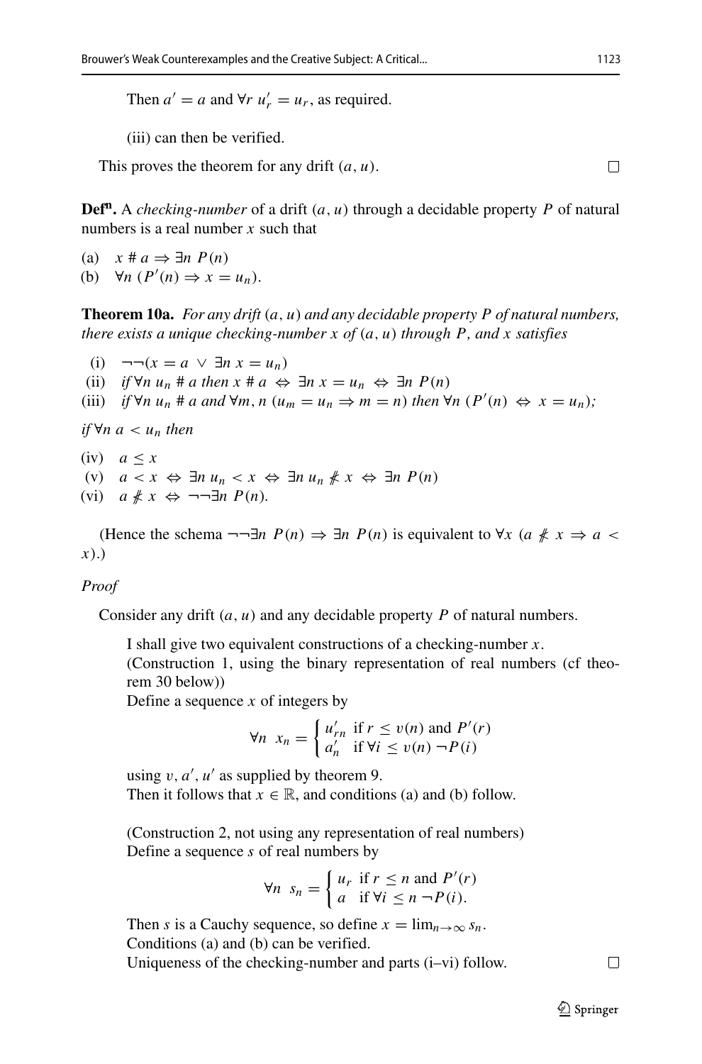Then $a' = a$ and $\forall r\ u'_r = u_r$, as required.

(iii) can then be verified.

This proves the theorem for any drift $(a, u)$. $\square$

**Def$^{\mathbf{n}}$.** A *checking-number* of a drift $(a, u)$ through a decidable property $P$ of natural numbers is a real number $x$ such that

(a) $x \# a \Rightarrow \exists n\ P(n)$
(b) $\forall n\ (P'(n) \Rightarrow x = u_n)$.

**Theorem 10a.** *For any drift $(a, u)$ and any decidable property $P$ of natural numbers, there exists a unique checking-number $x$ of $(a, u)$ through $P$, and $x$ satisfies*

(i) $\neg\neg(x = a\ \vee\ \exists n\ x = u_n)$
(ii) *if $\forall n\ u_n \# a$ then $x \# a \Leftrightarrow \exists n\ x = u_n \Leftrightarrow \exists n\ P(n)$*
(iii) *if $\forall n\ u_n \# a$ and $\forall m, n\ (u_m = u_n \Rightarrow m = n)$ then $\forall n\ (P'(n) \Leftrightarrow x = u_n)$;*

*if $\forall n\ a < u_n$ then*

(iv) $a \leq x$
(v) $a < x \Leftrightarrow \exists n\ u_n < x \Leftrightarrow \exists n\ u_n \not\# x \Leftrightarrow \exists n\ P(n)$
(vi) $a \not\# x \Leftrightarrow \neg\neg\exists n\ P(n)$.

(Hence the schema $\neg\neg\exists n\ P(n) \Rightarrow \exists n\ P(n)$ is equivalent to $\forall x\ (a \not\# x \Rightarrow a < x)$.)

*Proof*

Consider any drift $(a, u)$ and any decidable property $P$ of natural numbers.

I shall give two equivalent constructions of a checking-number $x$.
(Construction 1, using the binary representation of real numbers (cf theorem 30 below))
Define a sequence $x$ of integers by

$$\forall n\ \ x_n = \begin{cases} u'_{rn} & \text{if } r \leq v(n) \text{ and } P'(r) \\ a'_n & \text{if } \forall i \leq v(n)\ \neg P(i) \end{cases}$$

using $v, a', u'$ as supplied by theorem 9.
Then it follows that $x \in \mathbb{R}$, and conditions (a) and (b) follow.

(Construction 2, not using any representation of real numbers)
Define a sequence $s$ of real numbers by

$$\forall n\ \ s_n = \begin{cases} u_r & \text{if } r \leq n \text{ and } P'(r) \\ a & \text{if } \forall i \leq n\ \neg P(i). \end{cases}$$

Then $s$ is a Cauchy sequence, so define $x = \lim_{n\to\infty} s_n$.
Conditions (a) and (b) can be verified.
Uniqueness of the checking-number and parts (i–vi) follow. $\square$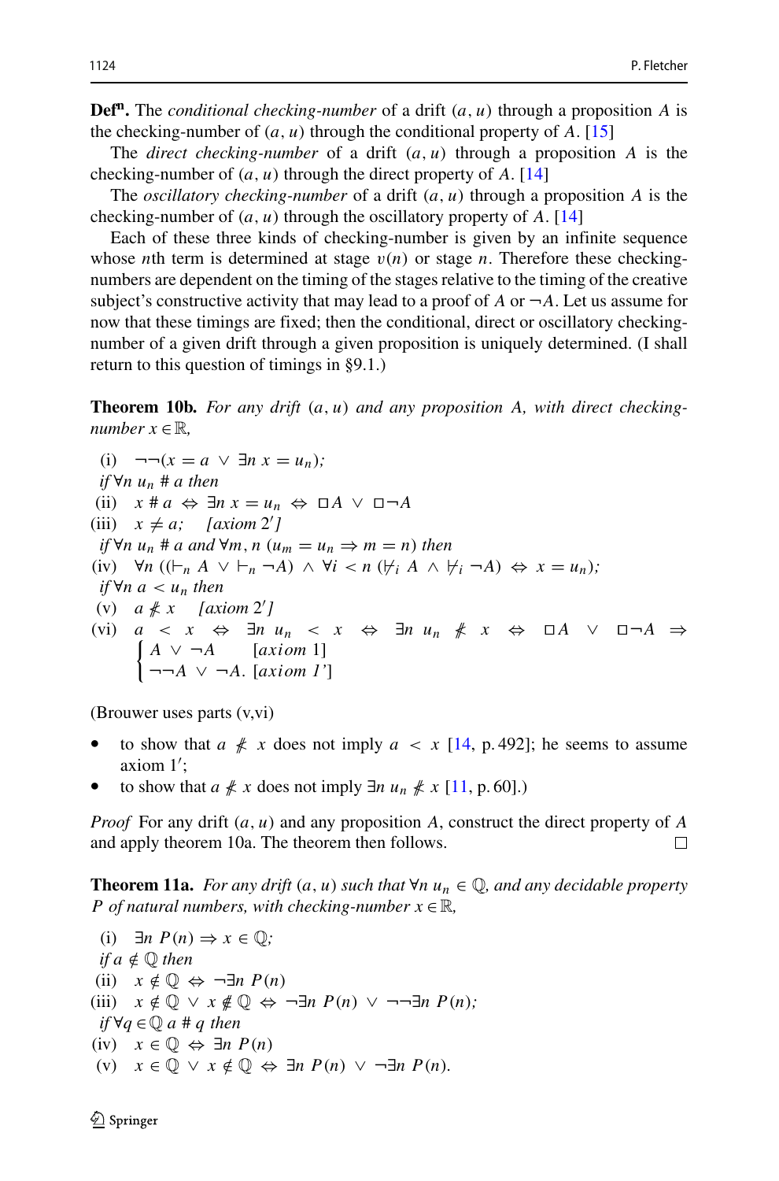**Def$^{\mathbf{n}}$.** The *conditional checking-number* of a drift $(a, u)$ through a proposition $A$ is the checking-number of $(a, u)$ through the conditional property of $A$. [15]

The *direct checking-number* of a drift $(a, u)$ through a proposition $A$ is the checking-number of $(a, u)$ through the direct property of $A$. [14]

The *oscillatory checking-number* of a drift $(a, u)$ through a proposition $A$ is the checking-number of $(a, u)$ through the oscillatory property of $A$. [14]

Each of these three kinds of checking-number is given by an infinite sequence whose $n$th term is determined at stage $v(n)$ or stage $n$. Therefore these checking-numbers are dependent on the timing of the stages relative to the timing of the creative subject's constructive activity that may lead to a proof of $A$ or $\neg A$. Let us assume for now that these timings are fixed; then the conditional, direct or oscillatory checking-number of a given drift through a given proposition is uniquely determined. (I shall return to this question of timings in §9.1.)

**Theorem 10b.** *For any drift $(a, u)$ and any proposition $A$, with direct checking-number $x \in \mathbb{R}$,*

(i) $\neg\neg(x = a \;\vee\; \exists n\; x = u_n)$;

*if* $\forall n\; u_n \# a$ *then*

(ii) $x \# a \;\Leftrightarrow\; \exists n\; x = u_n \;\Leftrightarrow\; \Box A \;\vee\; \Box\neg A$

(iii) $x \neq a$; *[axiom 2′]*

*if* $\forall n\; u_n \# a$ *and* $\forall m, n\; (u_m = u_n \Rightarrow m = n)$ *then*

(iv) $\forall n\; ((\vdash_n A \;\vee\; \vdash_n \neg A) \;\wedge\; \forall i < n\; (\nvdash_i A \;\wedge\; \nvdash_i \neg A) \;\Leftrightarrow\; x = u_n)$;

*if* $\forall n\; a < u_n$ *then*

(v) $a \not\# x$ *[axiom 2′]*

(vi) $a < x \;\Leftrightarrow\; \exists n\; u_n < x \;\Leftrightarrow\; \exists n\; u_n \not\# x \;\Leftrightarrow\; \Box A \;\vee\; \Box\neg A \;\Rightarrow$
$$\begin{cases} A \;\vee\; \neg A & \text{[axiom 1]} \\ \neg\neg A \;\vee\; \neg A. & \text{[axiom 1′]} \end{cases}$$

(Brouwer uses parts (v,vi)

- to show that $a \not\# x$ does not imply $a < x$ [14, p. 492]; he seems to assume axiom 1′;
- to show that $a \not\# x$ does not imply $\exists n\; u_n \not\# x$ [11, p. 60].)

*Proof* For any drift $(a, u)$ and any proposition $A$, construct the direct property of $A$ and apply theorem 10a. The theorem then follows. □

**Theorem 11a.** *For any drift $(a, u)$ such that $\forall n\; u_n \in \mathbb{Q}$, and any decidable property $P$ of natural numbers, with checking-number $x \in \mathbb{R}$,*

(i) $\exists n\; P(n) \Rightarrow x \in \mathbb{Q}$;

*if* $a \notin \mathbb{Q}$ *then*

(ii) $x \notin \mathbb{Q} \;\Leftrightarrow\; \neg\exists n\; P(n)$

(iii) $x \notin \mathbb{Q} \;\vee\; x \not\notin \mathbb{Q} \;\Leftrightarrow\; \neg\exists n\; P(n) \;\vee\; \neg\neg\exists n\; P(n)$;

*if* $\forall q \in \mathbb{Q}\; a \# q$ *then*

(iv) $x \in \mathbb{Q} \;\Leftrightarrow\; \exists n\; P(n)$

(v) $x \in \mathbb{Q} \;\vee\; x \notin \mathbb{Q} \;\Leftrightarrow\; \exists n\; P(n) \;\vee\; \neg\exists n\; P(n)$.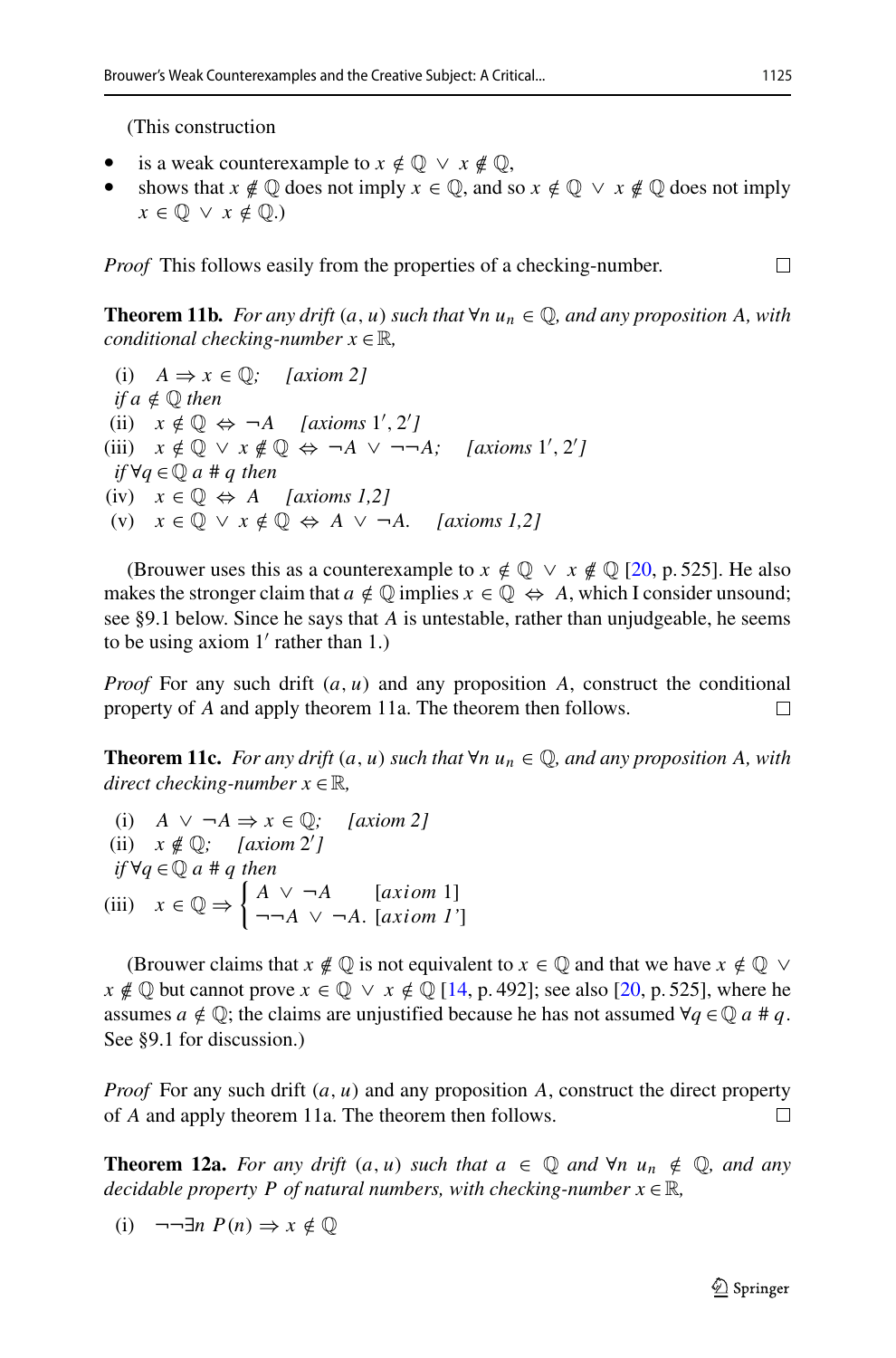(This construction

- is a weak counterexample to $x \notin \mathbb{Q} \vee x \notin \mathbb{Q}$,
- shows that $x \notin \mathbb{Q}$ does not imply $x \in \mathbb{Q}$, and so $x \notin \mathbb{Q} \vee x \notin \mathbb{Q}$ does not imply $x \in \mathbb{Q} \vee x \notin \mathbb{Q}$.)

*Proof* This follows easily from the properties of a checking-number. □

**Theorem 11b.** *For any drift $(a, u)$ such that $\forall n\ u_n \in \mathbb{Q}$, and any proposition $A$, with conditional checking-number $x \in \mathbb{R}$,*

(i) $A \Rightarrow x \in \mathbb{Q}$; *[axiom 2]*

*if $a \notin \mathbb{Q}$ then*

(ii) $x \notin \mathbb{Q} \Leftrightarrow \neg A$ *[axioms 1′, 2′]*

(iii) $x \notin \mathbb{Q} \vee x \notin \mathbb{Q} \Leftrightarrow \neg A \vee \neg\neg A$; *[axioms 1′, 2′]*

*if $\forall q \in \mathbb{Q}\ a \,\#\, q$ then*

(iv) $x \in \mathbb{Q} \Leftrightarrow A$ *[axioms 1,2]*

(v) $x \in \mathbb{Q} \vee x \notin \mathbb{Q} \Leftrightarrow A \vee \neg A.$ *[axioms 1,2]*

(Brouwer uses this as a counterexample to $x \notin \mathbb{Q} \vee x \notin \mathbb{Q}$ [20, p. 525]. He also makes the stronger claim that $a \notin \mathbb{Q}$ implies $x \in \mathbb{Q} \Leftrightarrow A$, which I consider unsound; see §9.1 below. Since he says that $A$ is untestable, rather than unjudgeable, he seems to be using axiom 1′ rather than 1.)

*Proof* For any such drift $(a, u)$ and any proposition $A$, construct the conditional property of $A$ and apply theorem 11a. The theorem then follows. □

**Theorem 11c.** *For any drift $(a, u)$ such that $\forall n\ u_n \in \mathbb{Q}$, and any proposition $A$, with direct checking-number $x \in \mathbb{R}$,*

(i) $A \vee \neg A \Rightarrow x \in \mathbb{Q}$; *[axiom 2]*

(ii) $x \notin \mathbb{Q}$; *[axiom 2′]*

*if $\forall q \in \mathbb{Q}\ a \,\#\, q$ then*

(iii) $x \in \mathbb{Q} \Rightarrow \begin{cases} A \vee \neg A & \text{[axiom 1]} \\ \neg\neg A \vee \neg A. & \text{[axiom 1′]} \end{cases}$

(Brouwer claims that $x \notin \mathbb{Q}$ is not equivalent to $x \in \mathbb{Q}$ and that we have $x \notin \mathbb{Q} \vee x \notin \mathbb{Q}$ but cannot prove $x \in \mathbb{Q} \vee x \notin \mathbb{Q}$ [14, p. 492]; see also [20, p. 525], where he assumes $a \notin \mathbb{Q}$; the claims are unjustified because he has not assumed $\forall q \in \mathbb{Q}\ a \,\#\, q$. See §9.1 for discussion.)

*Proof* For any such drift $(a, u)$ and any proposition $A$, construct the direct property of $A$ and apply theorem 11a. The theorem then follows. □

**Theorem 12a.** *For any drift $(a, u)$ such that $a \in \mathbb{Q}$ and $\forall n\ u_n \notin \mathbb{Q}$, and any decidable property $P$ of natural numbers, with checking-number $x \in \mathbb{R}$,*

(i) $\neg\neg\exists n\ P(n) \Rightarrow x \notin \mathbb{Q}$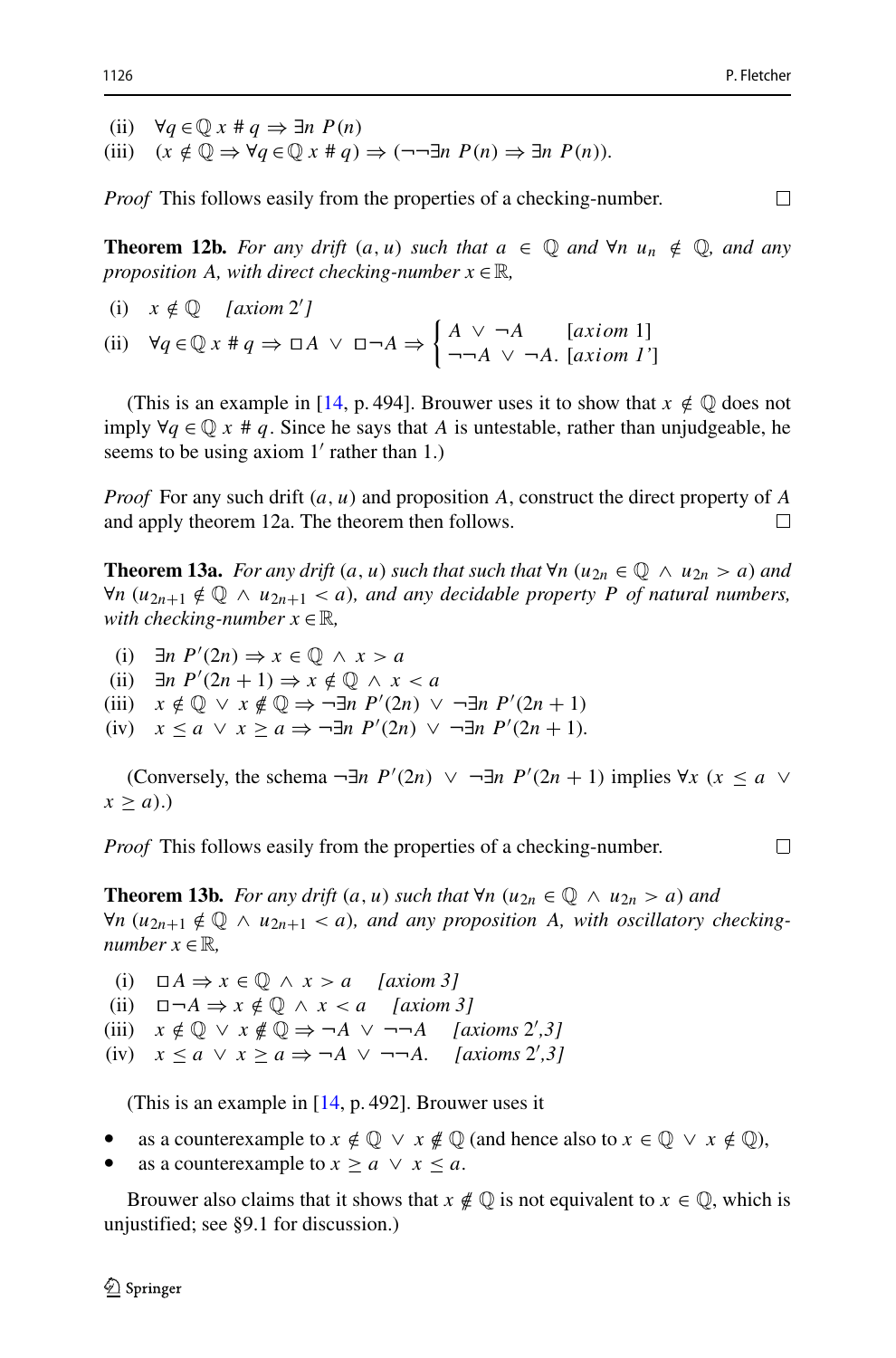(ii) $\forall q \in \mathbb{Q}\; x \# q \Rightarrow \exists n\; P(n)$

(iii) $(x \notin \mathbb{Q} \Rightarrow \forall q \in \mathbb{Q}\; x \# q) \Rightarrow (\neg\neg\exists n\; P(n) \Rightarrow \exists n\; P(n))$.

*Proof* This follows easily from the properties of a checking-number. □

**Theorem 12b.** *For any drift $(a, u)$ such that $a \in \mathbb{Q}$ and $\forall n\; u_n \notin \mathbb{Q}$, and any proposition $A$, with direct checking-number $x \in \mathbb{R}$,*

(i) $x \notin \mathbb{Q}$ *[axiom 2′]*

(ii) $\forall q \in \mathbb{Q}\; x \# q \Rightarrow \Box A \;\vee\; \Box\neg A \Rightarrow \begin{cases} A \;\vee\; \neg A & [\textit{axiom } 1] \\ \neg\neg A \;\vee\; \neg A. & [\textit{axiom } 1'] \end{cases}$

(This is an example in [14, p. 494]. Brouwer uses it to show that $x \notin \mathbb{Q}$ does not imply $\forall q \in \mathbb{Q}\; x \# q$. Since he says that $A$ is untestable, rather than unjudgeable, he seems to be using axiom 1′ rather than 1.)

*Proof* For any such drift $(a, u)$ and proposition $A$, construct the direct property of $A$ and apply theorem 12a. The theorem then follows. □

**Theorem 13a.** *For any drift $(a, u)$ such that such that $\forall n\; (u_{2n} \in \mathbb{Q} \;\wedge\; u_{2n} > a)$ and $\forall n\; (u_{2n+1} \notin \mathbb{Q} \;\wedge\; u_{2n+1} < a)$, and any decidable property $P$ of natural numbers, with checking-number $x \in \mathbb{R}$,*

(i) $\exists n\; P'(2n) \Rightarrow x \in \mathbb{Q} \;\wedge\; x > a$

(ii) $\exists n\; P'(2n+1) \Rightarrow x \notin \mathbb{Q} \;\wedge\; x < a$

(iii) $x \notin \mathbb{Q} \;\vee\; x \not\notin \mathbb{Q} \Rightarrow \neg\exists n\; P'(2n) \;\vee\; \neg\exists n\; P'(2n+1)$

(iv) $x \leq a \;\vee\; x \geq a \Rightarrow \neg\exists n\; P'(2n) \;\vee\; \neg\exists n\; P'(2n+1)$.

(Conversely, the schema $\neg\exists n\; P'(2n) \;\vee\; \neg\exists n\; P'(2n+1)$ implies $\forall x\; (x \leq a \;\vee\; x \geq a)$.)

*Proof* This follows easily from the properties of a checking-number. □

**Theorem 13b.** *For any drift $(a, u)$ such that $\forall n\; (u_{2n} \in \mathbb{Q} \;\wedge\; u_{2n} > a)$ and $\forall n\; (u_{2n+1} \notin \mathbb{Q} \;\wedge\; u_{2n+1} < a)$, and any proposition $A$, with oscillatory checking-number $x \in \mathbb{R}$,*

(i) $\Box A \Rightarrow x \in \mathbb{Q} \;\wedge\; x > a$ *[axiom 3]*

(ii) $\Box\neg A \Rightarrow x \notin \mathbb{Q} \;\wedge\; x < a$ *[axiom 3]*

(iii) $x \notin \mathbb{Q} \;\vee\; x \not\notin \mathbb{Q} \Rightarrow \neg A \;\vee\; \neg\neg A$ *[axioms 2′,3]*

(iv) $x \leq a \;\vee\; x \geq a \Rightarrow \neg A \;\vee\; \neg\neg A$. *[axioms 2′,3]*

(This is an example in [14, p. 492]. Brouwer uses it

- as a counterexample to $x \notin \mathbb{Q} \;\vee\; x \not\notin \mathbb{Q}$ (and hence also to $x \in \mathbb{Q} \;\vee\; x \notin \mathbb{Q}$),
- as a counterexample to $x \geq a \;\vee\; x \leq a$.

Brouwer also claims that it shows that $x \not\notin \mathbb{Q}$ is not equivalent to $x \in \mathbb{Q}$, which is unjustified; see §9.1 for discussion.)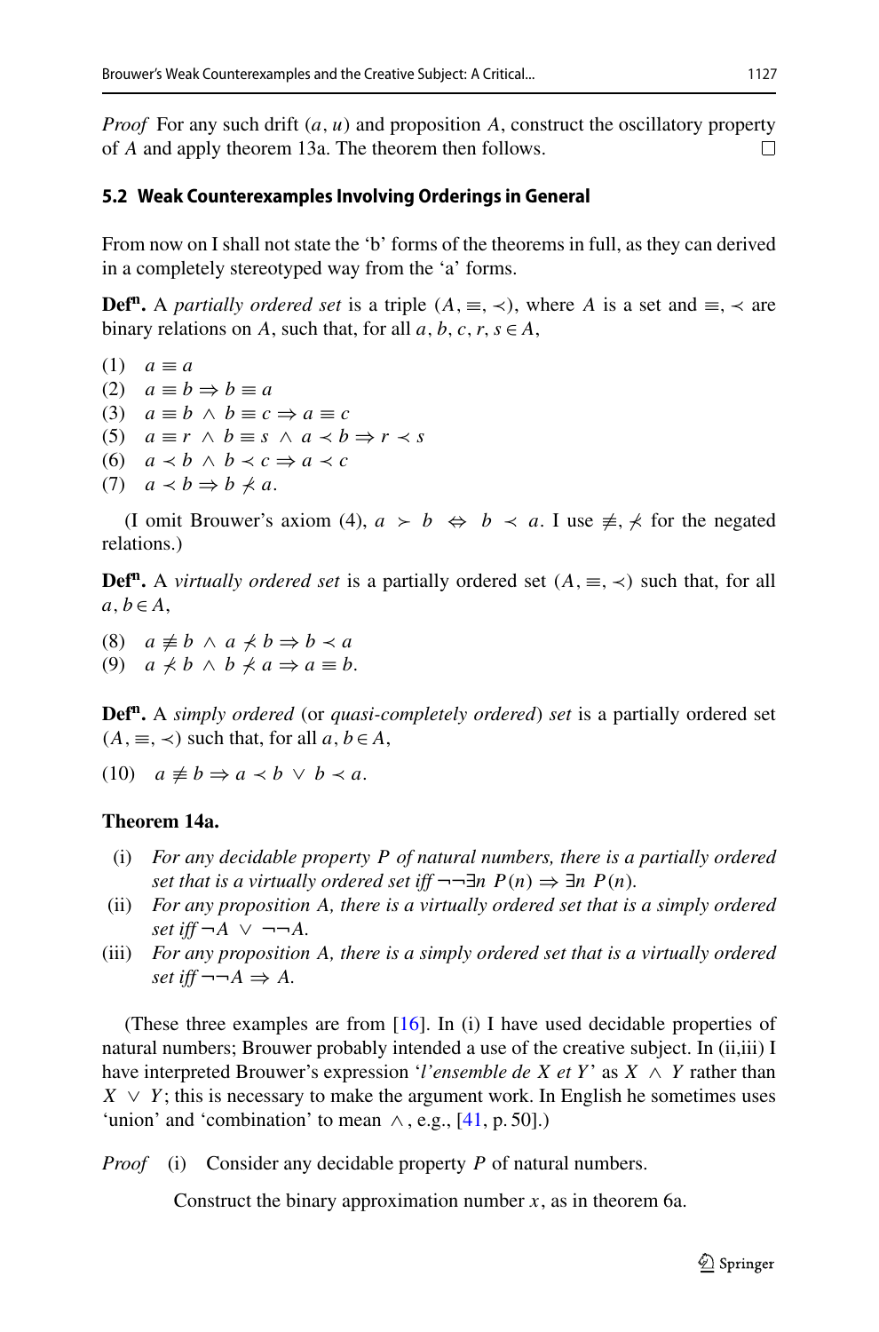*Proof* For any such drift $(a, u)$ and proposition $A$, construct the oscillatory property of $A$ and apply theorem 13a. The theorem then follows. □

### 5.2 Weak Counterexamples Involving Orderings in General

From now on I shall not state the 'b' forms of the theorems in full, as they can derived in a completely stereotyped way from the 'a' forms.

**Def$^{\mathbf{n}}$.** A *partially ordered set* is a triple $(A, \equiv, \prec)$, where $A$ is a set and $\equiv, \prec$ are binary relations on $A$, such that, for all $a, b, c, r, s \in A$,

(1) $a \equiv a$
(2) $a \equiv b \Rightarrow b \equiv a$
(3) $a \equiv b \wedge b \equiv c \Rightarrow a \equiv c$
(5) $a \equiv r \wedge b \equiv s \wedge a \prec b \Rightarrow r \prec s$
(6) $a \prec b \wedge b \prec c \Rightarrow a \prec c$
(7) $a \prec b \Rightarrow b \not\prec a$.

(I omit Brouwer's axiom (4), $a \succ b \Leftrightarrow b \prec a$. I use $\not\equiv, \not\prec$ for the negated relations.)

**Def$^{\mathbf{n}}$.** A *virtually ordered set* is a partially ordered set $(A, \equiv, \prec)$ such that, for all $a, b \in A$,

(8) $a \not\equiv b \wedge a \not\prec b \Rightarrow b \prec a$
(9) $a \not\prec b \wedge b \not\prec a \Rightarrow a \equiv b$.

**Def$^{\mathbf{n}}$.** A *simply ordered* (or *quasi-completely ordered*) *set* is a partially ordered set $(A, \equiv, \prec)$ such that, for all $a, b \in A$,

(10) $a \not\equiv b \Rightarrow a \prec b \vee b \prec a$.

**Theorem 14a.**

(i) *For any decidable property $P$ of natural numbers, there is a partially ordered set that is a virtually ordered set iff $\neg\neg\exists n\ P(n) \Rightarrow \exists n\ P(n)$.*
(ii) *For any proposition $A$, there is a virtually ordered set that is a simply ordered set iff $\neg A \vee \neg\neg A$.*
(iii) *For any proposition $A$, there is a simply ordered set that is a virtually ordered set iff $\neg\neg A \Rightarrow A$.*

(These three examples are from [16]. In (i) I have used decidable properties of natural numbers; Brouwer probably intended a use of the creative subject. In (ii,iii) I have interpreted Brouwer's expression '*l'ensemble de X et Y*' as $X \wedge Y$ rather than $X \vee Y$; this is necessary to make the argument work. In English he sometimes uses 'union' and 'combination' to mean $\wedge$, e.g., [41, p. 50].)

*Proof* (i) Consider any decidable property $P$ of natural numbers.

Construct the binary approximation number $x$, as in theorem 6a.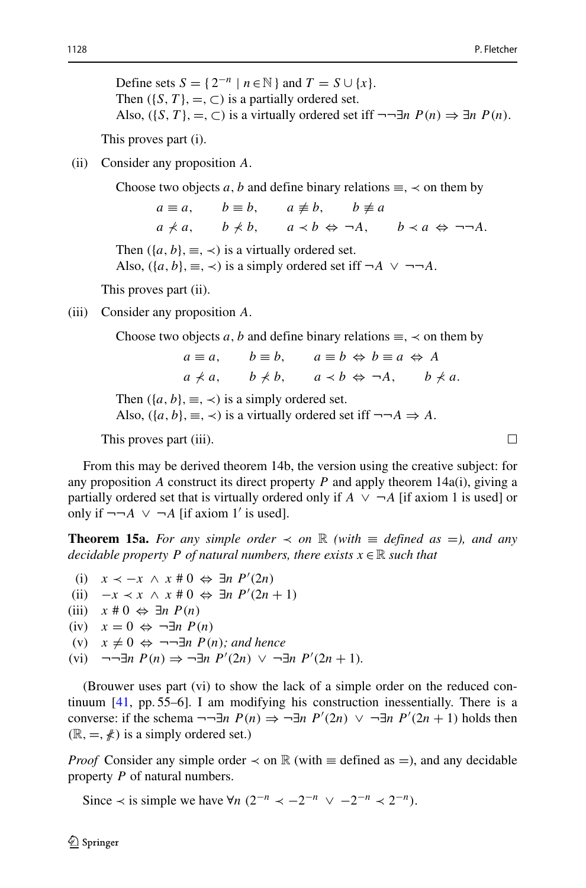Define sets $S = \{ 2^{-n} \mid n \in \mathbb{N} \}$ and $T = S \cup \{x\}$.
Then $(\{S, T\}, =, \subset)$ is a partially ordered set.
Also, $(\{S, T\}, =, \subset)$ is a virtually ordered set iff $\neg\neg\exists n\ P(n) \Rightarrow \exists n\ P(n)$.

This proves part (i).

(ii) Consider any proposition $A$.

Choose two objects $a, b$ and define binary relations $\equiv, \prec$ on them by

$$a \equiv a, \qquad b \equiv b, \qquad a \not\equiv b, \qquad b \not\equiv a$$
$$a \not\prec a, \qquad b \not\prec b, \qquad a \prec b \Leftrightarrow \neg A, \qquad b \prec a \Leftrightarrow \neg\neg A.$$

Then $(\{a, b\}, \equiv, \prec)$ is a virtually ordered set.
Also, $(\{a, b\}, \equiv, \prec)$ is a simply ordered set iff $\neg A \ \vee \ \neg\neg A$.

This proves part (ii).

(iii) Consider any proposition $A$.

Choose two objects $a, b$ and define binary relations $\equiv, \prec$ on them by

$$a \equiv a, \qquad b \equiv b, \qquad a \equiv b \Leftrightarrow b \equiv a \Leftrightarrow A$$
$$a \not\prec a, \qquad b \not\prec b, \qquad a \prec b \Leftrightarrow \neg A, \qquad b \not\prec a.$$

Then $(\{a, b\}, \equiv, \prec)$ is a simply ordered set.
Also, $(\{a, b\}, \equiv, \prec)$ is a virtually ordered set iff $\neg\neg A \Rightarrow A$.

This proves part (iii). □

From this may be derived theorem 14b, the version using the creative subject: for any proposition $A$ construct its direct property $P$ and apply theorem 14a(i), giving a partially ordered set that is virtually ordered only if $A \ \vee \ \neg A$ [if axiom 1 is used] or only if $\neg\neg A \ \vee \ \neg A$ [if axiom 1′ is used].

**Theorem 15a.** *For any simple order $\prec$ on $\mathbb{R}$ (with $\equiv$ defined as $=$), and any decidable property $P$ of natural numbers, there exists $x \in \mathbb{R}$ such that*

(i) $x \prec -x \ \wedge \ x \# 0 \Leftrightarrow \exists n\ P'(2n)$
(ii) $-x \prec x \ \wedge \ x \# 0 \Leftrightarrow \exists n\ P'(2n+1)$
(iii) $x \# 0 \Leftrightarrow \exists n\ P(n)$
(iv) $x = 0 \Leftrightarrow \neg\exists n\ P(n)$
(v) $x \neq 0 \Leftrightarrow \neg\neg\exists n\ P(n)$*; and hence*
(vi) $\neg\neg\exists n\ P(n) \Rightarrow \neg\exists n\ P'(2n) \ \vee \ \neg\exists n\ P'(2n+1)$.

(Brouwer uses part (vi) to show the lack of a simple order on the reduced continuum [41, pp. 55–6]. I am modifying his construction inessentially. There is a converse: if the schema $\neg\neg\exists n\ P(n) \Rightarrow \neg\exists n\ P'(2n) \ \vee \ \neg\exists n\ P'(2n+1)$ holds then $(\mathbb{R}, =, \not\#)$ is a simply ordered set.)

*Proof* Consider any simple order $\prec$ on $\mathbb{R}$ (with $\equiv$ defined as $=$), and any decidable property $P$ of natural numbers.

Since $\prec$ is simple we have $\forall n\ (2^{-n} \prec -2^{-n} \ \vee \ -2^{-n} \prec 2^{-n})$.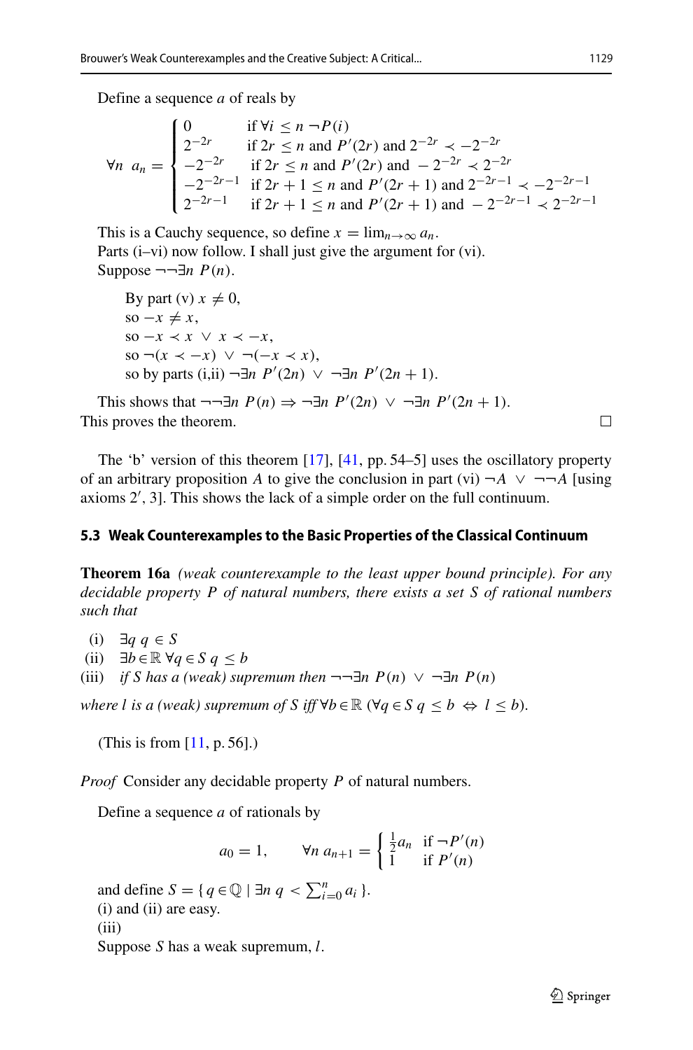Define a sequence $a$ of reals by

$$\forall n \ \ a_n = \begin{cases} 0 & \text{if } \forall i \leq n \ \neg P(i) \\ 2^{-2r} & \text{if } 2r \leq n \text{ and } P'(2r) \text{ and } 2^{-2r} \prec -2^{-2r} \\ -2^{-2r} & \text{if } 2r \leq n \text{ and } P'(2r) \text{ and } -2^{-2r} \prec 2^{-2r} \\ -2^{-2r-1} & \text{if } 2r+1 \leq n \text{ and } P'(2r+1) \text{ and } 2^{-2r-1} \prec -2^{-2r-1} \\ 2^{-2r-1} & \text{if } 2r+1 \leq n \text{ and } P'(2r+1) \text{ and } -2^{-2r-1} \prec 2^{-2r-1} \end{cases}$$

This is a Cauchy sequence, so define $x = \lim_{n\to\infty} a_n$.
Parts (i–vi) now follow. I shall just give the argument for (vi).
Suppose $\neg\neg\exists n \ P(n)$.

> By part (v) $x \neq 0$,
> so $-x \neq x$,
> so $-x \prec x \ \vee \ x \prec -x$,
> so $\neg(x \prec -x) \ \vee \ \neg(-x \prec x)$,
> so by parts (i,ii) $\neg\exists n \ P'(2n) \ \vee \ \neg\exists n \ P'(2n+1)$.

This shows that $\neg\neg\exists n \ P(n) \Rightarrow \neg\exists n \ P'(2n) \ \vee \ \neg\exists n \ P'(2n+1)$.
This proves the theorem. □

The 'b' version of this theorem [17], [41, pp. 54–5] uses the oscillatory property of an arbitrary proposition $A$ to give the conclusion in part (vi) $\neg A \ \vee \ \neg\neg A$ [using axioms 2′, 3]. This shows the lack of a simple order on the full continuum.

### 5.3 Weak Counterexamples to the Basic Properties of the Classical Continuum

**Theorem 16a** *(weak counterexample to the least upper bound principle). For any decidable property $P$ of natural numbers, there exists a set $S$ of rational numbers such that*

(i) $\exists q \ q \in S$
(ii) $\exists b \in \mathbb{R} \ \forall q \in S \ q \leq b$
(iii) *if $S$ has a (weak) supremum then* $\neg\neg\exists n \ P(n) \ \vee \ \neg\exists n \ P(n)$

*where $l$ is a (weak) supremum of $S$ iff* $\forall b \in \mathbb{R} \ (\forall q \in S \ q \leq b \ \Leftrightarrow \ l \leq b)$.

(This is from [11, p. 56].)

*Proof* Consider any decidable property $P$ of natural numbers.

Define a sequence $a$ of rationals by

$$a_0 = 1, \qquad \forall n \ a_{n+1} = \begin{cases} \frac{1}{2}a_n & \text{if } \neg P'(n) \\ 1 & \text{if } P'(n) \end{cases}$$

and define $S = \{ q \in \mathbb{Q} \mid \exists n \ q < \sum_{i=0}^{n} a_i \}$.
(i) and (ii) are easy.
(iii)
Suppose $S$ has a weak supremum, $l$.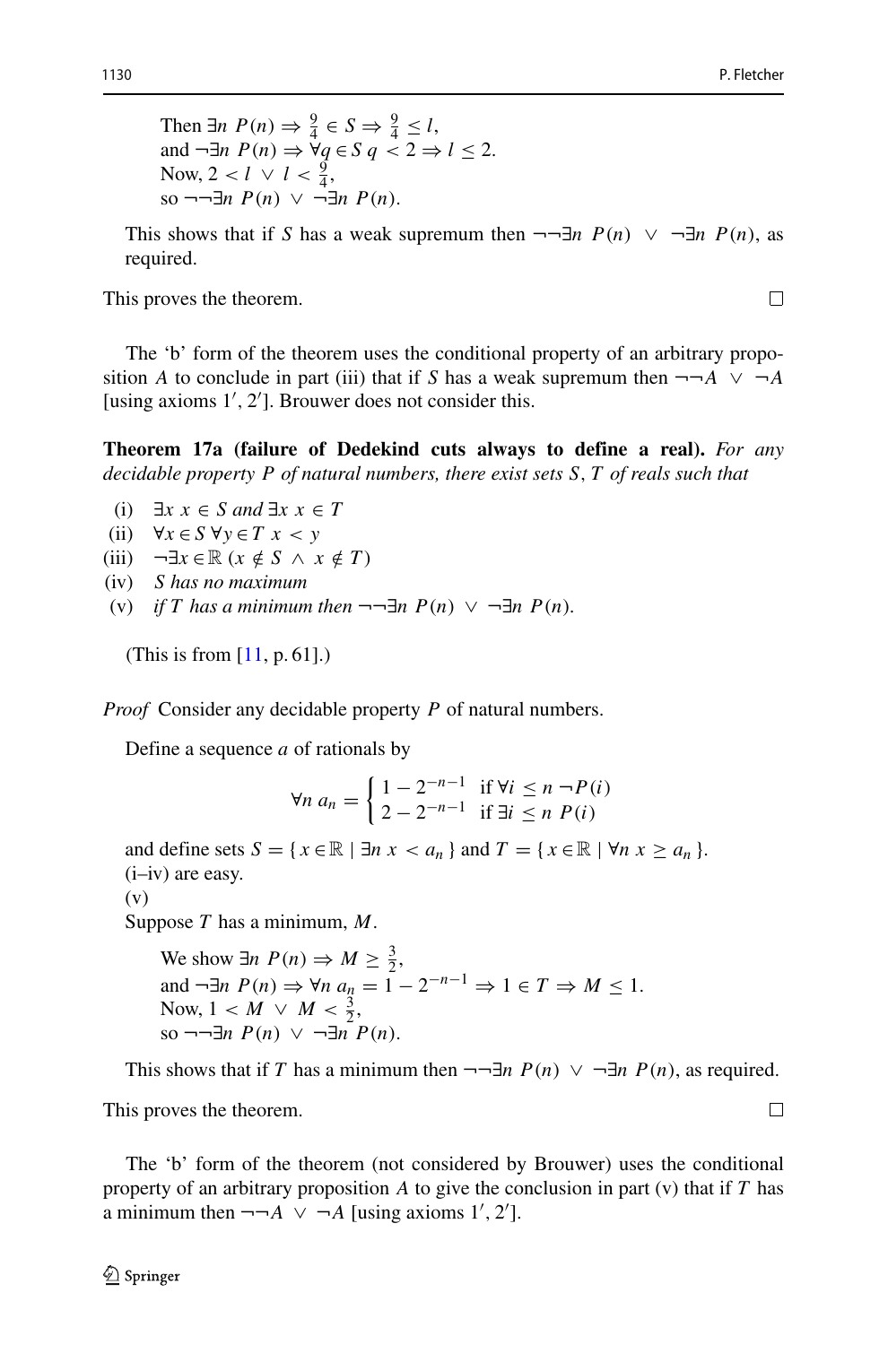Then $\exists n\ P(n) \Rightarrow \frac{9}{4} \in S \Rightarrow \frac{9}{4} \leq l$,
and $\neg\exists n\ P(n) \Rightarrow \forall q \in S\ q < 2 \Rightarrow l \leq 2$.
Now, $2 < l \ \vee\ l < \frac{9}{4}$,
so $\neg\neg\exists n\ P(n) \ \vee\ \neg\exists n\ P(n)$.

This shows that if $S$ has a weak supremum then $\neg\neg\exists n\ P(n) \ \vee\ \neg\exists n\ P(n)$, as required.

This proves the theorem. □

The 'b' form of the theorem uses the conditional property of an arbitrary proposition $A$ to conclude in part (iii) that if $S$ has a weak supremum then $\neg\neg A \ \vee\ \neg A$ [using axioms $1'$, $2'$]. Brouwer does not consider this.

**Theorem 17a (failure of Dedekind cuts always to define a real).** *For any decidable property $P$ of natural numbers, there exist sets $S, T$ of reals such that*

(i) $\exists x\ x \in S$ *and* $\exists x\ x \in T$
(ii) $\forall x \in S\ \forall y \in T\ x < y$
(iii) $\neg\exists x \in \mathbb{R}\ (x \notin S \ \wedge\ x \notin T)$
(iv) *$S$ has no maximum*
(v) *if $T$ has a minimum then* $\neg\neg\exists n\ P(n) \ \vee\ \neg\exists n\ P(n)$.

(This is from [11, p. 61].)

*Proof* Consider any decidable property $P$ of natural numbers.

Define a sequence $a$ of rationals by

$$\forall n\ a_n = \begin{cases} 1 - 2^{-n-1} & \text{if } \forall i \leq n\ \neg P(i) \\ 2 - 2^{-n-1} & \text{if } \exists i \leq n\ P(i) \end{cases}$$

and define sets $S = \{\, x \in \mathbb{R} \mid \exists n\ x < a_n \,\}$ and $T = \{\, x \in \mathbb{R} \mid \forall n\ x \geq a_n \,\}$.
(i–iv) are easy.
(v)
Suppose $T$ has a minimum, $M$.

We show $\exists n\ P(n) \Rightarrow M \geq \frac{3}{2}$,
and $\neg\exists n\ P(n) \Rightarrow \forall n\ a_n = 1 - 2^{-n-1} \Rightarrow 1 \in T \Rightarrow M \leq 1$.
Now, $1 < M \ \vee\ M < \frac{3}{2}$,
so $\neg\neg\exists n\ P(n) \ \vee\ \neg\exists n\ P(n)$.

This shows that if $T$ has a minimum then $\neg\neg\exists n\ P(n) \ \vee\ \neg\exists n\ P(n)$, as required.

This proves the theorem. □

The 'b' form of the theorem (not considered by Brouwer) uses the conditional property of an arbitrary proposition $A$ to give the conclusion in part (v) that if $T$ has a minimum then $\neg\neg A \ \vee\ \neg A$ [using axioms $1'$, $2'$].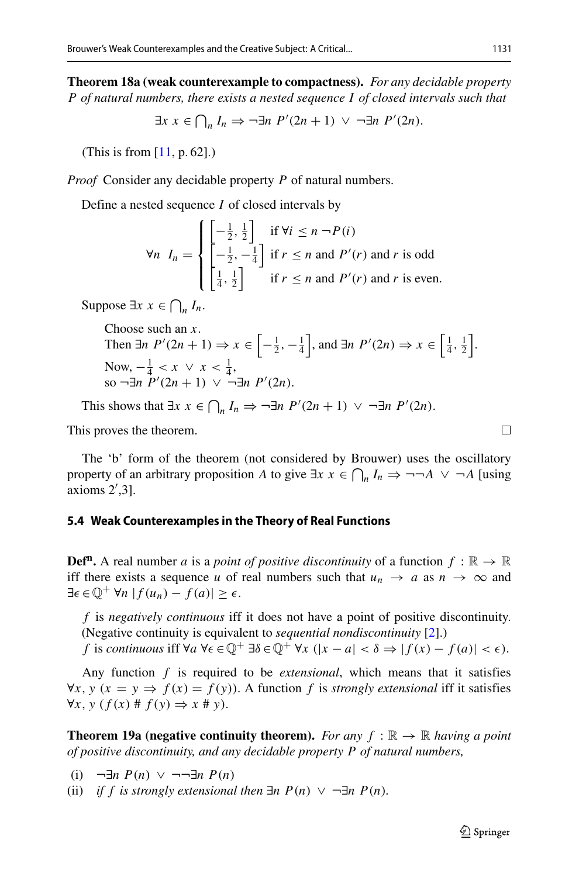**Theorem 18a (weak counterexample to compactness).** *For any decidable property $P$ of natural numbers, there exists a nested sequence $I$ of closed intervals such that*

$$\exists x\ x \in \bigcap_n I_n \Rightarrow \neg\exists n\ P'(2n+1)\ \vee\ \neg\exists n\ P'(2n).$$

(This is from [11, p. 62].)

*Proof* Consider any decidable property $P$ of natural numbers.

Define a nested sequence $I$ of closed intervals by

$$\forall n\ \ I_n = \begin{cases} \left[-\frac{1}{2}, \frac{1}{2}\right] & \text{if } \forall i \leq n\ \neg P(i) \\ \left[-\frac{1}{2}, -\frac{1}{4}\right] & \text{if } r \leq n \text{ and } P'(r) \text{ and } r \text{ is odd} \\ \left[\frac{1}{4}, \frac{1}{2}\right] & \text{if } r \leq n \text{ and } P'(r) \text{ and } r \text{ is even.} \end{cases}$$

Suppose $\exists x\ x \in \bigcap_n I_n$.

> Choose such an $x$.
> Then $\exists n\ P'(2n+1) \Rightarrow x \in \left[-\frac{1}{2}, -\frac{1}{4}\right]$, and $\exists n\ P'(2n) \Rightarrow x \in \left[\frac{1}{4}, \frac{1}{2}\right]$.
> Now, $-\frac{1}{4} < x\ \vee\ x < \frac{1}{4}$,
> so $\neg\exists n\ P'(2n+1)\ \vee\ \neg\exists n\ P'(2n)$.

This shows that $\exists x\ x \in \bigcap_n I_n \Rightarrow \neg\exists n\ P'(2n+1)\ \vee\ \neg\exists n\ P'(2n)$.

This proves the theorem. □

The 'b' form of the theorem (not considered by Brouwer) uses the oscillatory property of an arbitrary proposition $A$ to give $\exists x\ x \in \bigcap_n I_n \Rightarrow \neg\neg A\ \vee\ \neg A$ [using axioms 2′,3].

### 5.4 Weak Counterexamples in the Theory of Real Functions

**Def$^{\mathbf{n}}$.** A real number $a$ is a *point of positive discontinuity* of a function $f : \mathbb{R} \to \mathbb{R}$ iff there exists a sequence $u$ of real numbers such that $u_n \to a$ as $n \to \infty$ and $\exists \epsilon \in \mathbb{Q}^+\ \forall n\ |f(u_n) - f(a)| \geq \epsilon$.

$f$ is *negatively continuous* iff it does not have a point of positive discontinuity. (Negative continuity is equivalent to *sequential nondiscontinuity* [2].)
$f$ is *continuous* iff $\forall a\ \forall \epsilon \in \mathbb{Q}^+\ \exists \delta \in \mathbb{Q}^+\ \forall x\ (|x - a| < \delta \Rightarrow |f(x) - f(a)| < \epsilon)$.

Any function $f$ is required to be *extensional*, which means that it satisfies $\forall x, y\ (x = y \Rightarrow f(x) = f(y))$. A function $f$ is *strongly extensional* iff it satisfies $\forall x, y\ (f(x) \# f(y) \Rightarrow x \# y)$.

**Theorem 19a (negative continuity theorem).** *For any $f : \mathbb{R} \to \mathbb{R}$ having a point of positive discontinuity, and any decidable property $P$ of natural numbers,*

(i) $\neg\exists n\ P(n)\ \vee\ \neg\neg\exists n\ P(n)$
(ii) *if $f$ is strongly extensional then* $\exists n\ P(n)\ \vee\ \neg\exists n\ P(n)$.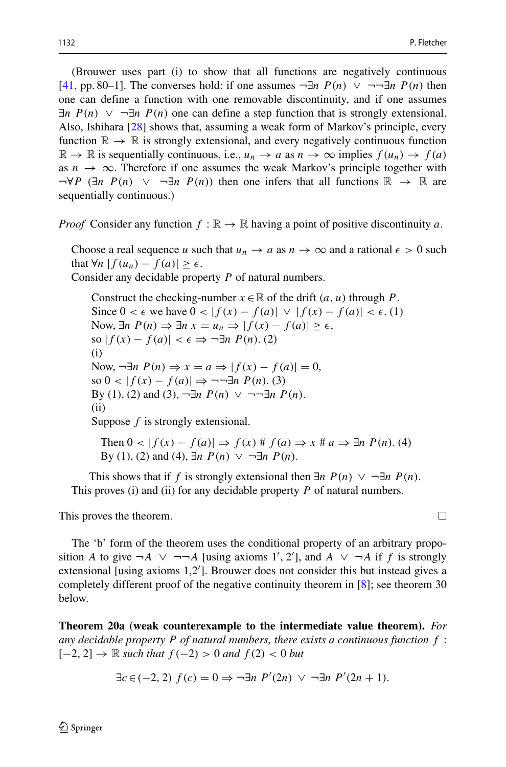(Brouwer uses part (i) to show that all functions are negatively continuous [41, pp. 80–1]. The converses hold: if one assumes $\neg\exists n\ P(n) \ \vee\ \neg\neg\exists n\ P(n)$ then one can define a function with one removable discontinuity, and if one assumes $\exists n\ P(n) \ \vee\ \neg\exists n\ P(n)$ one can define a step function that is strongly extensional. Also, Ishihara [28] shows that, assuming a weak form of Markov's principle, every function $\mathbb{R} \to \mathbb{R}$ is strongly extensional, and every negatively continuous function $\mathbb{R} \to \mathbb{R}$ is sequentially continuous, i.e., $u_n \to a$ as $n \to \infty$ implies $f(u_n) \to f(a)$ as $n \to \infty$. Therefore if one assumes the weak Markov's principle together with $\neg\forall P\ (\exists n\ P(n) \ \vee\ \neg\exists n\ P(n))$ then one infers that all functions $\mathbb{R} \to \mathbb{R}$ are sequentially continuous.)

*Proof* Consider any function $f : \mathbb{R} \to \mathbb{R}$ having a point of positive discontinuity $a$.

> Choose a real sequence $u$ such that $u_n \to a$ as $n \to \infty$ and a rational $\epsilon > 0$ such that $\forall n\ |f(u_n) - f(a)| \geq \epsilon$.
> Consider any decidable property $P$ of natural numbers.
>
> > Construct the checking-number $x \in \mathbb{R}$ of the drift $(a, u)$ through $P$.
> > Since $0 < \epsilon$ we have $0 < |f(x) - f(a)| \ \vee\ |f(x) - f(a)| < \epsilon$. (1)
> > Now, $\exists n\ P(n) \Rightarrow \exists n\ x = u_n \Rightarrow |f(x) - f(a)| \geq \epsilon$,
> > so $|f(x) - f(a)| < \epsilon \Rightarrow \neg\exists n\ P(n)$. (2)
> > (i)
> > Now, $\neg\exists n\ P(n) \Rightarrow x = a \Rightarrow |f(x) - f(a)| = 0$,
> > so $0 < |f(x) - f(a)| \Rightarrow \neg\neg\exists n\ P(n)$. (3)
> > By (1), (2) and (3), $\neg\exists n\ P(n) \ \vee\ \neg\neg\exists n\ P(n)$.
> > (ii)
> > Suppose $f$ is strongly extensional.
> >
> > > Then $0 < |f(x) - f(a)| \Rightarrow f(x) \# f(a) \Rightarrow x \# a \Rightarrow \exists n\ P(n)$. (4)
> > > By (1), (2) and (4), $\exists n\ P(n) \ \vee\ \neg\exists n\ P(n)$.
> >
> > This shows that if $f$ is strongly extensional then $\exists n\ P(n) \ \vee\ \neg\exists n\ P(n)$.
>
> This proves (i) and (ii) for any decidable property $P$ of natural numbers.

This proves the theorem. □

The 'b' form of the theorem uses the conditional property of an arbitrary proposition $A$ to give $\neg A \ \vee\ \neg\neg A$ [using axioms $1'$, $2'$], and $A \ \vee\ \neg A$ if $f$ is strongly extensional [using axioms $1,2'$]. Brouwer does not consider this but instead gives a completely different proof of the negative continuity theorem in [8]; see theorem 30 below.

**Theorem 20a (weak counterexample to the intermediate value theorem).** *For any decidable property $P$ of natural numbers, there exists a continuous function $f : [-2, 2] \to \mathbb{R}$ such that $f(-2) > 0$ and $f(2) < 0$ but*

$$\exists c \in (-2, 2)\ f(c) = 0 \Rightarrow \neg\exists n\ P'(2n) \ \vee\ \neg\exists n\ P'(2n+1).$$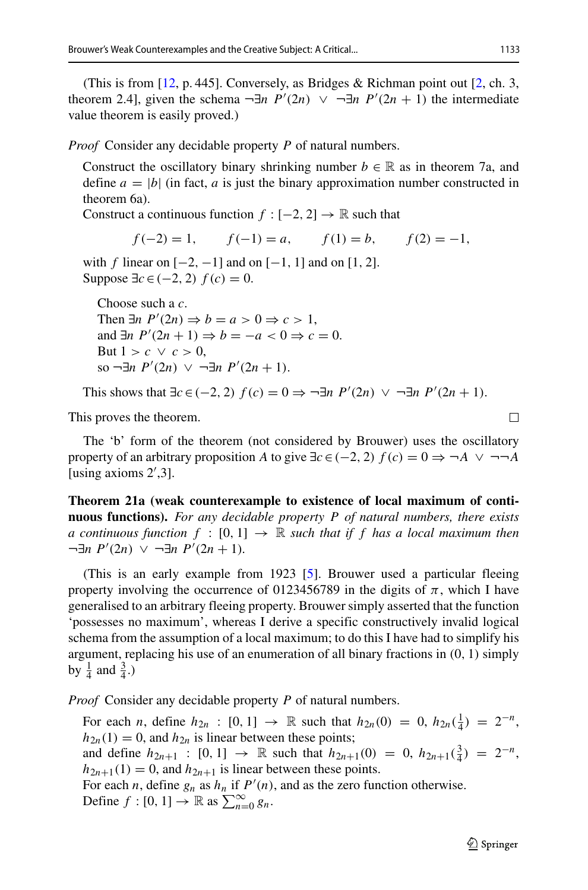(This is from [12, p. 445]. Conversely, as Bridges & Richman point out [2, ch. 3, theorem 2.4], given the schema $\neg\exists n\ P'(2n)\ \vee\ \neg\exists n\ P'(2n+1)$ the intermediate value theorem is easily proved.)

*Proof* Consider any decidable property $P$ of natural numbers.

> Construct the oscillatory binary shrinking number $b \in \mathbb{R}$ as in theorem 7a, and define $a = |b|$ (in fact, $a$ is just the binary approximation number constructed in theorem 6a).
>
> Construct a continuous function $f : [-2, 2] \to \mathbb{R}$ such that
>
> $$f(-2) = 1, \qquad f(-1) = a, \qquad f(1) = b, \qquad f(2) = -1,$$
>
> with $f$ linear on $[-2, -1]$ and on $[-1, 1]$ and on $[1, 2]$.
>
> Suppose $\exists c \in (-2, 2)\ f(c) = 0$.
>
> > Choose such a $c$.
> >
> > Then $\exists n\ P'(2n) \Rightarrow b = a > 0 \Rightarrow c > 1$,
> >
> > and $\exists n\ P'(2n+1) \Rightarrow b = -a < 0 \Rightarrow c = 0$.
> >
> > But $1 > c\ \vee\ c > 0$,
> >
> > so $\neg\exists n\ P'(2n)\ \vee\ \neg\exists n\ P'(2n+1)$.
>
> This shows that $\exists c \in (-2, 2)\ f(c) = 0 \Rightarrow \neg\exists n\ P'(2n)\ \vee\ \neg\exists n\ P'(2n+1)$.

This proves the theorem. □

The 'b' form of the theorem (not considered by Brouwer) uses the oscillatory property of an arbitrary proposition $A$ to give $\exists c \in (-2, 2)\ f(c) = 0 \Rightarrow \neg A\ \vee\ \neg\neg A$ [using axioms 2′,3].

**Theorem 21a (weak counterexample to existence of local maximum of continuous functions).** *For any decidable property $P$ of natural numbers, there exists a continuous function $f : [0, 1] \to \mathbb{R}$ such that if $f$ has a local maximum then $\neg\exists n\ P'(2n)\ \vee\ \neg\exists n\ P'(2n+1)$.*

(This is an early example from 1923 [5]. Brouwer used a particular fleeing property involving the occurrence of 0123456789 in the digits of $\pi$, which I have generalised to an arbitrary fleeing property. Brouwer simply asserted that the function 'possesses no maximum', whereas I derive a specific constructively invalid logical schema from the assumption of a local maximum; to do this I have had to simplify his argument, replacing his use of an enumeration of all binary fractions in (0, 1) simply by $\frac{1}{4}$ and $\frac{3}{4}$.)

*Proof* Consider any decidable property $P$ of natural numbers.

> For each $n$, define $h_{2n} : [0, 1] \to \mathbb{R}$ such that $h_{2n}(0) = 0$, $h_{2n}(\frac{1}{4}) = 2^{-n}$, $h_{2n}(1) = 0$, and $h_{2n}$ is linear between these points;
>
> and define $h_{2n+1} : [0, 1] \to \mathbb{R}$ such that $h_{2n+1}(0) = 0$, $h_{2n+1}(\frac{3}{4}) = 2^{-n}$, $h_{2n+1}(1) = 0$, and $h_{2n+1}$ is linear between these points.
>
> For each $n$, define $g_n$ as $h_n$ if $P'(n)$, and as the zero function otherwise.
>
> Define $f : [0, 1] \to \mathbb{R}$ as $\sum_{n=0}^{\infty} g_n$.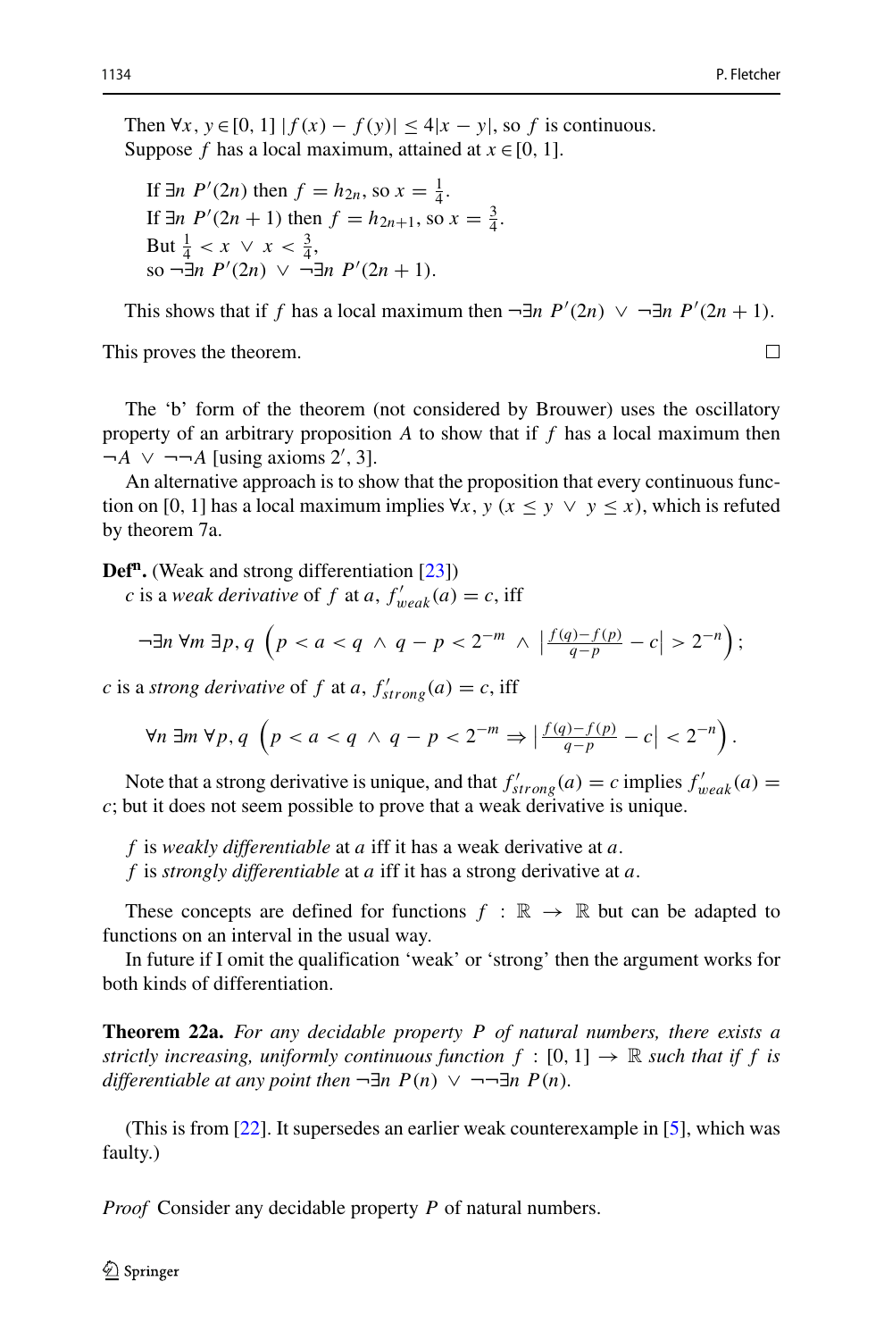Then $\forall x, y \in [0, 1]\ |f(x) - f(y)| \leq 4|x - y|$, so $f$ is continuous.
Suppose $f$ has a local maximum, attained at $x \in [0, 1]$.

> If $\exists n\ P'(2n)$ then $f = h_{2n}$, so $x = \frac{1}{4}$.
> If $\exists n\ P'(2n+1)$ then $f = h_{2n+1}$, so $x = \frac{3}{4}$.
> But $\frac{1}{4} < x \ \vee\ x < \frac{3}{4}$,
> so $\neg\exists n\ P'(2n)\ \vee\ \neg\exists n\ P'(2n+1)$.

This shows that if $f$ has a local maximum then $\neg\exists n\ P'(2n)\ \vee\ \neg\exists n\ P'(2n+1)$.

This proves the theorem. □

The 'b' form of the theorem (not considered by Brouwer) uses the oscillatory property of an arbitrary proposition $A$ to show that if $f$ has a local maximum then $\neg A\ \vee\ \neg\neg A$ [using axioms $2'$, 3].

An alternative approach is to show that the proposition that every continuous function on [0, 1] has a local maximum implies $\forall x, y\ (x \leq y\ \vee\ y \leq x)$, which is refuted by theorem 7a.

**Def$^{\mathbf{n}}$.** (Weak and strong differentiation [23])
$c$ is a *weak derivative* of $f$ at $a$, $f'_{weak}(a) = c$, iff

$$\neg\exists n\ \forall m\ \exists p, q\ \left(p < a < q\ \wedge\ q - p < 2^{-m}\ \wedge\ \left|\frac{f(q)-f(p)}{q-p} - c\right| > 2^{-n}\right);$$

$c$ is a *strong derivative* of $f$ at $a$, $f'_{strong}(a) = c$, iff

$$\forall n\ \exists m\ \forall p, q\ \left(p < a < q\ \wedge\ q - p < 2^{-m} \Rightarrow \left|\frac{f(q)-f(p)}{q-p} - c\right| < 2^{-n}\right).$$

Note that a strong derivative is unique, and that $f'_{strong}(a) = c$ implies $f'_{weak}(a) = c$; but it does not seem possible to prove that a weak derivative is unique.

> $f$ is *weakly differentiable* at $a$ iff it has a weak derivative at $a$.
> $f$ is *strongly differentiable* at $a$ iff it has a strong derivative at $a$.

These concepts are defined for functions $f : \mathbb{R} \to \mathbb{R}$ but can be adapted to functions on an interval in the usual way.

In future if I omit the qualification 'weak' or 'strong' then the argument works for both kinds of differentiation.

**Theorem 22a.** *For any decidable property $P$ of natural numbers, there exists a strictly increasing, uniformly continuous function $f : [0, 1] \to \mathbb{R}$ such that if $f$ is differentiable at any point then $\neg\exists n\ P(n)\ \vee\ \neg\neg\exists n\ P(n)$.*

(This is from [22]. It supersedes an earlier weak counterexample in [5], which was faulty.)

*Proof* Consider any decidable property $P$ of natural numbers.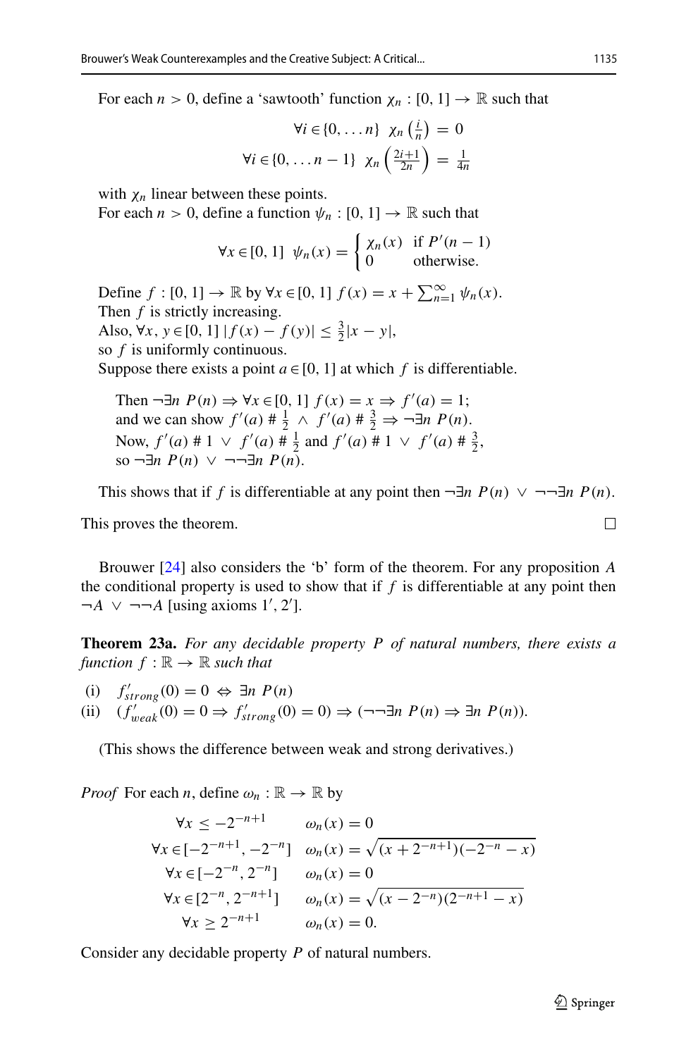For each $n > 0$, define a 'sawtooth' function $\chi_n : [0, 1] \to \mathbb{R}$ such that

$$\forall i \in \{0, \dots n\} \;\; \chi_n\left(\tfrac{i}{n}\right) = 0$$

$$\forall i \in \{0, \dots n-1\} \;\; \chi_n\left(\tfrac{2i+1}{2n}\right) = \tfrac{1}{4n}$$

with $\chi_n$ linear between these points.

For each $n > 0$, define a function $\psi_n : [0, 1] \to \mathbb{R}$ such that

$$\forall x \in [0, 1] \;\; \psi_n(x) = \begin{cases} \chi_n(x) & \text{if } P'(n-1) \\ 0 & \text{otherwise.} \end{cases}$$

Define $f : [0, 1] \to \mathbb{R}$ by $\forall x \in [0, 1] \; f(x) = x + \sum_{n=1}^{\infty} \psi_n(x)$.

Then $f$ is strictly increasing.

Also, $\forall x, y \in [0, 1] \; |f(x) - f(y)| \le \frac{3}{2}|x - y|$,

so $f$ is uniformly continuous.

Suppose there exists a point $a \in [0, 1]$ at which $f$ is differentiable.

> Then $\neg\exists n \; P(n) \Rightarrow \forall x \in [0, 1] \; f(x) = x \Rightarrow f'(a) = 1$;
> and we can show $f'(a) \# \frac{1}{2} \wedge f'(a) \# \frac{3}{2} \Rightarrow \neg\exists n \; P(n)$.
> Now, $f'(a) \# 1 \vee f'(a) \# \frac{1}{2}$ and $f'(a) \# 1 \vee f'(a) \# \frac{3}{2}$,
> so $\neg\exists n \; P(n) \vee \neg\neg\exists n \; P(n)$.

This shows that if $f$ is differentiable at any point then $\neg\exists n \; P(n) \vee \neg\neg\exists n \; P(n)$.

This proves the theorem. □

Brouwer [24] also considers the 'b' form of the theorem. For any proposition $A$ the conditional property is used to show that if $f$ is differentiable at any point then $\neg A \vee \neg\neg A$ [using axioms $1'$, $2'$].

**Theorem 23a.** *For any decidable property $P$ of natural numbers, there exists a function $f : \mathbb{R} \to \mathbb{R}$ such that*

(i) $f'_{strong}(0) = 0 \Leftrightarrow \exists n \; P(n)$

(ii) $(f'_{weak}(0) = 0 \Rightarrow f'_{strong}(0) = 0) \Rightarrow (\neg\neg\exists n \; P(n) \Rightarrow \exists n \; P(n))$.

(This shows the difference between weak and strong derivatives.)

*Proof* For each $n$, define $\omega_n : \mathbb{R} \to \mathbb{R}$ by

$$\begin{aligned}
\forall x \le -2^{-n+1} \quad & \omega_n(x) = 0 \\
\forall x \in [-2^{-n+1}, -2^{-n}] \quad & \omega_n(x) = \sqrt{(x + 2^{-n+1})(-2^{-n} - x)} \\
\forall x \in [-2^{-n}, 2^{-n}] \quad & \omega_n(x) = 0 \\
\forall x \in [2^{-n}, 2^{-n+1}] \quad & \omega_n(x) = \sqrt{(x - 2^{-n})(2^{-n+1} - x)} \\
\forall x \ge 2^{-n+1} \quad & \omega_n(x) = 0.
\end{aligned}$$

Consider any decidable property $P$ of natural numbers.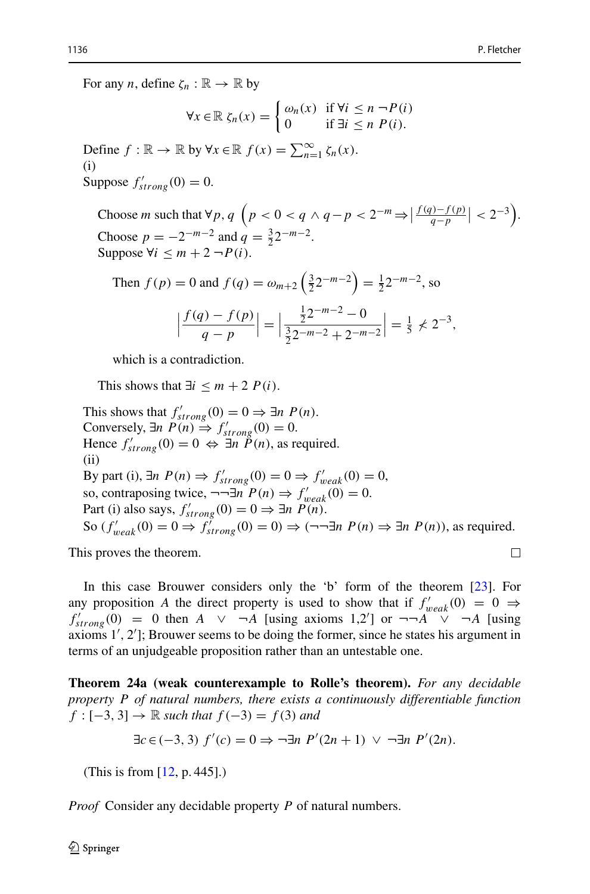For any $n$, define $\zeta_n : \mathbb{R} \to \mathbb{R}$ by

$$\forall x \in \mathbb{R}\ \zeta_n(x) = \begin{cases} \omega_n(x) & \text{if } \forall i \leq n\ \neg P(i) \\ 0 & \text{if } \exists i \leq n\ P(i). \end{cases}$$

Define $f : \mathbb{R} \to \mathbb{R}$ by $\forall x \in \mathbb{R}\ f(x) = \sum_{n=1}^{\infty} \zeta_n(x)$.
(i)
Suppose $f'_{strong}(0) = 0$.

> Choose $m$ such that $\forall p, q\ \left(p < 0 < q \wedge q - p < 2^{-m} \Rightarrow \left|\frac{f(q)-f(p)}{q-p}\right| < 2^{-3}\right)$.
> Choose $p = -2^{-m-2}$ and $q = \frac{3}{2}2^{-m-2}$.
> Suppose $\forall i \leq m+2\ \neg P(i)$.
>
> > Then $f(p) = 0$ and $f(q) = \omega_{m+2}\left(\frac{3}{2}2^{-m-2}\right) = \frac{1}{2}2^{-m-2}$, so
> >
> > $$\left|\frac{f(q) - f(p)}{q - p}\right| = \left|\frac{\frac{1}{2}2^{-m-2} - 0}{\frac{3}{2}2^{-m-2} + 2^{-m-2}}\right| = \frac{1}{5} \not< 2^{-3},$$
> >
> > which is a contradiction.
>
> This shows that $\exists i \leq m+2\ P(i)$.

This shows that $f'_{strong}(0) = 0 \Rightarrow \exists n\ P(n)$.
Conversely, $\exists n\ P(n) \Rightarrow f'_{strong}(0) = 0$.
Hence $f'_{strong}(0) = 0 \Leftrightarrow \exists n\ P(n)$, as required.
(ii)
By part (i), $\exists n\ P(n) \Rightarrow f'_{strong}(0) = 0 \Rightarrow f'_{weak}(0) = 0$,
so, contraposing twice, $\neg\neg\exists n\ P(n) \Rightarrow f'_{weak}(0) = 0$.
Part (i) also says, $f'_{strong}(0) = 0 \Rightarrow \exists n\ P(n)$.
So $(f'_{weak}(0) = 0 \Rightarrow f'_{strong}(0) = 0) \Rightarrow (\neg\neg\exists n\ P(n) \Rightarrow \exists n\ P(n))$, as required.

This proves the theorem. □

In this case Brouwer considers only the 'b' form of the theorem [23]. For any proposition $A$ the direct property is used to show that if $f'_{weak}(0) = 0 \Rightarrow f'_{strong}(0) = 0$ then $A \vee \neg A$ [using axioms 1,2′] or $\neg\neg A \vee \neg A$ [using axioms 1′, 2′]; Brouwer seems to be doing the former, since he states his argument in terms of an unjudgeable proposition rather than an untestable one.

**Theorem 24a (weak counterexample to Rolle's theorem).** *For any decidable property $P$ of natural numbers, there exists a continuously differentiable function $f : [-3, 3] \to \mathbb{R}$ such that $f(-3) = f(3)$ and*

$$\exists c \in (-3, 3)\ f'(c) = 0 \Rightarrow \neg\exists n\ P'(2n+1) \vee \neg\exists n\ P'(2n).$$

(This is from [12, p. 445].)

*Proof* Consider any decidable property $P$ of natural numbers.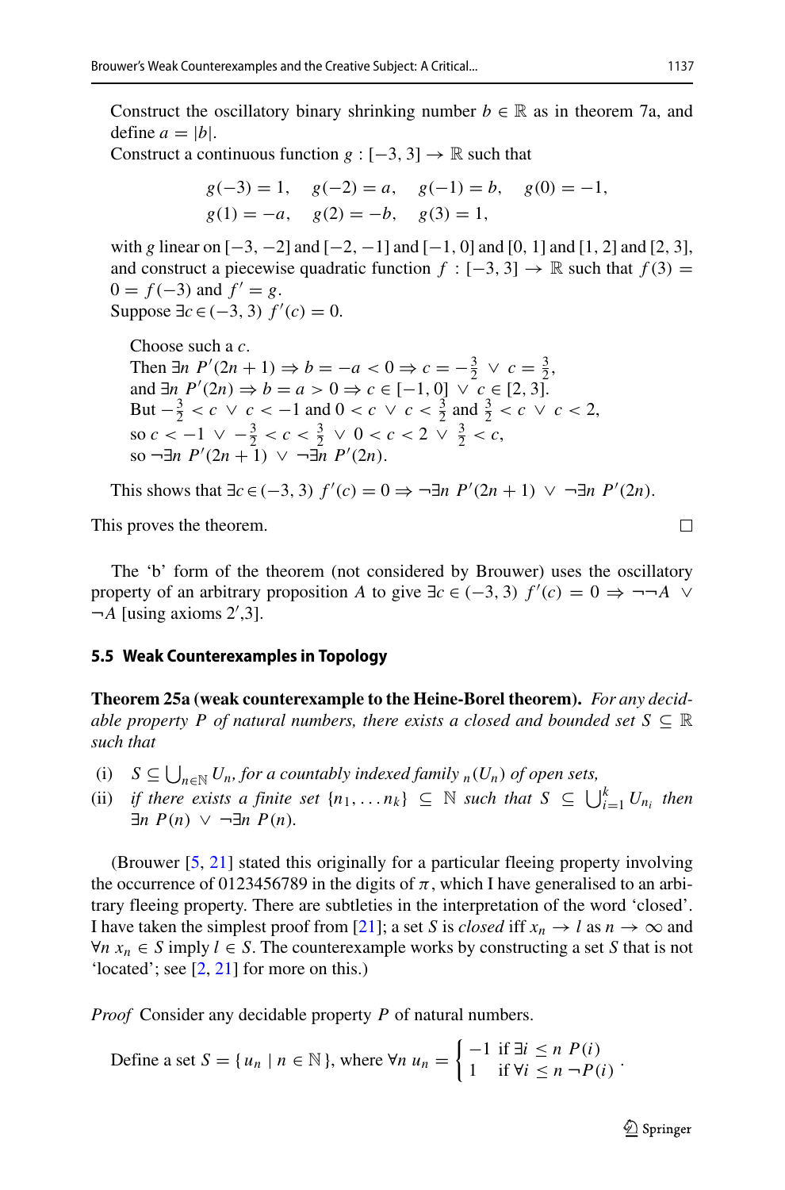Construct the oscillatory binary shrinking number $b \in \mathbb{R}$ as in theorem 7a, and define $a = |b|$.
Construct a continuous function $g : [-3, 3] \to \mathbb{R}$ such that

$$g(-3) = 1, \quad g(-2) = a, \quad g(-1) = b, \quad g(0) = -1,$$
$$g(1) = -a, \quad g(2) = -b, \quad g(3) = 1,$$

with $g$ linear on $[-3, -2]$ and $[-2, -1]$ and $[-1, 0]$ and $[0, 1]$ and $[1, 2]$ and $[2, 3]$, and construct a piecewise quadratic function $f : [-3, 3] \to \mathbb{R}$ such that $f(3) = 0 = f(-3)$ and $f' = g$.
Suppose $\exists c \in (-3, 3)\ f'(c) = 0$.

> Choose such a $c$.
> Then $\exists n\ P'(2n + 1) \Rightarrow b = -a < 0 \Rightarrow c = -\frac{3}{2} \ \vee\ c = \frac{3}{2}$,
> and $\exists n\ P'(2n) \Rightarrow b = a > 0 \Rightarrow c \in [-1, 0] \ \vee\ c \in [2, 3]$.
> But $-\frac{3}{2} < c \ \vee\ c < -1$ and $0 < c \ \vee\ c < \frac{3}{2}$ and $\frac{3}{2} < c \ \vee\ c < 2$,
> so $c < -1 \ \vee\ -\frac{3}{2} < c < \frac{3}{2} \ \vee\ 0 < c < 2 \ \vee\ \frac{3}{2} < c$,
> so $\neg\exists n\ P'(2n + 1) \ \vee\ \neg\exists n\ P'(2n)$.

This shows that $\exists c \in (-3, 3)\ f'(c) = 0 \Rightarrow \neg\exists n\ P'(2n + 1) \ \vee\ \neg\exists n\ P'(2n)$.

This proves the theorem. □

The 'b' form of the theorem (not considered by Brouwer) uses the oscillatory property of an arbitrary proposition $A$ to give $\exists c \in (-3, 3)\ f'(c) = 0 \Rightarrow \neg\neg A \ \vee\ \neg A$ [using axioms 2′,3].

### 5.5 Weak Counterexamples in Topology

**Theorem 25a (weak counterexample to the Heine-Borel theorem).** *For any decidable property $P$ of natural numbers, there exists a closed and bounded set $S \subseteq \mathbb{R}$ such that*

(i) $S \subseteq \bigcup_{n \in \mathbb{N}} U_n$, *for a countably indexed family* $_n(U_n)$ *of open sets,*
(ii) *if there exists a finite set* $\{n_1, \ldots n_k\} \subseteq \mathbb{N}$ *such that* $S \subseteq \bigcup_{i=1}^{k} U_{n_i}$ *then* $\exists n\ P(n) \ \vee\ \neg\exists n\ P(n)$.

(Brouwer [5, 21] stated this originally for a particular fleeing property involving the occurrence of 0123456789 in the digits of $\pi$, which I have generalised to an arbitrary fleeing property. There are subtleties in the interpretation of the word 'closed'. I have taken the simplest proof from [21]; a set $S$ is *closed* iff $x_n \to l$ as $n \to \infty$ and $\forall n\ x_n \in S$ imply $l \in S$. The counterexample works by constructing a set $S$ that is not 'located'; see [2, 21] for more on this.)

*Proof* Consider any decidable property $P$ of natural numbers.

Define a set $S = \{u_n \mid n \in \mathbb{N}\}$, where $\forall n\ u_n = \begin{cases} -1 & \text{if } \exists i \leq n\ P(i) \\ 1 & \text{if } \forall i \leq n\ \neg P(i) \end{cases}$.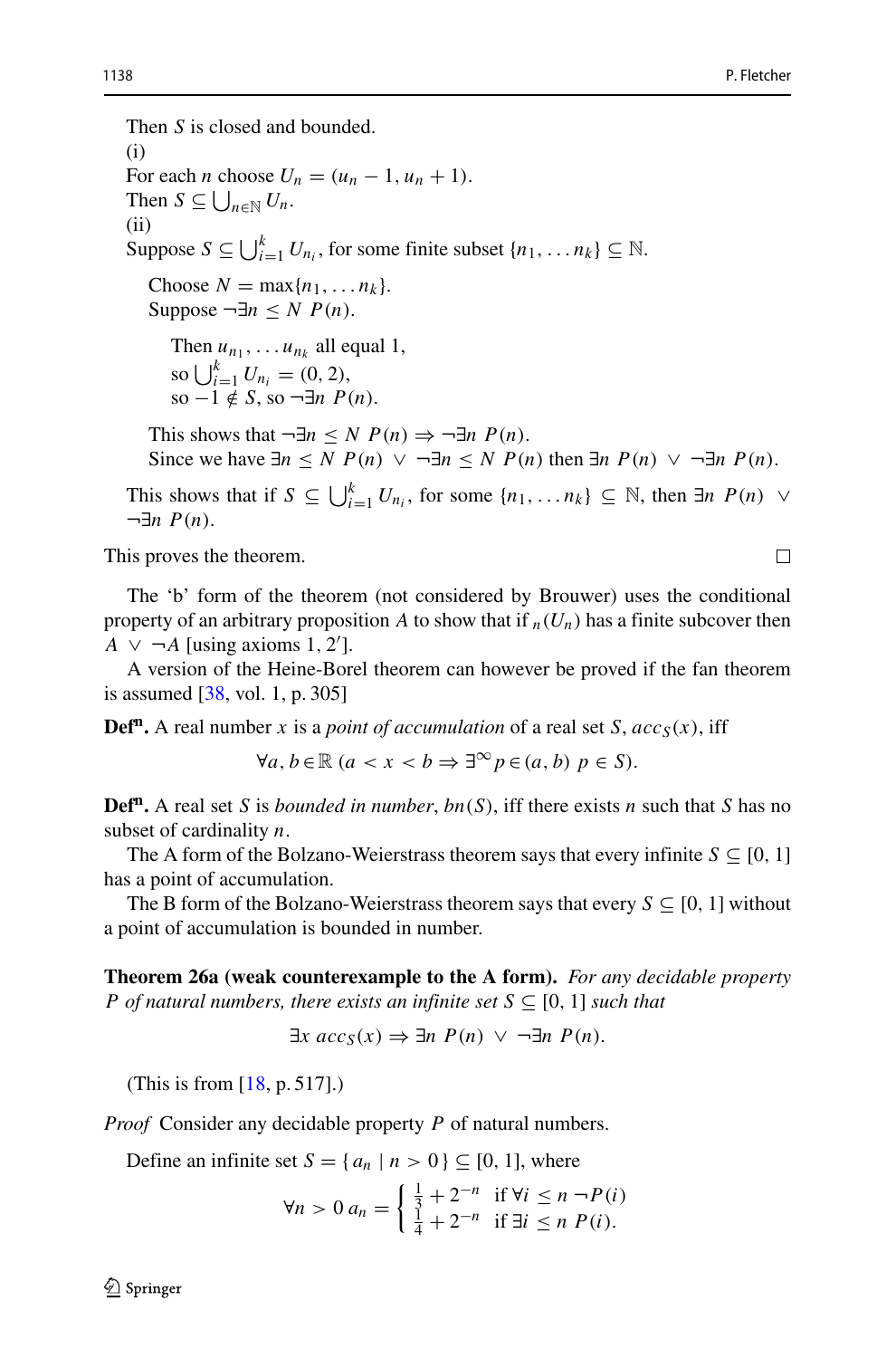Then $S$ is closed and bounded.

(i)

For each $n$ choose $U_n = (u_n - 1, u_n + 1)$.

Then $S \subseteq \bigcup_{n \in \mathbb{N}} U_n$.

(ii)

Suppose $S \subseteq \bigcup_{i=1}^{k} U_{n_i}$, for some finite subset $\{n_1, \ldots n_k\} \subseteq \mathbb{N}$.

> Choose $N = \max\{n_1, \ldots n_k\}$.
>
> Suppose $\neg \exists n \leq N \; P(n)$.
>
> > Then $u_{n_1}, \ldots u_{n_k}$ all equal 1,
> >
> > so $\bigcup_{i=1}^{k} U_{n_i} = (0, 2)$,
> >
> > so $-1 \notin S$, so $\neg \exists n \; P(n)$.
>
> This shows that $\neg \exists n \leq N \; P(n) \Rightarrow \neg \exists n \; P(n)$.
>
> Since we have $\exists n \leq N \; P(n) \; \vee \; \neg \exists n \leq N \; P(n)$ then $\exists n \; P(n) \; \vee \; \neg \exists n \; P(n)$.

This shows that if $S \subseteq \bigcup_{i=1}^{k} U_{n_i}$, for some $\{n_1, \ldots n_k\} \subseteq \mathbb{N}$, then $\exists n \; P(n) \; \vee \; \neg \exists n \; P(n)$.

This proves the theorem. □

The 'b' form of the theorem (not considered by Brouwer) uses the conditional property of an arbitrary proposition $A$ to show that if $_n(U_n)$ has a finite subcover then $A \vee \neg A$ [using axioms 1, 2′].

A version of the Heine-Borel theorem can however be proved if the fan theorem is assumed [38, vol. 1, p. 305]

**Def$^{\mathbf{n}}$.** A real number $x$ is a *point of accumulation* of a real set $S$, $acc_S(x)$, iff

$$\forall a, b \in \mathbb{R} \; (a < x < b \Rightarrow \exists^{\infty} p \in (a, b) \; p \in S).$$

**Def$^{\mathbf{n}}$.** A real set $S$ is *bounded in number*, $bn(S)$, iff there exists $n$ such that $S$ has no subset of cardinality $n$.

The A form of the Bolzano-Weierstrass theorem says that every infinite $S \subseteq [0, 1]$ has a point of accumulation.

The B form of the Bolzano-Weierstrass theorem says that every $S \subseteq [0, 1]$ without a point of accumulation is bounded in number.

**Theorem 26a (weak counterexample to the A form).** *For any decidable property $P$ of natural numbers, there exists an infinite set $S \subseteq [0, 1]$ such that*

$$\exists x \; acc_S(x) \Rightarrow \exists n \; P(n) \; \vee \; \neg \exists n \; P(n).$$

(This is from [18, p. 517].)

*Proof* Consider any decidable property $P$ of natural numbers.

Define an infinite set $S = \{ a_n \mid n > 0 \} \subseteq [0, 1]$, where

$$\forall n > 0 \; a_n = \begin{cases} \frac{1}{3} + 2^{-n} & \text{if } \forall i \leq n \, \neg P(i) \\ \frac{1}{4} + 2^{-n} & \text{if } \exists i \leq n \; P(i). \end{cases}$$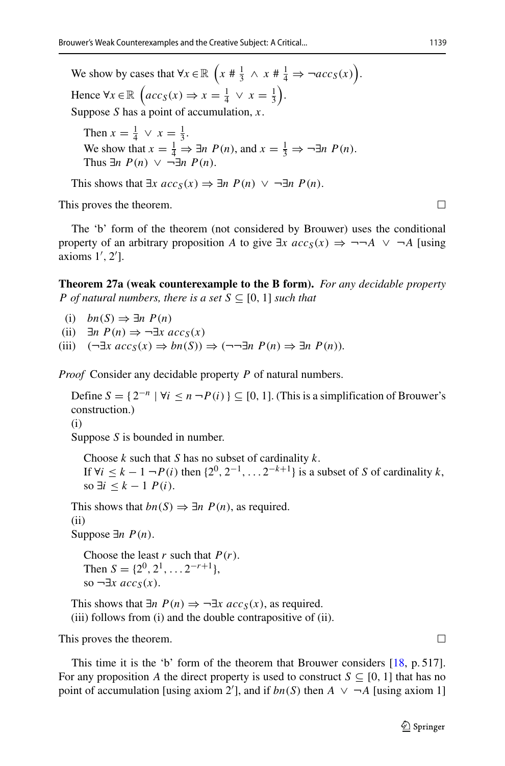We show by cases that $\forall x \in \mathbb{R} \ \left( x \# \frac{1}{3} \ \wedge \ x \# \frac{1}{4} \Rightarrow \neg acc_S(x) \right)$.

Hence $\forall x \in \mathbb{R} \ \left( acc_S(x) \Rightarrow x = \frac{1}{4} \ \vee \ x = \frac{1}{3} \right)$.

Suppose $S$ has a point of accumulation, $x$.

> Then $x = \frac{1}{4} \ \vee \ x = \frac{1}{3}$.
> We show that $x = \frac{1}{4} \Rightarrow \exists n \ P(n)$, and $x = \frac{1}{3} \Rightarrow \neg \exists n \ P(n)$.
> Thus $\exists n \ P(n) \ \vee \ \neg \exists n \ P(n)$.

This shows that $\exists x \ acc_S(x) \Rightarrow \exists n \ P(n) \ \vee \ \neg \exists n \ P(n)$.

This proves the theorem. □

The 'b' form of the theorem (not considered by Brouwer) uses the conditional property of an arbitrary proposition $A$ to give $\exists x \ acc_S(x) \Rightarrow \neg\neg A \ \vee \ \neg A$ [using axioms $1'$, $2'$].

**Theorem 27a (weak counterexample to the B form).** *For any decidable property $P$ of natural numbers, there is a set $S \subseteq [0, 1]$ such that*

(i) $bn(S) \Rightarrow \exists n \ P(n)$
(ii) $\exists n \ P(n) \Rightarrow \neg \exists x \ acc_S(x)$
(iii) $(\neg \exists x \ acc_S(x) \Rightarrow bn(S)) \Rightarrow (\neg\neg \exists n \ P(n) \Rightarrow \exists n \ P(n))$.

*Proof* Consider any decidable property $P$ of natural numbers.

Define $S = \{ 2^{-n} \mid \forall i \leq n \ \neg P(i) \} \subseteq [0, 1]$. (This is a simplification of Brouwer's construction.)

(i)

Suppose $S$ is bounded in number.

> Choose $k$ such that $S$ has no subset of cardinality $k$.
> If $\forall i \leq k - 1 \ \neg P(i)$ then $\{2^0, 2^{-1}, \ldots 2^{-k+1}\}$ is a subset of $S$ of cardinality $k$, so $\exists i \leq k - 1 \ P(i)$.

This shows that $bn(S) \Rightarrow \exists n \ P(n)$, as required.

(ii)

Suppose $\exists n \ P(n)$.

> Choose the least $r$ such that $P(r)$.
> Then $S = \{2^0, 2^1, \ldots 2^{-r+1}\}$,
> so $\neg \exists x \ acc_S(x)$.

This shows that $\exists n \ P(n) \Rightarrow \neg \exists x \ acc_S(x)$, as required.

(iii) follows from (i) and the double contrapositive of (ii).

This proves the theorem. □

This time it is the 'b' form of the theorem that Brouwer considers [18, p. 517]. For any proposition $A$ the direct property is used to construct $S \subseteq [0, 1]$ that has no point of accumulation [using axiom $2'$], and if $bn(S)$ then $A \ \vee \ \neg A$ [using axiom 1]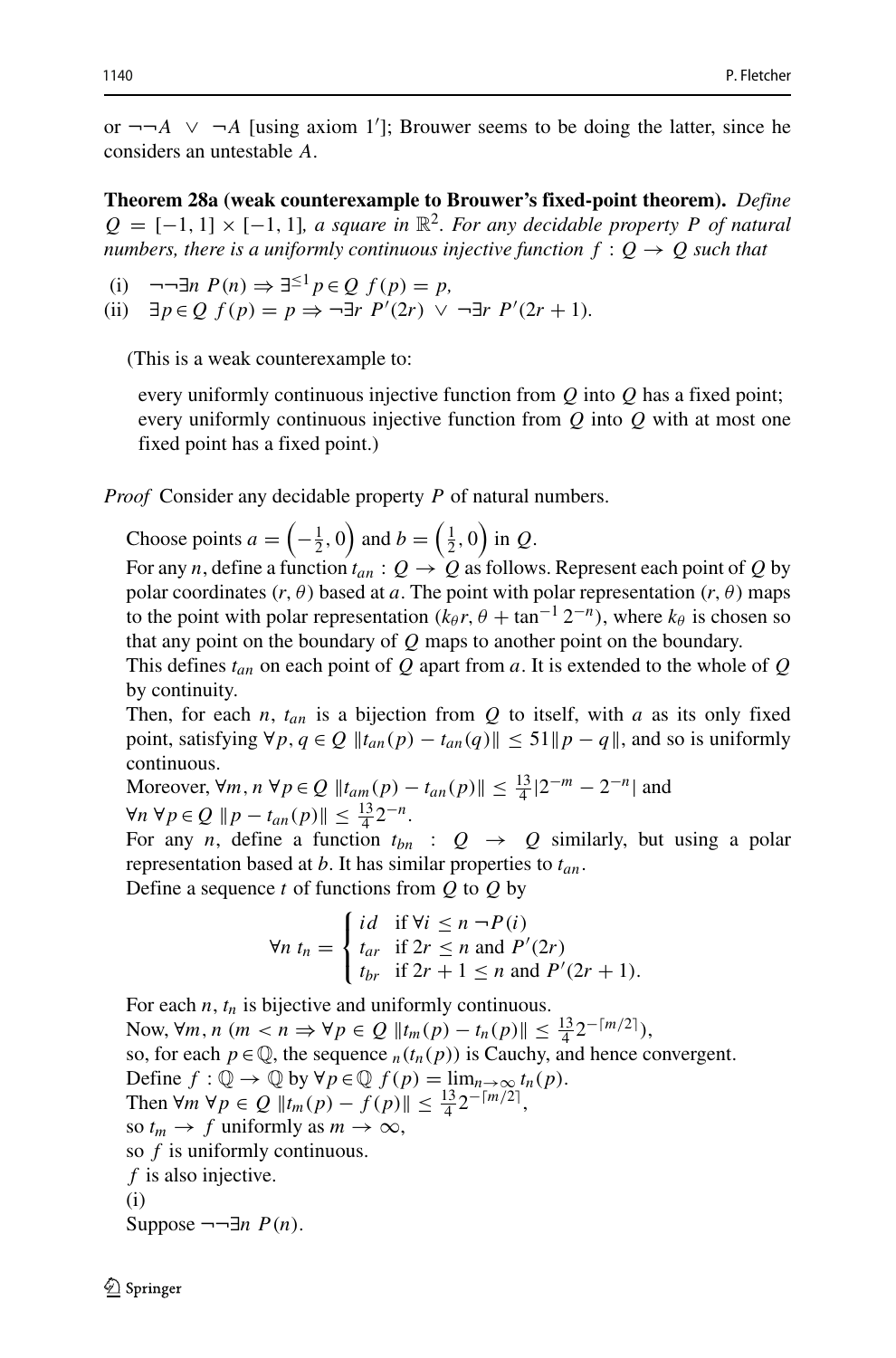or $\neg\neg A \;\vee\; \neg A$ [using axiom 1′]; Brouwer seems to be doing the latter, since he considers an untestable $A$.

**Theorem 28a (weak counterexample to Brouwer's fixed-point theorem).** *Define $Q = [-1, 1] \times [-1, 1]$, a square in $\mathbb{R}^2$. For any decidable property $P$ of natural numbers, there is a uniformly continuous injective function $f : Q \to Q$ such that*

(i) $\neg\neg\exists n\; P(n) \Rightarrow \exists^{\leq 1} p \in Q\; f(p) = p$,
(ii) $\exists p \in Q\; f(p) = p \Rightarrow \neg\exists r\; P'(2r) \;\vee\; \neg\exists r\; P'(2r+1)$.

(This is a weak counterexample to:

every uniformly continuous injective function from $Q$ into $Q$ has a fixed point;
every uniformly continuous injective function from $Q$ into $Q$ with at most one fixed point has a fixed point.)

*Proof* Consider any decidable property $P$ of natural numbers.

Choose points $a = \left(-\frac{1}{2}, 0\right)$ and $b = \left(\frac{1}{2}, 0\right)$ in $Q$.
For any $n$, define a function $t_{an} : Q \to Q$ as follows. Represent each point of $Q$ by polar coordinates $(r, \theta)$ based at $a$. The point with polar representation $(r, \theta)$ maps to the point with polar representation $(k_\theta r, \theta + \tan^{-1} 2^{-n})$, where $k_\theta$ is chosen so that any point on the boundary of $Q$ maps to another point on the boundary.
This defines $t_{an}$ on each point of $Q$ apart from $a$. It is extended to the whole of $Q$ by continuity.
Then, for each $n$, $t_{an}$ is a bijection from $Q$ to itself, with $a$ as its only fixed point, satisfying $\forall p, q \in Q\; \|t_{an}(p) - t_{an}(q)\| \leq 51\|p - q\|$, and so is uniformly continuous.
Moreover, $\forall m, n\; \forall p \in Q\; \|t_{am}(p) - t_{an}(p)\| \leq \frac{13}{4}|2^{-m} - 2^{-n}|$ and
$\forall n\; \forall p \in Q\; \|p - t_{an}(p)\| \leq \frac{13}{4}2^{-n}$.
For any $n$, define a function $t_{bn} : Q \to Q$ similarly, but using a polar representation based at $b$. It has similar properties to $t_{an}$.
Define a sequence $t$ of functions from $Q$ to $Q$ by

$$\forall n\; t_n = \begin{cases} id & \text{if } \forall i \leq n\; \neg P(i) \\ t_{ar} & \text{if } 2r \leq n \text{ and } P'(2r) \\ t_{br} & \text{if } 2r+1 \leq n \text{ and } P'(2r+1). \end{cases}$$

For each $n$, $t_n$ is bijective and uniformly continuous.
Now, $\forall m, n\; (m < n \Rightarrow \forall p \in Q\; \|t_m(p) - t_n(p)\| \leq \frac{13}{4}2^{-\lceil m/2 \rceil})$,
so, for each $p \in \mathbb{Q}$, the sequence ${}_n(t_n(p))$ is Cauchy, and hence convergent.
Define $f : \mathbb{Q} \to \mathbb{Q}$ by $\forall p \in \mathbb{Q}\; f(p) = \lim_{n\to\infty} t_n(p)$.
Then $\forall m\; \forall p \in Q\; \|t_m(p) - f(p)\| \leq \frac{13}{4}2^{-\lceil m/2 \rceil}$,
so $t_m \to f$ uniformly as $m \to \infty$,
so $f$ is uniformly continuous.
$f$ is also injective.
(i)
Suppose $\neg\neg\exists n\; P(n)$.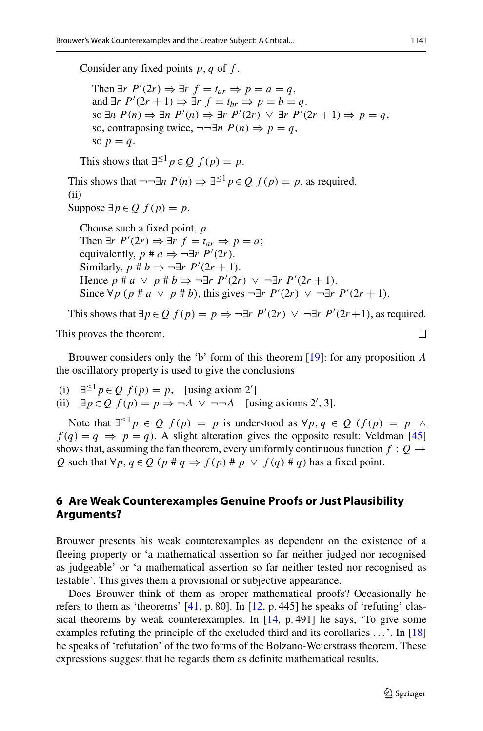Consider any fixed points $p, q$ of $f$.

Then $\exists r\ P'(2r) \Rightarrow \exists r\ f = t_{ar} \Rightarrow p = a = q$,
and $\exists r\ P'(2r+1) \Rightarrow \exists r\ f = t_{br} \Rightarrow p = b = q$.
so $\exists n\ P(n) \Rightarrow \exists n\ P'(n) \Rightarrow \exists r\ P'(2r)\ \vee\ \exists r\ P'(2r+1) \Rightarrow p = q$,
so, contraposing twice, $\neg\neg\exists n\ P(n) \Rightarrow p = q$,
so $p = q$.

This shows that $\exists^{\leq 1} p \in Q\ f(p) = p$.

This shows that $\neg\neg\exists n\ P(n) \Rightarrow \exists^{\leq 1} p \in Q\ f(p) = p$, as required.
(ii)
Suppose $\exists p \in Q\ f(p) = p$.

Choose such a fixed point, $p$.
Then $\exists r\ P'(2r) \Rightarrow \exists r\ f = t_{ar} \Rightarrow p = a$;
equivalently, $p \# a \Rightarrow \neg\exists r\ P'(2r)$.
Similarly, $p \# b \Rightarrow \neg\exists r\ P'(2r+1)$.
Hence $p \# a\ \vee\ p \# b \Rightarrow \neg\exists r\ P'(2r)\ \vee\ \neg\exists r\ P'(2r+1)$.
Since $\forall p\ (p \# a\ \vee\ p \# b)$, this gives $\neg\exists r\ P'(2r)\ \vee\ \neg\exists r\ P'(2r+1)$.

This shows that $\exists p \in Q\ f(p) = p \Rightarrow \neg\exists r\ P'(2r)\ \vee\ \neg\exists r\ P'(2r+1)$, as required.

This proves the theorem. □

Brouwer considers only the 'b' form of this theorem [19]: for any proposition $A$ the oscillatory property is used to give the conclusions

(i) $\exists^{\leq 1} p \in Q\ f(p) = p$, [using axiom 2′]
(ii) $\exists p \in Q\ f(p) = p \Rightarrow \neg A\ \vee\ \neg\neg A$ [using axioms 2′, 3].

Note that $\exists^{\leq 1} p \in Q\ f(p) = p$ is understood as $\forall p, q \in Q\ (f(p) = p\ \wedge\ f(q) = q\ \Rightarrow\ p = q)$. A slight alteration gives the opposite result: Veldman [45] shows that, assuming the fan theorem, every uniformly continuous function $f : Q \to Q$ such that $\forall p, q \in Q\ (p \# q \Rightarrow f(p) \# p\ \vee\ f(q) \# q)$ has a fixed point.

## 6 Are Weak Counterexamples Genuine Proofs or Just Plausibility Arguments?

Brouwer presents his weak counterexamples as dependent on the existence of a fleeing property or 'a mathematical assertion so far neither judged nor recognised as judgeable' or 'a mathematical assertion so far neither tested nor recognised as testable'. This gives them a provisional or subjective appearance.

Does Brouwer think of them as proper mathematical proofs? Occasionally he refers to them as 'theorems' [41, p. 80]. In [12, p. 445] he speaks of 'refuting' classical theorems by weak counterexamples. In [14, p. 491] he says, 'To give some examples refuting the principle of the excluded third and its corollaries ...'. In [18] he speaks of 'refutation' of the two forms of the Bolzano-Weierstrass theorem. These expressions suggest that he regards them as definite mathematical results.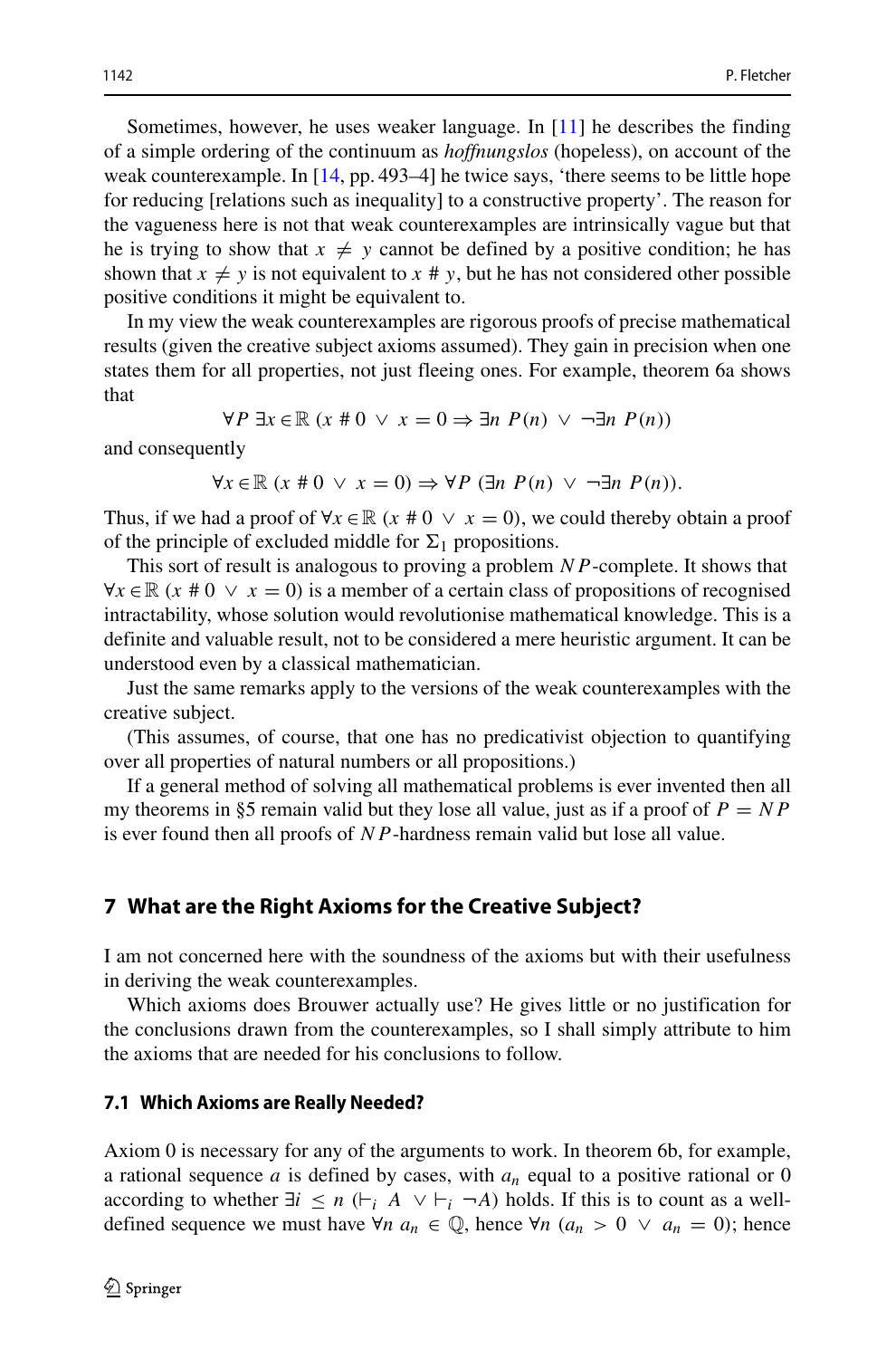Sometimes, however, he uses weaker language. In [11] he describes the finding of a simple ordering of the continuum as *hoffnungslos* (hopeless), on account of the weak counterexample. In [14, pp. 493–4] he twice says, 'there seems to be little hope for reducing [relations such as inequality] to a constructive property'. The reason for the vagueness here is not that weak counterexamples are intrinsically vague but that he is trying to show that $x \neq y$ cannot be defined by a positive condition; he has shown that $x \neq y$ is not equivalent to $x \# y$, but he has not considered other possible positive conditions it might be equivalent to.

In my view the weak counterexamples are rigorous proofs of precise mathematical results (given the creative subject axioms assumed). They gain in precision when one states them for all properties, not just fleeing ones. For example, theorem 6a shows that

$$\forall P \; \exists x \in \mathbb{R} \; (x \# 0 \;\vee\; x = 0 \Rightarrow \exists n \; P(n) \;\vee\; \neg \exists n \; P(n))$$

and consequently

$$\forall x \in \mathbb{R} \; (x \# 0 \;\vee\; x = 0) \Rightarrow \forall P \; (\exists n \; P(n) \;\vee\; \neg \exists n \; P(n)).$$

Thus, if we had a proof of $\forall x \in \mathbb{R} \; (x \# 0 \;\vee\; x = 0)$, we could thereby obtain a proof of the principle of excluded middle for $\Sigma_1$ propositions.

This sort of result is analogous to proving a problem $NP$-complete. It shows that $\forall x \in \mathbb{R} \; (x \# 0 \;\vee\; x = 0)$ is a member of a certain class of propositions of recognised intractability, whose solution would revolutionise mathematical knowledge. This is a definite and valuable result, not to be considered a mere heuristic argument. It can be understood even by a classical mathematician.

Just the same remarks apply to the versions of the weak counterexamples with the creative subject.

(This assumes, of course, that one has no predicativist objection to quantifying over all properties of natural numbers or all propositions.)

If a general method of solving all mathematical problems is ever invented then all my theorems in §5 remain valid but they lose all value, just as if a proof of $P = NP$ is ever found then all proofs of $NP$-hardness remain valid but lose all value.

## 7 What are the Right Axioms for the Creative Subject?

I am not concerned here with the soundness of the axioms but with their usefulness in deriving the weak counterexamples.

Which axioms does Brouwer actually use? He gives little or no justification for the conclusions drawn from the counterexamples, so I shall simply attribute to him the axioms that are needed for his conclusions to follow.

### 7.1 Which Axioms are Really Needed?

Axiom 0 is necessary for any of the arguments to work. In theorem 6b, for example, a rational sequence $a$ is defined by cases, with $a_n$ equal to a positive rational or 0 according to whether $\exists i \leq n \; (\vdash_i A \;\vee \vdash_i \neg A)$ holds. If this is to count as a well-defined sequence we must have $\forall n \; a_n \in \mathbb{Q}$, hence $\forall n \; (a_n > 0 \;\vee\; a_n = 0)$; hence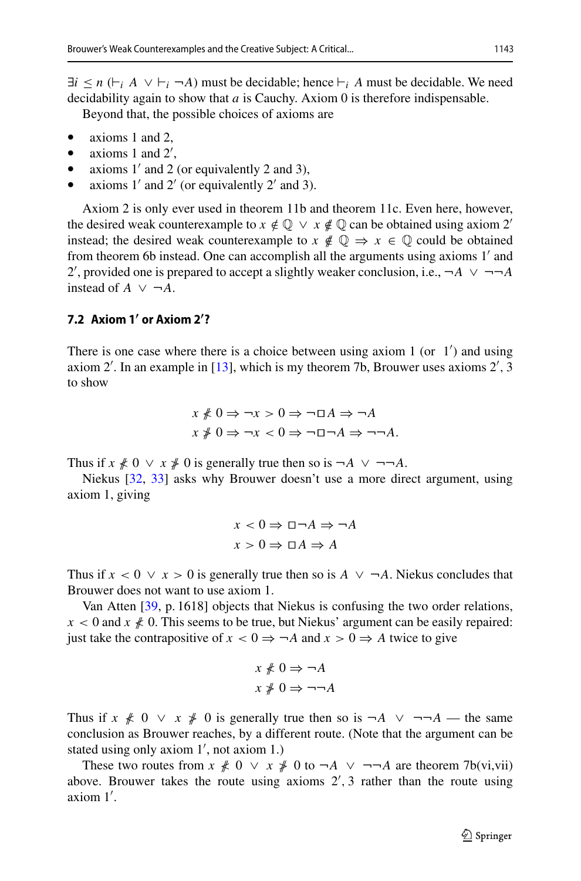$\exists i \leq n$ ($\vdash_i A \vee \vdash_i \neg A$) must be decidable; hence $\vdash_i A$ must be decidable. We need decidability again to show that $a$ is Cauchy. Axiom 0 is therefore indispensable.

Beyond that, the possible choices of axioms are

- axioms 1 and 2,
- axioms 1 and 2′,
- axioms 1′ and 2 (or equivalently 2 and 3),
- axioms 1′ and 2′ (or equivalently 2′ and 3).

Axiom 2 is only ever used in theorem 11b and theorem 11c. Even here, however, the desired weak counterexample to $x \notin \mathbb{Q} \vee x \notin \mathbb{Q}$ can be obtained using axiom 2′ instead; the desired weak counterexample to $x \notin \mathbb{Q} \Rightarrow x \in \mathbb{Q}$ could be obtained from theorem 6b instead. One can accomplish all the arguments using axioms 1′ and 2′, provided one is prepared to accept a slightly weaker conclusion, i.e., $\neg A \vee \neg\neg A$ instead of $A \vee \neg A$.

### 7.2 Axiom 1′ or Axiom 2′?

There is one case where there is a choice between using axiom 1 (or 1′) and using axiom 2′. In an example in [13], which is my theorem 7b, Brouwer uses axioms 2′, 3 to show

$$x \not> 0 \Rightarrow \neg x > 0 \Rightarrow \neg \Box A \Rightarrow \neg A$$
$$x \not< 0 \Rightarrow \neg x < 0 \Rightarrow \neg \Box \neg A \Rightarrow \neg\neg A.$$

Thus if $x \not> 0 \vee x \not< 0$ is generally true then so is $\neg A \vee \neg\neg A$.

Niekus [32, 33] asks why Brouwer doesn't use a more direct argument, using axiom 1, giving

$$x < 0 \Rightarrow \Box \neg A \Rightarrow \neg A$$
$$x > 0 \Rightarrow \Box A \Rightarrow A$$

Thus if $x < 0 \vee x > 0$ is generally true then so is $A \vee \neg A$. Niekus concludes that Brouwer does not want to use axiom 1.

Van Atten [39, p. 1618] objects that Niekus is confusing the two order relations, $x < 0$ and $x \not> 0$. This seems to be true, but Niekus' argument can be easily repaired: just take the contrapositive of $x < 0 \Rightarrow \neg A$ and $x > 0 \Rightarrow A$ twice to give

$$x \not> 0 \Rightarrow \neg A$$
$$x \not< 0 \Rightarrow \neg\neg A$$

Thus if $x \not> 0 \vee x \not< 0$ is generally true then so is $\neg A \vee \neg\neg A$ — the same conclusion as Brouwer reaches, by a different route. (Note that the argument can be stated using only axiom 1′, not axiom 1.)

These two routes from $x \not> 0 \vee x \not< 0$ to $\neg A \vee \neg\neg A$ are theorem 7b(vi,vii) above. Brouwer takes the route using axioms 2′, 3 rather than the route using axiom 1′.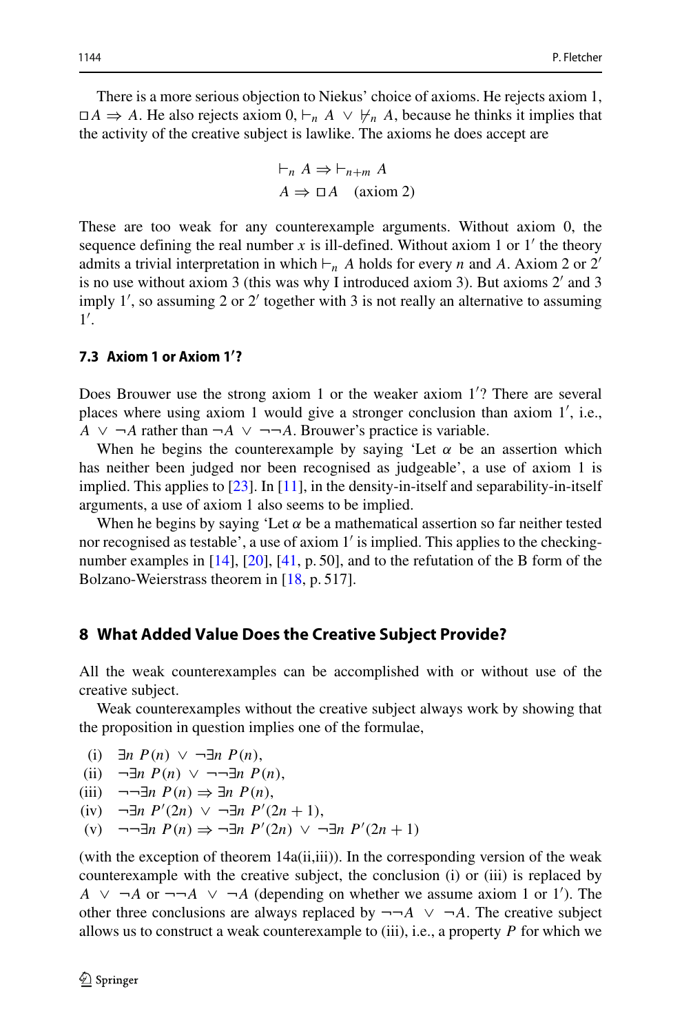There is a more serious objection to Niekus' choice of axioms. He rejects axiom 1, $\Box A \Rightarrow A$. He also rejects axiom 0, $\vdash_n A \vee \nvdash_n A$, because he thinks it implies that the activity of the creative subject is lawlike. The axioms he does accept are

$$\vdash_n A \Rightarrow \vdash_{n+m} A$$
$$A \Rightarrow \Box A \quad \text{(axiom 2)}$$

These are too weak for any counterexample arguments. Without axiom 0, the sequence defining the real number $x$ is ill-defined. Without axiom 1 or 1′ the theory admits a trivial interpretation in which $\vdash_n A$ holds for every $n$ and $A$. Axiom 2 or 2′ is no use without axiom 3 (this was why I introduced axiom 3). But axioms 2′ and 3 imply 1′, so assuming 2 or 2′ together with 3 is not really an alternative to assuming 1′.

### 7.3 Axiom 1 or Axiom 1′?

Does Brouwer use the strong axiom 1 or the weaker axiom 1′? There are several places where using axiom 1 would give a stronger conclusion than axiom 1′, i.e., $A \vee \neg A$ rather than $\neg A \vee \neg\neg A$. Brouwer's practice is variable.

When he begins the counterexample by saying 'Let $\alpha$ be an assertion which has neither been judged nor been recognised as judgeable', a use of axiom 1 is implied. This applies to [23]. In [11], in the density-in-itself and separability-in-itself arguments, a use of axiom 1 also seems to be implied.

When he begins by saying 'Let $\alpha$ be a mathematical assertion so far neither tested nor recognised as testable', a use of axiom 1′ is implied. This applies to the checking-number examples in [14], [20], [41, p. 50], and to the refutation of the B form of the Bolzano-Weierstrass theorem in [18, p. 517].

## 8 What Added Value Does the Creative Subject Provide?

All the weak counterexamples can be accomplished with or without use of the creative subject.

Weak counterexamples without the creative subject always work by showing that the proposition in question implies one of the formulae,

(i) $\exists n\ P(n) \vee \neg\exists n\ P(n)$,
(ii) $\neg\exists n\ P(n) \vee \neg\neg\exists n\ P(n)$,
(iii) $\neg\neg\exists n\ P(n) \Rightarrow \exists n\ P(n)$,
(iv) $\neg\exists n\ P'(2n) \vee \neg\exists n\ P'(2n+1)$,
(v) $\neg\neg\exists n\ P(n) \Rightarrow \neg\exists n\ P'(2n) \vee \neg\exists n\ P'(2n+1)$

(with the exception of theorem 14a(ii,iii)). In the corresponding version of the weak counterexample with the creative subject, the conclusion (i) or (iii) is replaced by $A \vee \neg A$ or $\neg\neg A \vee \neg A$ (depending on whether we assume axiom 1 or 1′). The other three conclusions are always replaced by $\neg\neg A \vee \neg A$. The creative subject allows us to construct a weak counterexample to (iii), i.e., a property $P$ for which we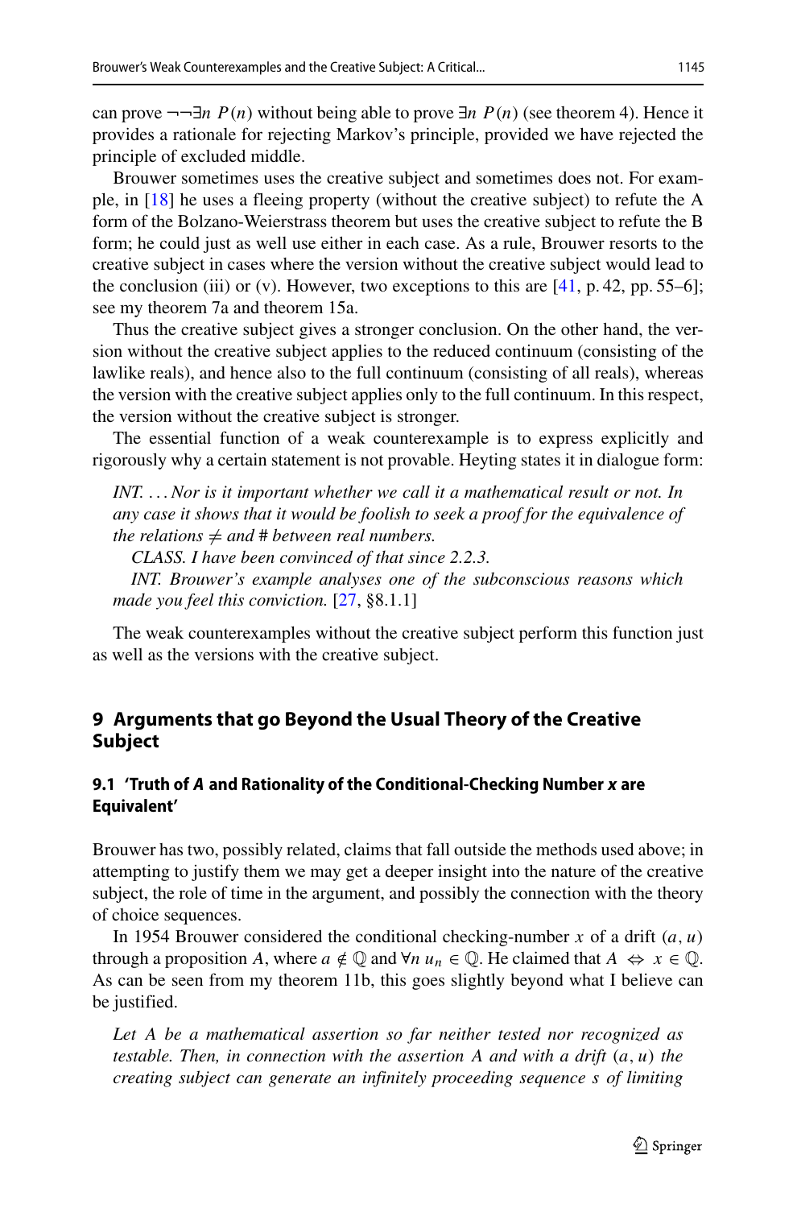can prove $\neg\neg\exists n\ P(n)$ without being able to prove $\exists n\ P(n)$ (see theorem 4). Hence it provides a rationale for rejecting Markov's principle, provided we have rejected the principle of excluded middle.

Brouwer sometimes uses the creative subject and sometimes does not. For example, in [18] he uses a fleeing property (without the creative subject) to refute the A form of the Bolzano-Weierstrass theorem but uses the creative subject to refute the B form; he could just as well use either in each case. As a rule, Brouwer resorts to the creative subject in cases where the version without the creative subject would lead to the conclusion (iii) or (v). However, two exceptions to this are [41, p. 42, pp. 55–6]; see my theorem 7a and theorem 15a.

Thus the creative subject gives a stronger conclusion. On the other hand, the version without the creative subject applies to the reduced continuum (consisting of the lawlike reals), and hence also to the full continuum (consisting of all reals), whereas the version with the creative subject applies only to the full continuum. In this respect, the version without the creative subject is stronger.

The essential function of a weak counterexample is to express explicitly and rigorously why a certain statement is not provable. Heyting states it in dialogue form:

> *INT. ... Nor is it important whether we call it a mathematical result or not. In any case it shows that it would be foolish to seek a proof for the equivalence of the relations $\neq$ and # between real numbers.*
>
> *CLASS. I have been convinced of that since 2.2.3.*
>
> *INT. Brouwer's example analyses one of the subconscious reasons which made you feel this conviction.* [27, §8.1.1]

The weak counterexamples without the creative subject perform this function just as well as the versions with the creative subject.

## 9 Arguments that go Beyond the Usual Theory of the Creative Subject

### 9.1 'Truth of *A* and Rationality of the Conditional-Checking Number *x* are Equivalent'

Brouwer has two, possibly related, claims that fall outside the methods used above; in attempting to justify them we may get a deeper insight into the nature of the creative subject, the role of time in the argument, and possibly the connection with the theory of choice sequences.

In 1954 Brouwer considered the conditional checking-number $x$ of a drift $(a, u)$ through a proposition $A$, where $a \notin \mathbb{Q}$ and $\forall n\ u_n \in \mathbb{Q}$. He claimed that $A \Leftrightarrow x \in \mathbb{Q}$. As can be seen from my theorem 11b, this goes slightly beyond what I believe can be justified.

> *Let A be a mathematical assertion so far neither tested nor recognized as testable. Then, in connection with the assertion A and with a drift $(a, u)$ the creating subject can generate an infinitely proceeding sequence s of limiting*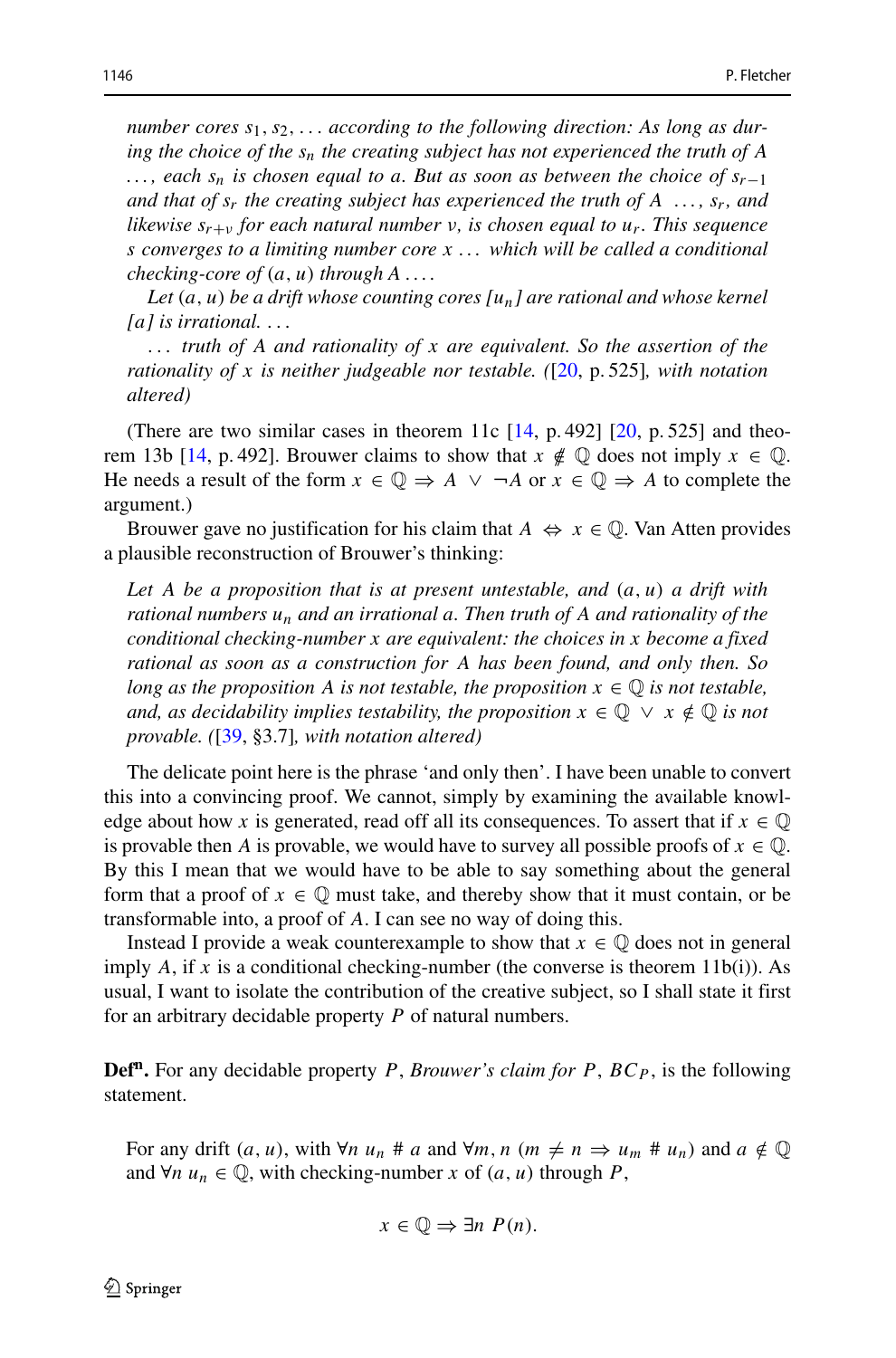*number cores $s_1, s_2, \ldots$ according to the following direction: As long as during the choice of the $s_n$ the creating subject has not experienced the truth of $A$ $\ldots$, each $s_n$ is chosen equal to $a$. But as soon as between the choice of $s_{r-1}$ and that of $s_r$ the creating subject has experienced the truth of $A$ $\ldots$, $s_r$, and likewise $s_{r+\nu}$ for each natural number $\nu$, is chosen equal to $u_r$. This sequence $s$ converges to a limiting number core $x$ $\ldots$ which will be called a conditional checking-core of $(a, u)$ through $A$ $\ldots$.*

*Let $(a, u)$ be a drift whose counting cores $[u_n]$ are rational and whose kernel $[a]$ is irrational. $\ldots$*

*$\ldots$ truth of $A$ and rationality of $x$ are equivalent. So the assertion of the rationality of $x$ is neither judgeable nor testable. ([20, p. 525], with notation altered)*

(There are two similar cases in theorem 11c [14, p. 492] [20, p. 525] and theorem 13b [14, p. 492]. Brouwer claims to show that $x \notin \mathbb{Q}$ does not imply $x \in \mathbb{Q}$. He needs a result of the form $x \in \mathbb{Q} \Rightarrow A \vee \neg A$ or $x \in \mathbb{Q} \Rightarrow A$ to complete the argument.)

Brouwer gave no justification for his claim that $A \Leftrightarrow x \in \mathbb{Q}$. Van Atten provides a plausible reconstruction of Brouwer's thinking:

*Let $A$ be a proposition that is at present untestable, and $(a, u)$ a drift with rational numbers $u_n$ and an irrational $a$. Then truth of $A$ and rationality of the conditional checking-number $x$ are equivalent: the choices in $x$ become a fixed rational as soon as a construction for $A$ has been found, and only then. So long as the proposition $A$ is not testable, the proposition $x \in \mathbb{Q}$ is not testable, and, as decidability implies testability, the proposition $x \in \mathbb{Q} \vee x \notin \mathbb{Q}$ is not provable. ([39, §3.7], with notation altered)*

The delicate point here is the phrase 'and only then'. I have been unable to convert this into a convincing proof. We cannot, simply by examining the available knowledge about how $x$ is generated, read off all its consequences. To assert that if $x \in \mathbb{Q}$ is provable then $A$ is provable, we would have to survey all possible proofs of $x \in \mathbb{Q}$. By this I mean that we would have to be able to say something about the general form that a proof of $x \in \mathbb{Q}$ must take, and thereby show that it must contain, or be transformable into, a proof of $A$. I can see no way of doing this.

Instead I provide a weak counterexample to show that $x \in \mathbb{Q}$ does not in general imply $A$, if $x$ is a conditional checking-number (the converse is theorem 11b(i)). As usual, I want to isolate the contribution of the creative subject, so I shall state it first for an arbitrary decidable property $P$ of natural numbers.

**Def$^{\mathbf{n}}$.** For any decidable property $P$, *Brouwer's claim for $P$*, $BC_P$, is the following statement.

For any drift $(a, u)$, with $\forall n\ u_n \# a$ and $\forall m, n\ (m \neq n \Rightarrow u_m \# u_n)$ and $a \notin \mathbb{Q}$ and $\forall n\ u_n \in \mathbb{Q}$, with checking-number $x$ of $(a, u)$ through $P$,

$$x \in \mathbb{Q} \Rightarrow \exists n\ P(n).$$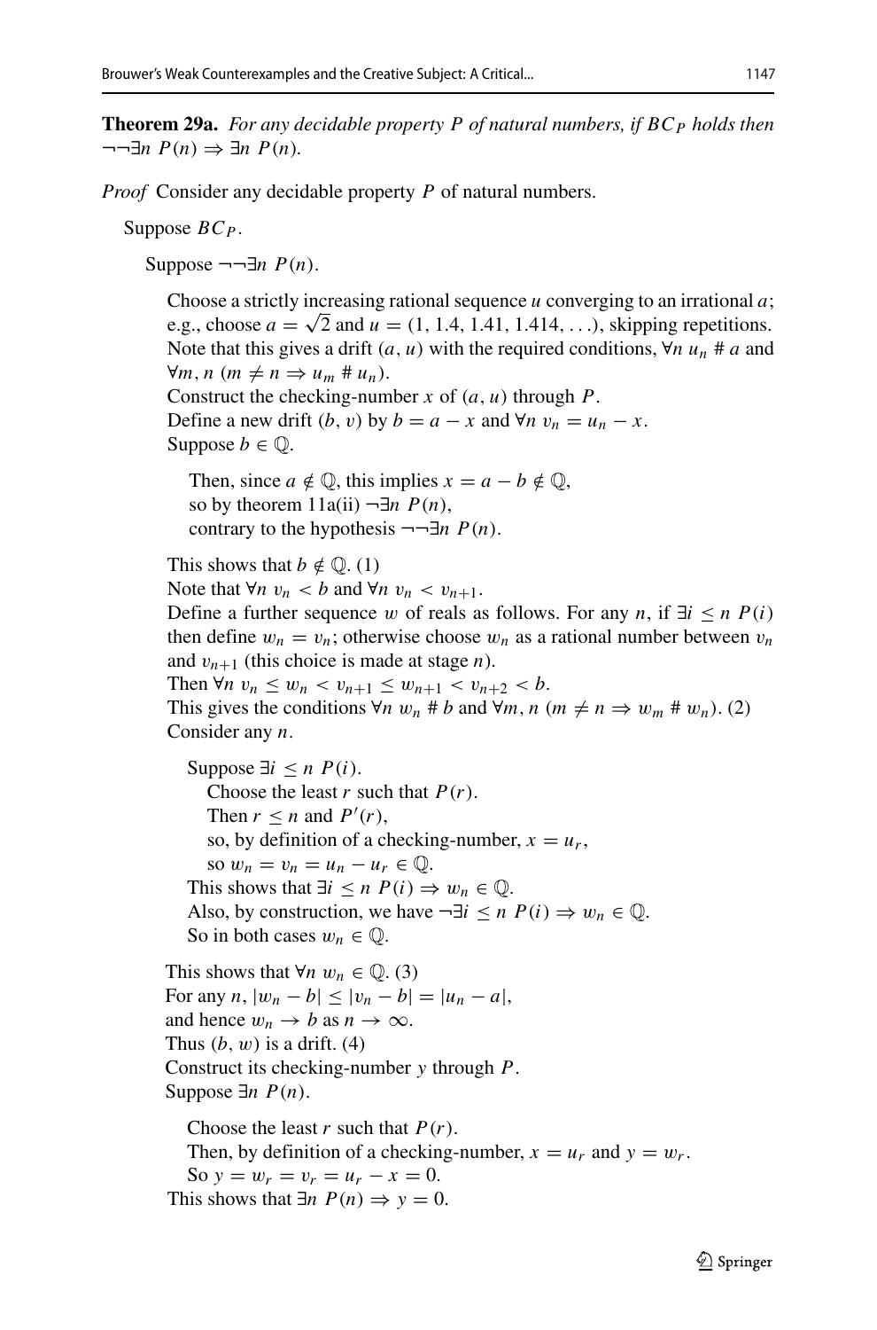**Theorem 29a.** *For any decidable property $P$ of natural numbers, if $BC_P$ holds then $\neg\neg\exists n\ P(n) \Rightarrow \exists n\ P(n)$.*

*Proof* Consider any decidable property $P$ of natural numbers.

Suppose $BC_P$.

Suppose $\neg\neg\exists n\ P(n)$.

Choose a strictly increasing rational sequence $u$ converging to an irrational $a$; e.g., choose $a = \sqrt{2}$ and $u = (1, 1.4, 1.41, 1.414, \ldots)$, skipping repetitions. Note that this gives a drift $(a, u)$ with the required conditions, $\forall n\ u_n \# a$ and $\forall m, n\ (m \neq n \Rightarrow u_m \# u_n)$.
Construct the checking-number $x$ of $(a, u)$ through $P$.
Define a new drift $(b, v)$ by $b = a - x$ and $\forall n\ v_n = u_n - x$.
Suppose $b \in \mathbb{Q}$.

Then, since $a \notin \mathbb{Q}$, this implies $x = a - b \notin \mathbb{Q}$,
so by theorem 11a(ii) $\neg\exists n\ P(n)$,
contrary to the hypothesis $\neg\neg\exists n\ P(n)$.

This shows that $b \notin \mathbb{Q}$. (1)
Note that $\forall n\ v_n < b$ and $\forall n\ v_n < v_{n+1}$.
Define a further sequence $w$ of reals as follows. For any $n$, if $\exists i \leq n\ P(i)$ then define $w_n = v_n$; otherwise choose $w_n$ as a rational number between $v_n$ and $v_{n+1}$ (this choice is made at stage $n$).
Then $\forall n\ v_n \leq w_n < v_{n+1} \leq w_{n+1} < v_{n+2} < b$.
This gives the conditions $\forall n\ w_n \# b$ and $\forall m, n\ (m \neq n \Rightarrow w_m \# w_n)$. (2)
Consider any $n$.

Suppose $\exists i \leq n\ P(i)$.

Choose the least $r$ such that $P(r)$.
Then $r \leq n$ and $P'(r)$,
so, by definition of a checking-number, $x = u_r$,
so $w_n = v_n = u_n - u_r \in \mathbb{Q}$.

This shows that $\exists i \leq n\ P(i) \Rightarrow w_n \in \mathbb{Q}$.
Also, by construction, we have $\neg\exists i \leq n\ P(i) \Rightarrow w_n \in \mathbb{Q}$.
So in both cases $w_n \in \mathbb{Q}$.

This shows that $\forall n\ w_n \in \mathbb{Q}$. (3)
For any $n$, $|w_n - b| \leq |v_n - b| = |u_n - a|$,
and hence $w_n \to b$ as $n \to \infty$.
Thus $(b, w)$ is a drift. (4)
Construct its checking-number $y$ through $P$.
Suppose $\exists n\ P(n)$.

Choose the least $r$ such that $P(r)$.
Then, by definition of a checking-number, $x = u_r$ and $y = w_r$.
So $y = w_r = v_r = u_r - x = 0$.

This shows that $\exists n\ P(n) \Rightarrow y = 0$.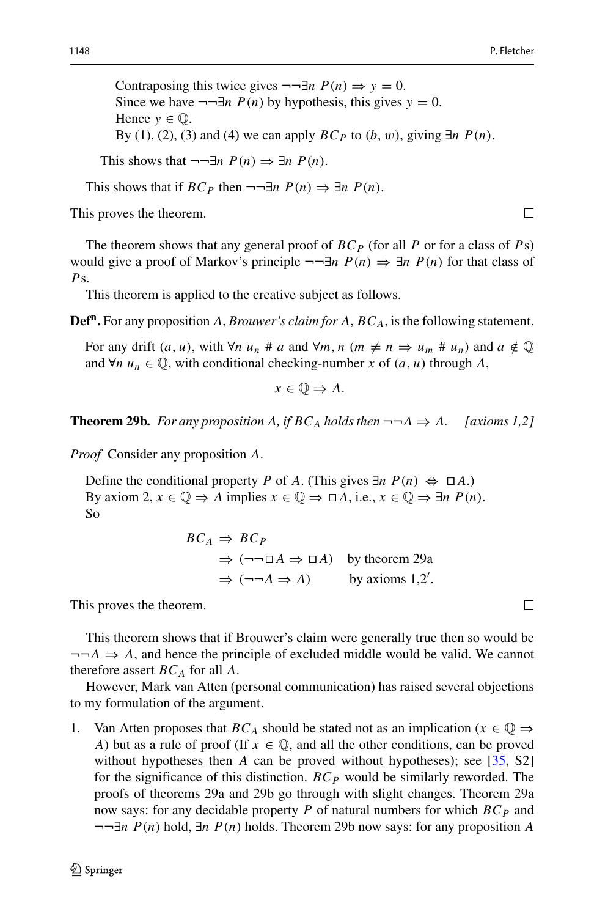Contraposing this twice gives $\neg\neg\exists n\ P(n) \Rightarrow y = 0$.
Since we have $\neg\neg\exists n\ P(n)$ by hypothesis, this gives $y = 0$.
Hence $y \in \mathbb{Q}$.
By (1), (2), (3) and (4) we can apply $BC_P$ to $(b, w)$, giving $\exists n\ P(n)$.

This shows that $\neg\neg\exists n\ P(n) \Rightarrow \exists n\ P(n)$.

This shows that if $BC_P$ then $\neg\neg\exists n\ P(n) \Rightarrow \exists n\ P(n)$.

This proves the theorem. □

The theorem shows that any general proof of $BC_P$ (for all $P$ or for a class of $P$s) would give a proof of Markov's principle $\neg\neg\exists n\ P(n) \Rightarrow \exists n\ P(n)$ for that class of $P$s.

This theorem is applied to the creative subject as follows.

**Def$^{\mathbf{n}}$.** For any proposition $A$, *Brouwer's claim for* $A$, $BC_A$, is the following statement.

For any drift $(a, u)$, with $\forall n\ u_n \# a$ and $\forall m, n\ (m \neq n \Rightarrow u_m \# u_n)$ and $a \notin \mathbb{Q}$ and $\forall n\ u_n \in \mathbb{Q}$, with conditional checking-number $x$ of $(a, u)$ through $A$,

$$x \in \mathbb{Q} \Rightarrow A.$$

**Theorem 29b.** *For any proposition $A$, if $BC_A$ holds then $\neg\neg A \Rightarrow A$. [axioms 1,2]*

*Proof* Consider any proposition $A$.

Define the conditional property $P$ of $A$. (This gives $\exists n\ P(n) \Leftrightarrow \Box A$.)
By axiom 2, $x \in \mathbb{Q} \Rightarrow A$ implies $x \in \mathbb{Q} \Rightarrow \Box A$, i.e., $x \in \mathbb{Q} \Rightarrow \exists n\ P(n)$.
So

$$
\begin{aligned}
BC_A &\Rightarrow BC_P \\
&\Rightarrow (\neg\neg\Box A \Rightarrow \Box A) \quad \text{by theorem 29a} \\
&\Rightarrow (\neg\neg A \Rightarrow A) \quad \text{by axioms } 1,2'.
\end{aligned}
$$

This proves the theorem. □

This theorem shows that if Brouwer's claim were generally true then so would be $\neg\neg A \Rightarrow A$, and hence the principle of excluded middle would be valid. We cannot therefore assert $BC_A$ for all $A$.

However, Mark van Atten (personal communication) has raised several objections to my formulation of the argument.

1. Van Atten proposes that $BC_A$ should be stated not as an implication ($x \in \mathbb{Q} \Rightarrow A$) but as a rule of proof (If $x \in \mathbb{Q}$, and all the other conditions, can be proved without hypotheses then $A$ can be proved without hypotheses); see [35, S2] for the significance of this distinction. $BC_P$ would be similarly reworded. The proofs of theorems 29a and 29b go through with slight changes. Theorem 29a now says: for any decidable property $P$ of natural numbers for which $BC_P$ and $\neg\neg\exists n\ P(n)$ hold, $\exists n\ P(n)$ holds. Theorem 29b now says: for any proposition $A$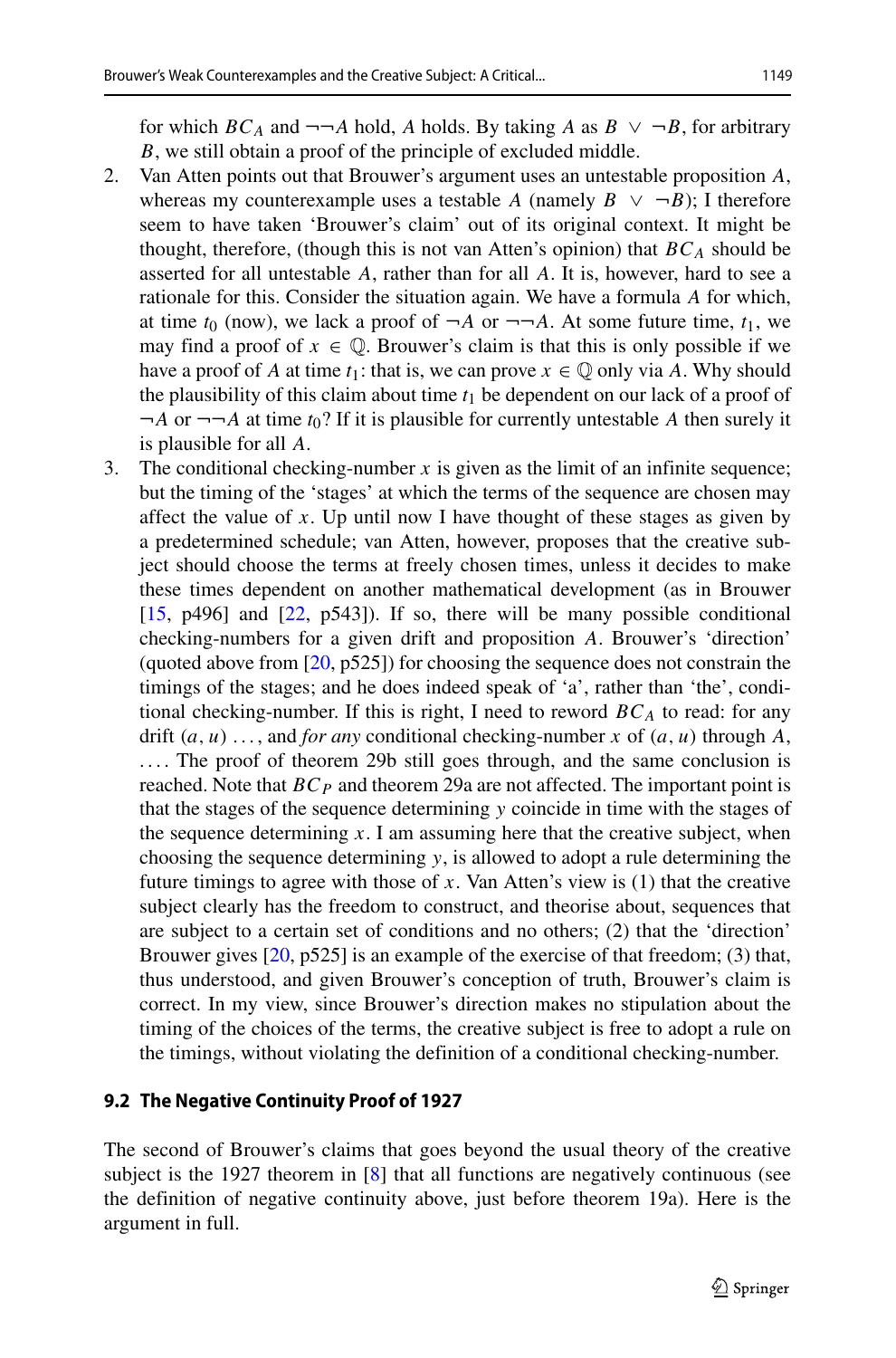for which $BC_A$ and $\neg\neg A$ hold, $A$ holds. By taking $A$ as $B \vee \neg B$, for arbitrary $B$, we still obtain a proof of the principle of excluded middle.

2. Van Atten points out that Brouwer's argument uses an untestable proposition $A$, whereas my counterexample uses a testable $A$ (namely $B \vee \neg B$); I therefore seem to have taken 'Brouwer's claim' out of its original context. It might be thought, therefore, (though this is not van Atten's opinion) that $BC_A$ should be asserted for all untestable $A$, rather than for all $A$. It is, however, hard to see a rationale for this. Consider the situation again. We have a formula $A$ for which, at time $t_0$ (now), we lack a proof of $\neg A$ or $\neg\neg A$. At some future time, $t_1$, we may find a proof of $x \in \mathbb{Q}$. Brouwer's claim is that this is only possible if we have a proof of $A$ at time $t_1$: that is, we can prove $x \in \mathbb{Q}$ only via $A$. Why should the plausibility of this claim about time $t_1$ be dependent on our lack of a proof of $\neg A$ or $\neg\neg A$ at time $t_0$? If it is plausible for currently untestable $A$ then surely it is plausible for all $A$.

3. The conditional checking-number $x$ is given as the limit of an infinite sequence; but the timing of the 'stages' at which the terms of the sequence are chosen may affect the value of $x$. Up until now I have thought of these stages as given by a predetermined schedule; van Atten, however, proposes that the creative subject should choose the terms at freely chosen times, unless it decides to make these times dependent on another mathematical development (as in Brouwer [15, p496] and [22, p543]). If so, there will be many possible conditional checking-numbers for a given drift and proposition $A$. Brouwer's 'direction' (quoted above from [20, p525]) for choosing the sequence does not constrain the timings of the stages; and he does indeed speak of 'a', rather than 'the', conditional checking-number. If this is right, I need to reword $BC_A$ to read: for any drift $(a, u)$ ..., and *for any* conditional checking-number $x$ of $(a, u)$ through $A$, .... The proof of theorem 29b still goes through, and the same conclusion is reached. Note that $BC_P$ and theorem 29a are not affected. The important point is that the stages of the sequence determining $y$ coincide in time with the stages of the sequence determining $x$. I am assuming here that the creative subject, when choosing the sequence determining $y$, is allowed to adopt a rule determining the future timings to agree with those of $x$. Van Atten's view is (1) that the creative subject clearly has the freedom to construct, and theorise about, sequences that are subject to a certain set of conditions and no others; (2) that the 'direction' Brouwer gives [20, p525] is an example of the exercise of that freedom; (3) that, thus understood, and given Brouwer's conception of truth, Brouwer's claim is correct. In my view, since Brouwer's direction makes no stipulation about the timing of the choices of the terms, the creative subject is free to adopt a rule on the timings, without violating the definition of a conditional checking-number.

### 9.2 The Negative Continuity Proof of 1927

The second of Brouwer's claims that goes beyond the usual theory of the creative subject is the 1927 theorem in [8] that all functions are negatively continuous (see the definition of negative continuity above, just before theorem 19a). Here is the argument in full.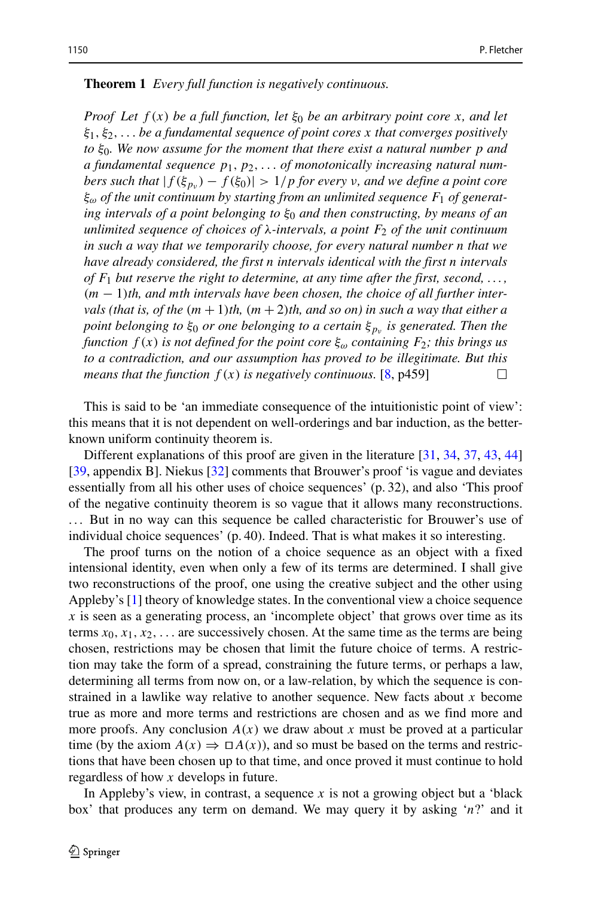**Theorem 1** *Every full function is negatively continuous.*

*Proof* *Let $f(x)$ be a full function, let $\xi_0$ be an arbitrary point core $x$, and let $\xi_1, \xi_2, \ldots$ be a fundamental sequence of point cores $x$ that converges positively to $\xi_0$. We now assume for the moment that there exist a natural number $p$ and a fundamental sequence $p_1, p_2, \ldots$ of monotonically increasing natural numbers such that $|f(\xi_{p_\nu}) - f(\xi_0)| > 1/p$ for every $\nu$, and we define a point core $\xi_\omega$ of the unit continuum by starting from an unlimited sequence $F_1$ of generating intervals of a point belonging to $\xi_0$ and then constructing, by means of an unlimited sequence of choices of λ-intervals, a point $F_2$ of the unit continuum in such a way that we temporarily choose, for every natural number $n$ that we have already considered, the first $n$ intervals identical with the first $n$ intervals of $F_1$ but reserve the right to determine, at any time after the first, second, ..., $(m-1)$th, and $m$th intervals have been chosen, the choice of all further intervals (that is, of the $(m+1)$th, $(m+2)$th, and so on) in such a way that either a point belonging to $\xi_0$ or one belonging to a certain $\xi_{p_\nu}$ is generated. Then the function $f(x)$ is not defined for the point core $\xi_\omega$ containing $F_2$; this brings us to a contradiction, and our assumption has proved to be illegitimate. But this means that the function $f(x)$ is negatively continuous.* [8, p459] □

This is said to be 'an immediate consequence of the intuitionistic point of view': this means that it is not dependent on well-orderings and bar induction, as the better-known uniform continuity theorem is.

Different explanations of this proof are given in the literature [31, 34, 37, 43, 44] [39, appendix B]. Niekus [32] comments that Brouwer's proof 'is vague and deviates essentially from all his other uses of choice sequences' (p. 32), and also 'This proof of the negative continuity theorem is so vague that it allows many reconstructions. ... But in no way can this sequence be called characteristic for Brouwer's use of individual choice sequences' (p. 40). Indeed. That is what makes it so interesting.

The proof turns on the notion of a choice sequence as an object with a fixed intensional identity, even when only a few of its terms are determined. I shall give two reconstructions of the proof, one using the creative subject and the other using Appleby's [1] theory of knowledge states. In the conventional view a choice sequence $x$ is seen as a generating process, an 'incomplete object' that grows over time as its terms $x_0, x_1, x_2, \ldots$ are successively chosen. At the same time as the terms are being chosen, restrictions may be chosen that limit the future choice of terms. A restriction may take the form of a spread, constraining the future terms, or perhaps a law, determining all terms from now on, or a law-relation, by which the sequence is constrained in a lawlike way relative to another sequence. New facts about $x$ become true as more and more terms and restrictions are chosen and as we find more and more proofs. Any conclusion $A(x)$ we draw about $x$ must be proved at a particular time (by the axiom $A(x) \Rightarrow \Box A(x)$), and so must be based on the terms and restrictions that have been chosen up to that time, and once proved it must continue to hold regardless of how $x$ develops in future.

In Appleby's view, in contrast, a sequence $x$ is not a growing object but a 'black box' that produces any term on demand. We may query it by asking '$n$?' and it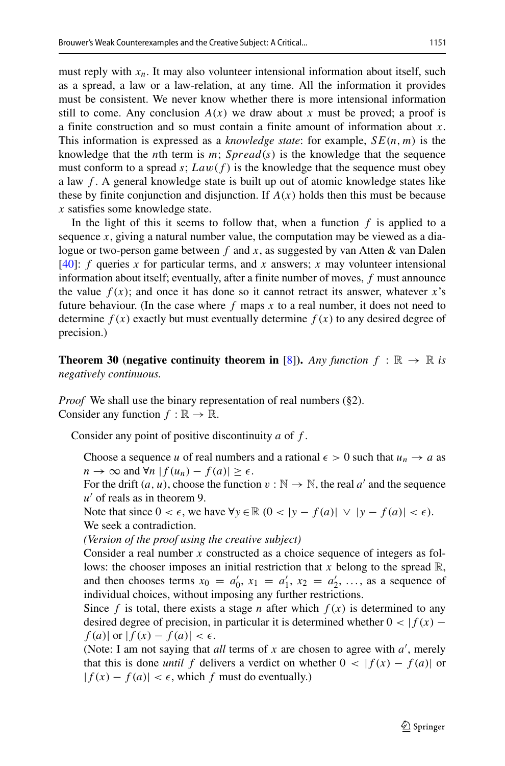must reply with $x_n$. It may also volunteer intensional information about itself, such as a spread, a law or a law-relation, at any time. All the information it provides must be consistent. We never know whether there is more intensional information still to come. Any conclusion $A(x)$ we draw about $x$ must be proved; a proof is a finite construction and so must contain a finite amount of information about $x$. This information is expressed as a *knowledge state*: for example, $SE(n, m)$ is the knowledge that the $n$th term is $m$; $Spread(s)$ is the knowledge that the sequence must conform to a spread $s$; $Law(f)$ is the knowledge that the sequence must obey a law $f$. A general knowledge state is built up out of atomic knowledge states like these by finite conjunction and disjunction. If $A(x)$ holds then this must be because $x$ satisfies some knowledge state.

In the light of this it seems to follow that, when a function $f$ is applied to a sequence $x$, giving a natural number value, the computation may be viewed as a dialogue or two-person game between $f$ and $x$, as suggested by van Atten & van Dalen [40]: $f$ queries $x$ for particular terms, and $x$ answers; $x$ may volunteer intensional information about itself; eventually, after a finite number of moves, $f$ must announce the value $f(x)$; and once it has done so it cannot retract its answer, whatever $x$'s future behaviour. (In the case where $f$ maps $x$ to a real number, it does not need to determine $f(x)$ exactly but must eventually determine $f(x)$ to any desired degree of precision.)

**Theorem 30 (negative continuity theorem in [8]).** *Any function $f : \mathbb{R} \to \mathbb{R}$ is negatively continuous.*

*Proof* We shall use the binary representation of real numbers (§2).
Consider any function $f : \mathbb{R} \to \mathbb{R}$.

Consider any point of positive discontinuity $a$ of $f$.

Choose a sequence $u$ of real numbers and a rational $\epsilon > 0$ such that $u_n \to a$ as $n \to \infty$ and $\forall n\ |f(u_n) - f(a)| \geq \epsilon$.
For the drift $(a, u)$, choose the function $v : \mathbb{N} \to \mathbb{N}$, the real $a'$ and the sequence $u'$ of reals as in theorem 9.
Note that since $0 < \epsilon$, we have $\forall y \in \mathbb{R}\ (0 < |y - f(a)| \ \vee\ |y - f(a)| < \epsilon)$.
We seek a contradiction.
*(Version of the proof using the creative subject)*
Consider a real number $x$ constructed as a choice sequence of integers as follows: the chooser imposes an initial restriction that $x$ belong to the spread $\mathbb{R}$, and then chooses terms $x_0 = a'_0$, $x_1 = a'_1$, $x_2 = a'_2$, ..., as a sequence of individual choices, without imposing any further restrictions.
Since $f$ is total, there exists a stage $n$ after which $f(x)$ is determined to any desired degree of precision, in particular it is determined whether $0 < |f(x) - f(a)|$ or $|f(x) - f(a)| < \epsilon$.
(Note: I am not saying that *all* terms of $x$ are chosen to agree with $a'$, merely that this is done *until* $f$ delivers a verdict on whether $0 < |f(x) - f(a)|$ or $|f(x) - f(a)| < \epsilon$, which $f$ must do eventually.)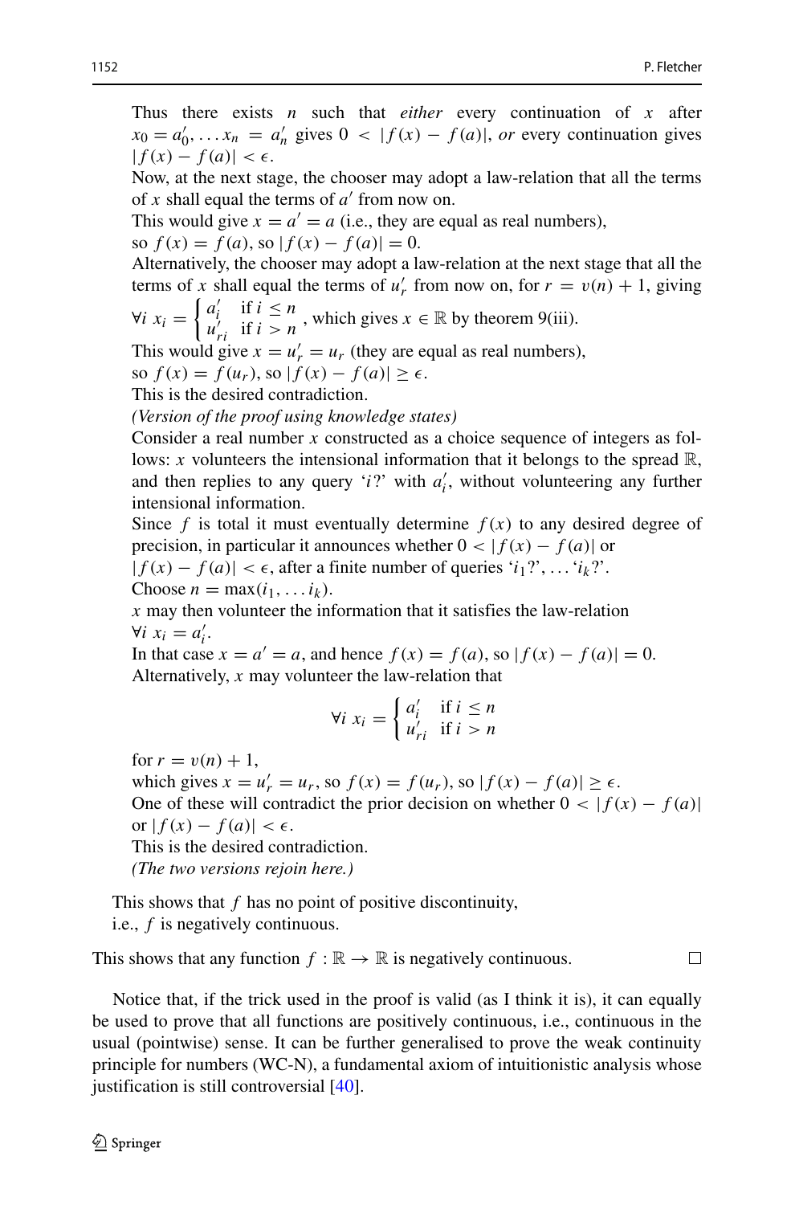Thus there exists $n$ such that *either* every continuation of $x$ after $x_0 = a'_0, \ldots x_n = a'_n$ gives $0 < |f(x) - f(a)|$, *or* every continuation gives $|f(x) - f(a)| < \epsilon$.

Now, at the next stage, the chooser may adopt a law-relation that all the terms of $x$ shall equal the terms of $a'$ from now on.

This would give $x = a' = a$ (i.e., they are equal as real numbers), so $f(x) = f(a)$, so $|f(x) - f(a)| = 0$.

Alternatively, the chooser may adopt a law-relation at the next stage that all the terms of $x$ shall equal the terms of $u'_r$ from now on, for $r = v(n) + 1$, giving $\forall i \; x_i = \begin{cases} a'_i & \text{if } i \leq n \\ u'_{ri} & \text{if } i > n \end{cases}$, which gives $x \in \mathbb{R}$ by theorem 9(iii).

This would give $x = u'_r = u_r$ (they are equal as real numbers), so $f(x) = f(u_r)$, so $|f(x) - f(a)| \geq \epsilon$.

This is the desired contradiction.

*(Version of the proof using knowledge states)*

Consider a real number $x$ constructed as a choice sequence of integers as follows: $x$ volunteers the intensional information that it belongs to the spread $\mathbb{R}$, and then replies to any query '$i$?' with $a'_i$, without volunteering any further intensional information.

Since $f$ is total it must eventually determine $f(x)$ to any desired degree of precision, in particular it announces whether $0 < |f(x) - f(a)|$ or $|f(x) - f(a)| < \epsilon$, after a finite number of queries '$i_1$?', ... '$i_k$?'.

Choose $n = \max(i_1, \ldots i_k)$.

$x$ may then volunteer the information that it satisfies the law-relation $\forall i \; x_i = a'_i$.

In that case $x = a' = a$, and hence $f(x) = f(a)$, so $|f(x) - f(a)| = 0$.

Alternatively, $x$ may volunteer the law-relation that

$$\forall i \; x_i = \begin{cases} a'_i & \text{if } i \leq n \\ u'_{ri} & \text{if } i > n \end{cases}$$

for $r = v(n) + 1$,

which gives $x = u'_r = u_r$, so $f(x) = f(u_r)$, so $|f(x) - f(a)| \geq \epsilon$.

One of these will contradict the prior decision on whether $0 < |f(x) - f(a)|$ or $|f(x) - f(a)| < \epsilon$.

This is the desired contradiction.

*(The two versions rejoin here.)*

This shows that $f$ has no point of positive discontinuity, i.e., $f$ is negatively continuous.

This shows that any function $f : \mathbb{R} \to \mathbb{R}$ is negatively continuous. □

Notice that, if the trick used in the proof is valid (as I think it is), it can equally be used to prove that all functions are positively continuous, i.e., continuous in the usual (pointwise) sense. It can be further generalised to prove the weak continuity principle for numbers (WC-N), a fundamental axiom of intuitionistic analysis whose justification is still controversial [40].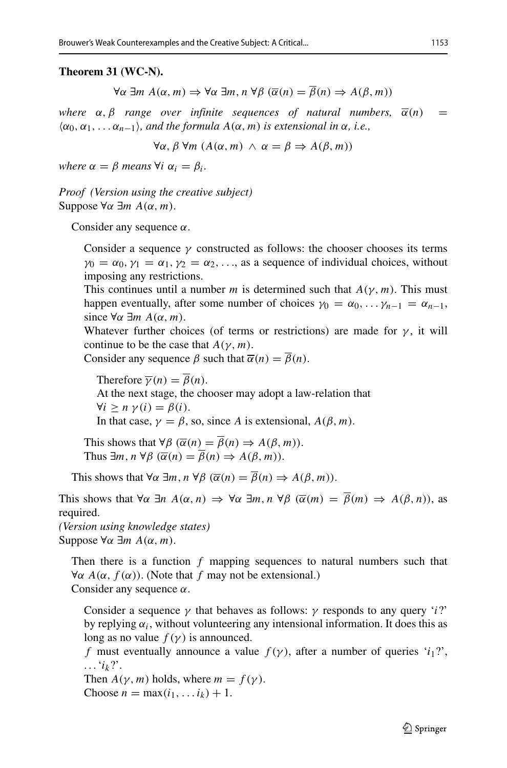**Theorem 31 (WC-N).**

$$\forall \alpha\ \exists m\ A(\alpha, m) \Rightarrow \forall \alpha\ \exists m, n\ \forall \beta\ (\overline{\alpha}(n) = \overline{\beta}(n) \Rightarrow A(\beta, m))$$

*where $\alpha, \beta$ range over infinite sequences of natural numbers, $\overline{\alpha}(n) = \langle \alpha_0, \alpha_1, \ldots \alpha_{n-1} \rangle$, and the formula $A(\alpha, m)$ is extensional in $\alpha$, i.e.,*

$$\forall \alpha, \beta\ \forall m\ (A(\alpha, m) \wedge \alpha = \beta \Rightarrow A(\beta, m))$$

*where $\alpha = \beta$ means $\forall i\ \alpha_i = \beta_i$.*

*Proof (Version using the creative subject)*
Suppose $\forall \alpha\ \exists m\ A(\alpha, m)$.

Consider any sequence $\alpha$.

Consider a sequence $\gamma$ constructed as follows: the chooser chooses its terms $\gamma_0 = \alpha_0, \gamma_1 = \alpha_1, \gamma_2 = \alpha_2, \ldots$, as a sequence of individual choices, without imposing any restrictions.
This continues until a number $m$ is determined such that $A(\gamma, m)$. This must happen eventually, after some number of choices $\gamma_0 = \alpha_0, \ldots \gamma_{n-1} = \alpha_{n-1}$, since $\forall \alpha\ \exists m\ A(\alpha, m)$.
Whatever further choices (of terms or restrictions) are made for $\gamma$, it will continue to be the case that $A(\gamma, m)$.
Consider any sequence $\beta$ such that $\overline{\alpha}(n) = \overline{\beta}(n)$.

Therefore $\overline{\gamma}(n) = \overline{\beta}(n)$.
At the next stage, the chooser may adopt a law-relation that
$\forall i \geq n\ \gamma(i) = \beta(i)$.
In that case, $\gamma = \beta$, so, since $A$ is extensional, $A(\beta, m)$.

This shows that $\forall \beta\ (\overline{\alpha}(n) = \overline{\beta}(n) \Rightarrow A(\beta, m))$.
Thus $\exists m, n\ \forall \beta\ (\overline{\alpha}(n) = \overline{\beta}(n) \Rightarrow A(\beta, m))$.

This shows that $\forall \alpha\ \exists m, n\ \forall \beta\ (\overline{\alpha}(n) = \overline{\beta}(n) \Rightarrow A(\beta, m))$.

This shows that $\forall \alpha\ \exists n\ A(\alpha, n) \Rightarrow \forall \alpha\ \exists m, n\ \forall \beta\ (\overline{\alpha}(m) = \overline{\beta}(m) \Rightarrow A(\beta, n))$, as required.
*(Version using knowledge states)*
Suppose $\forall \alpha\ \exists m\ A(\alpha, m)$.

Then there is a function $f$ mapping sequences to natural numbers such that $\forall \alpha\ A(\alpha, f(\alpha))$. (Note that $f$ may not be extensional.)
Consider any sequence $\alpha$.

Consider a sequence $\gamma$ that behaves as follows: $\gamma$ responds to any query '$i$?' by replying $\alpha_i$, without volunteering any intensional information. It does this as long as no value $f(\gamma)$ is announced.
$f$ must eventually announce a value $f(\gamma)$, after a number of queries '$i_1$?', $\ldots$ '$i_k$?'.
Then $A(\gamma, m)$ holds, where $m = f(\gamma)$.
Choose $n = \max(i_1, \ldots i_k) + 1$.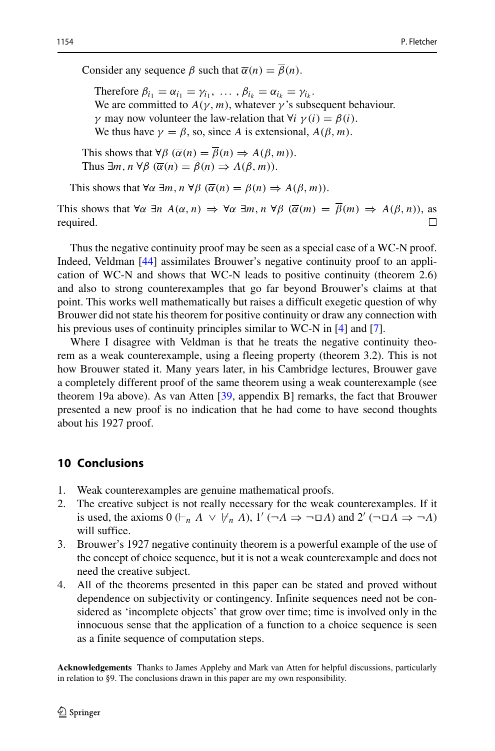Consider any sequence $\beta$ such that $\overline{\alpha}(n) = \overline{\beta}(n)$.

Therefore $\beta_{i_1} = \alpha_{i_1} = \gamma_{i_1}, \ \ldots, \beta_{i_k} = \alpha_{i_k} = \gamma_{i_k}$.
We are committed to $A(\gamma, m)$, whatever $\gamma$'s subsequent behaviour.
$\gamma$ may now volunteer the law-relation that $\forall i \ \gamma(i) = \beta(i)$.
We thus have $\gamma = \beta$, so, since $A$ is extensional, $A(\beta, m)$.

This shows that $\forall \beta \ (\overline{\alpha}(n) = \overline{\beta}(n) \Rightarrow A(\beta, m))$.
Thus $\exists m, n \ \forall \beta \ (\overline{\alpha}(n) = \overline{\beta}(n) \Rightarrow A(\beta, m))$.

This shows that $\forall \alpha \ \exists m, n \ \forall \beta \ (\overline{\alpha}(n) = \overline{\beta}(n) \Rightarrow A(\beta, m))$.

This shows that $\forall \alpha \ \exists n \ A(\alpha, n) \Rightarrow \forall \alpha \ \exists m, n \ \forall \beta \ (\overline{\alpha}(m) = \overline{\beta}(m) \Rightarrow A(\beta, n))$, as required. □

Thus the negative continuity proof may be seen as a special case of a WC-N proof. Indeed, Veldman [44] assimilates Brouwer's negative continuity proof to an application of WC-N and shows that WC-N leads to positive continuity (theorem 2.6) and also to strong counterexamples that go far beyond Brouwer's claims at that point. This works well mathematically but raises a difficult exegetic question of why Brouwer did not state his theorem for positive continuity or draw any connection with his previous uses of continuity principles similar to WC-N in [4] and [7].

Where I disagree with Veldman is that he treats the negative continuity theorem as a weak counterexample, using a fleeing property (theorem 3.2). This is not how Brouwer stated it. Many years later, in his Cambridge lectures, Brouwer gave a completely different proof of the same theorem using a weak counterexample (see theorem 19a above). As van Atten [39, appendix B] remarks, the fact that Brouwer presented a new proof is no indication that he had come to have second thoughts about his 1927 proof.

## 10 Conclusions

1. Weak counterexamples are genuine mathematical proofs.
2. The creative subject is not really necessary for the weak counterexamples. If it is used, the axioms 0 ($\vdash_n A \vee \nvdash_n A$), 1′ ($\neg A \Rightarrow \neg \Box A$) and 2′ ($\neg \Box A \Rightarrow \neg A$) will suffice.
3. Brouwer's 1927 negative continuity theorem is a powerful example of the use of the concept of choice sequence, but it is not a weak counterexample and does not need the creative subject.
4. All of the theorems presented in this paper can be stated and proved without dependence on subjectivity or contingency. Infinite sequences need not be considered as 'incomplete objects' that grow over time; time is involved only in the innocuous sense that the application of a function to a choice sequence is seen as a finite sequence of computation steps.

**Acknowledgements** Thanks to James Appleby and Mark van Atten for helpful discussions, particularly in relation to §9. The conclusions drawn in this paper are my own responsibility.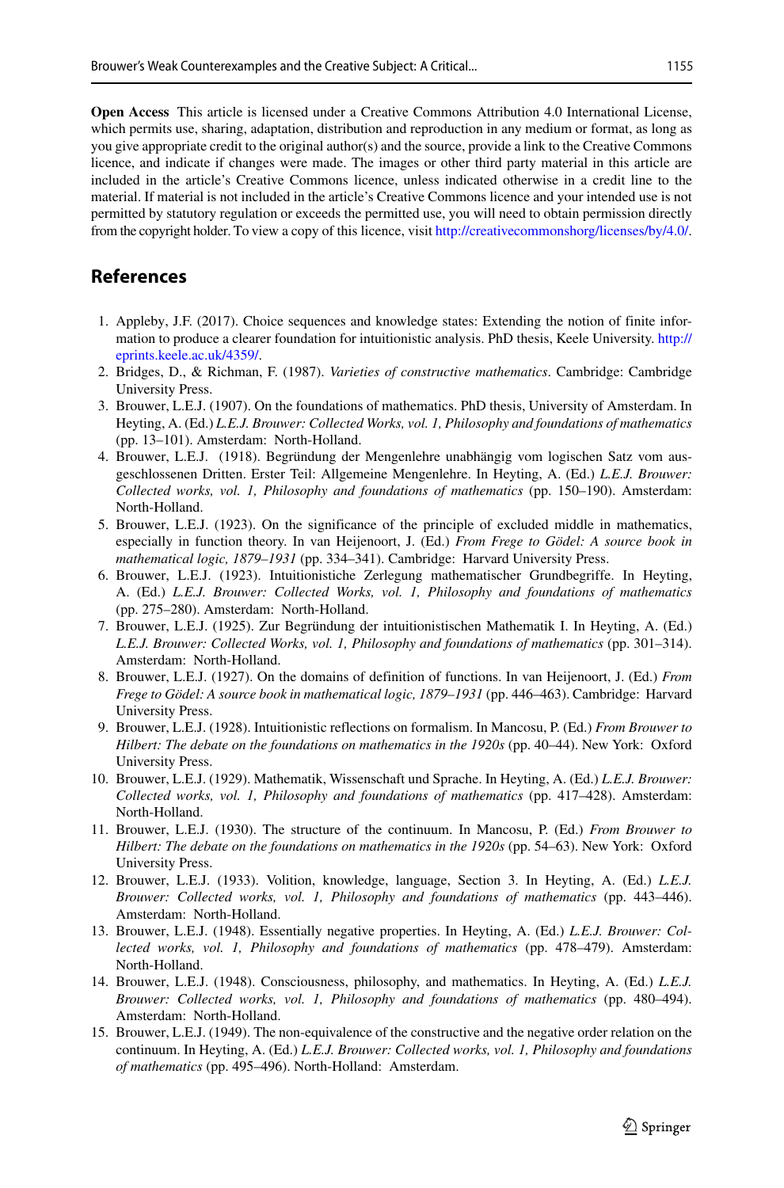**Open Access** This article is licensed under a Creative Commons Attribution 4.0 International License, which permits use, sharing, adaptation, distribution and reproduction in any medium or format, as long as you give appropriate credit to the original author(s) and the source, provide a link to the Creative Commons licence, and indicate if changes were made. The images or other third party material in this article are included in the article's Creative Commons licence, unless indicated otherwise in a credit line to the material. If material is not included in the article's Creative Commons licence and your intended use is not permitted by statutory regulation or exceeds the permitted use, you will need to obtain permission directly from the copyright holder. To view a copy of this licence, visit http://creativecommonshorg/licenses/by/4.0/.

## References

1. Appleby, J.F. (2017). Choice sequences and knowledge states: Extending the notion of finite information to produce a clearer foundation for intuitionistic analysis. PhD thesis, Keele University. http://eprints.keele.ac.uk/4359/.
2. Bridges, D., & Richman, F. (1987). *Varieties of constructive mathematics*. Cambridge: Cambridge University Press.
3. Brouwer, L.E.J. (1907). On the foundations of mathematics. PhD thesis, University of Amsterdam. In Heyting, A. (Ed.) *L.E.J. Brouwer: Collected Works, vol. 1, Philosophy and foundations of mathematics* (pp. 13–101). Amsterdam: North-Holland.
4. Brouwer, L.E.J. (1918). Begründung der Mengenlehre unabhängig vom logischen Satz vom ausgeschlossenen Dritten. Erster Teil: Allgemeine Mengenlehre. In Heyting, A. (Ed.) *L.E.J. Brouwer: Collected works, vol. 1, Philosophy and foundations of mathematics* (pp. 150–190). Amsterdam: North-Holland.
5. Brouwer, L.E.J. (1923). On the significance of the principle of excluded middle in mathematics, especially in function theory. In van Heijenoort, J. (Ed.) *From Frege to Gödel: A source book in mathematical logic, 1879–1931* (pp. 334–341). Cambridge: Harvard University Press.
6. Brouwer, L.E.J. (1923). Intuitionistiche Zerlegung mathematischer Grundbegriffe. In Heyting, A. (Ed.) *L.E.J. Brouwer: Collected Works, vol. 1, Philosophy and foundations of mathematics* (pp. 275–280). Amsterdam: North-Holland.
7. Brouwer, L.E.J. (1925). Zur Begründung der intuitionistischen Mathematik I. In Heyting, A. (Ed.) *L.E.J. Brouwer: Collected Works, vol. 1, Philosophy and foundations of mathematics* (pp. 301–314). Amsterdam: North-Holland.
8. Brouwer, L.E.J. (1927). On the domains of definition of functions. In van Heijenoort, J. (Ed.) *From Frege to Gödel: A source book in mathematical logic, 1879–1931* (pp. 446–463). Cambridge: Harvard University Press.
9. Brouwer, L.E.J. (1928). Intuitionistic reflections on formalism. In Mancosu, P. (Ed.) *From Brouwer to Hilbert: The debate on the foundations on mathematics in the 1920s* (pp. 40–44). New York: Oxford University Press.
10. Brouwer, L.E.J. (1929). Mathematik, Wissenschaft und Sprache. In Heyting, A. (Ed.) *L.E.J. Brouwer: Collected works, vol. 1, Philosophy and foundations of mathematics* (pp. 417–428). Amsterdam: North-Holland.
11. Brouwer, L.E.J. (1930). The structure of the continuum. In Mancosu, P. (Ed.) *From Brouwer to Hilbert: The debate on the foundations on mathematics in the 1920s* (pp. 54–63). New York: Oxford University Press.
12. Brouwer, L.E.J. (1933). Volition, knowledge, language, Section 3. In Heyting, A. (Ed.) *L.E.J. Brouwer: Collected works, vol. 1, Philosophy and foundations of mathematics* (pp. 443–446). Amsterdam: North-Holland.
13. Brouwer, L.E.J. (1948). Essentially negative properties. In Heyting, A. (Ed.) *L.E.J. Brouwer: Collected works, vol. 1, Philosophy and foundations of mathematics* (pp. 478–479). Amsterdam: North-Holland.
14. Brouwer, L.E.J. (1948). Consciousness, philosophy, and mathematics. In Heyting, A. (Ed.) *L.E.J. Brouwer: Collected works, vol. 1, Philosophy and foundations of mathematics* (pp. 480–494). Amsterdam: North-Holland.
15. Brouwer, L.E.J. (1949). The non-equivalence of the constructive and the negative order relation on the continuum. In Heyting, A. (Ed.) *L.E.J. Brouwer: Collected works, vol. 1, Philosophy and foundations of mathematics* (pp. 495–496). North-Holland: Amsterdam.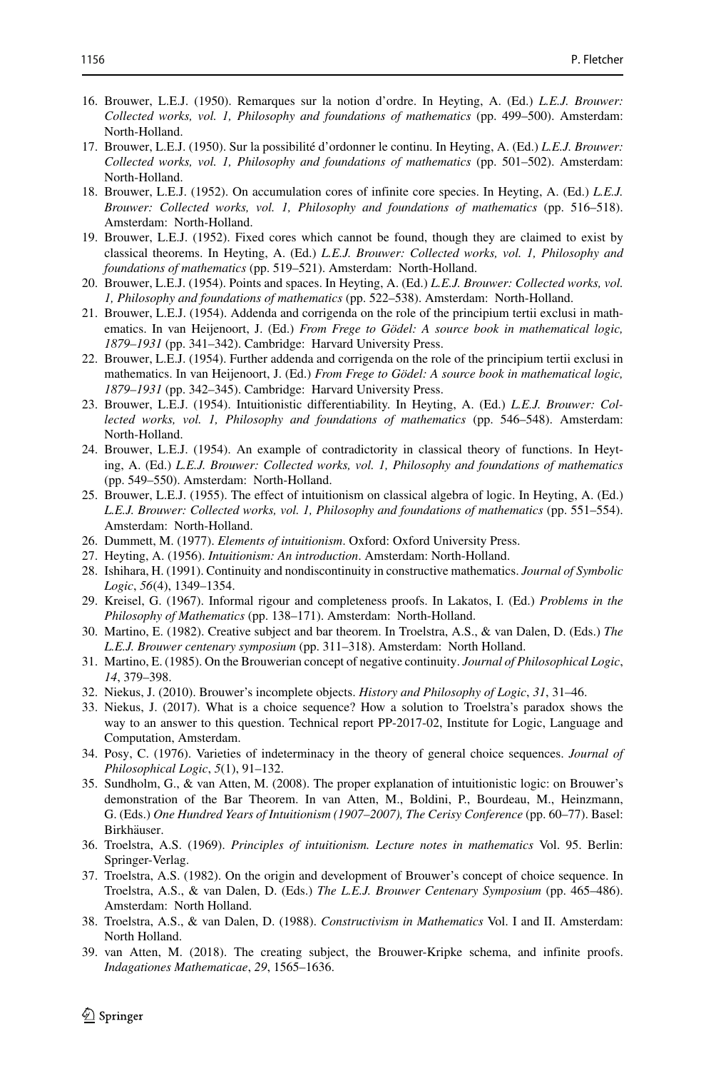16. Brouwer, L.E.J. (1950). Remarques sur la notion d'ordre. In Heyting, A. (Ed.) *L.E.J. Brouwer: Collected works, vol. 1, Philosophy and foundations of mathematics* (pp. 499–500). Amsterdam: North-Holland.
17. Brouwer, L.E.J. (1950). Sur la possibilité d'ordonner le continu. In Heyting, A. (Ed.) *L.E.J. Brouwer: Collected works, vol. 1, Philosophy and foundations of mathematics* (pp. 501–502). Amsterdam: North-Holland.
18. Brouwer, L.E.J. (1952). On accumulation cores of infinite core species. In Heyting, A. (Ed.) *L.E.J. Brouwer: Collected works, vol. 1, Philosophy and foundations of mathematics* (pp. 516–518). Amsterdam: North-Holland.
19. Brouwer, L.E.J. (1952). Fixed cores which cannot be found, though they are claimed to exist by classical theorems. In Heyting, A. (Ed.) *L.E.J. Brouwer: Collected works, vol. 1, Philosophy and foundations of mathematics* (pp. 519–521). Amsterdam: North-Holland.
20. Brouwer, L.E.J. (1954). Points and spaces. In Heyting, A. (Ed.) *L.E.J. Brouwer: Collected works, vol. 1, Philosophy and foundations of mathematics* (pp. 522–538). Amsterdam: North-Holland.
21. Brouwer, L.E.J. (1954). Addenda and corrigenda on the role of the principium tertii exclusi in mathematics. In van Heijenoort, J. (Ed.) *From Frege to Gödel: A source book in mathematical logic, 1879–1931* (pp. 341–342). Cambridge: Harvard University Press.
22. Brouwer, L.E.J. (1954). Further addenda and corrigenda on the role of the principium tertii exclusi in mathematics. In van Heijenoort, J. (Ed.) *From Frege to Gödel: A source book in mathematical logic, 1879–1931* (pp. 342–345). Cambridge: Harvard University Press.
23. Brouwer, L.E.J. (1954). Intuitionistic differentiability. In Heyting, A. (Ed.) *L.E.J. Brouwer: Collected works, vol. 1, Philosophy and foundations of mathematics* (pp. 546–548). Amsterdam: North-Holland.
24. Brouwer, L.E.J. (1954). An example of contradictority in classical theory of functions. In Heyting, A. (Ed.) *L.E.J. Brouwer: Collected works, vol. 1, Philosophy and foundations of mathematics* (pp. 549–550). Amsterdam: North-Holland.
25. Brouwer, L.E.J. (1955). The effect of intuitionism on classical algebra of logic. In Heyting, A. (Ed.) *L.E.J. Brouwer: Collected works, vol. 1, Philosophy and foundations of mathematics* (pp. 551–554). Amsterdam: North-Holland.
26. Dummett, M. (1977). *Elements of intuitionism*. Oxford: Oxford University Press.
27. Heyting, A. (1956). *Intuitionism: An introduction*. Amsterdam: North-Holland.
28. Ishihara, H. (1991). Continuity and nondiscontinuity in constructive mathematics. *Journal of Symbolic Logic*, *56*(4), 1349–1354.
29. Kreisel, G. (1967). Informal rigour and completeness proofs. In Lakatos, I. (Ed.) *Problems in the Philosophy of Mathematics* (pp. 138–171). Amsterdam: North-Holland.
30. Martino, E. (1982). Creative subject and bar theorem. In Troelstra, A.S., & van Dalen, D. (Eds.) *The L.E.J. Brouwer centenary symposium* (pp. 311–318). Amsterdam: North Holland.
31. Martino, E. (1985). On the Brouwerian concept of negative continuity. *Journal of Philosophical Logic*, *14*, 379–398.
32. Niekus, J. (2010). Brouwer's incomplete objects. *History and Philosophy of Logic*, *31*, 31–46.
33. Niekus, J. (2017). What is a choice sequence? How a solution to Troelstra's paradox shows the way to an answer to this question. Technical report PP-2017-02, Institute for Logic, Language and Computation, Amsterdam.
34. Posy, C. (1976). Varieties of indeterminacy in the theory of general choice sequences. *Journal of Philosophical Logic*, *5*(1), 91–132.
35. Sundholm, G., & van Atten, M. (2008). The proper explanation of intuitionistic logic: on Brouwer's demonstration of the Bar Theorem. In van Atten, M., Boldini, P., Bourdeau, M., Heinzmann, G. (Eds.) *One Hundred Years of Intuitionism (1907–2007), The Cerisy Conference* (pp. 60–77). Basel: Birkhäuser.
36. Troelstra, A.S. (1969). *Principles of intuitionism. Lecture notes in mathematics* Vol. 95. Berlin: Springer-Verlag.
37. Troelstra, A.S. (1982). On the origin and development of Brouwer's concept of choice sequence. In Troelstra, A.S., & van Dalen, D. (Eds.) *The L.E.J. Brouwer Centenary Symposium* (pp. 465–486). Amsterdam: North Holland.
38. Troelstra, A.S., & van Dalen, D. (1988). *Constructivism in Mathematics* Vol. I and II. Amsterdam: North Holland.
39. van Atten, M. (2018). The creating subject, the Brouwer-Kripke schema, and infinite proofs. *Indagationes Mathematicae*, *29*, 1565–1636.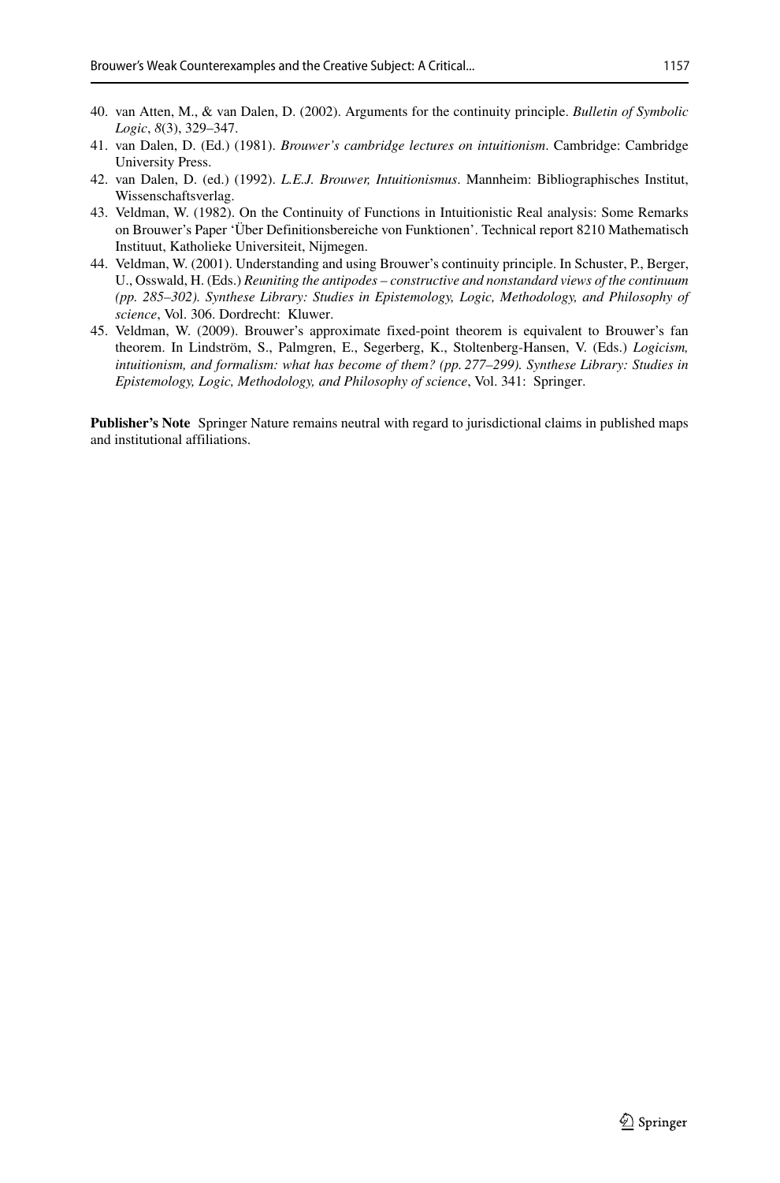40. van Atten, M., & van Dalen, D. (2002). Arguments for the continuity principle. *Bulletin of Symbolic Logic*, *8*(3), 329–347.
41. van Dalen, D. (Ed.) (1981). *Brouwer's cambridge lectures on intuitionism*. Cambridge: Cambridge University Press.
42. van Dalen, D. (ed.) (1992). *L.E.J. Brouwer, Intuitionismus*. Mannheim: Bibliographisches Institut, Wissenschaftsverlag.
43. Veldman, W. (1982). On the Continuity of Functions in Intuitionistic Real analysis: Some Remarks on Brouwer's Paper 'Über Definitionsbereiche von Funktionen'. Technical report 8210 Mathematisch Instituut, Katholieke Universiteit, Nijmegen.
44. Veldman, W. (2001). Understanding and using Brouwer's continuity principle. In Schuster, P., Berger, U., Osswald, H. (Eds.) *Reuniting the antipodes – constructive and nonstandard views of the continuum (pp. 285–302). Synthese Library: Studies in Epistemology, Logic, Methodology, and Philosophy of science*, Vol. 306. Dordrecht: Kluwer.
45. Veldman, W. (2009). Brouwer's approximate fixed-point theorem is equivalent to Brouwer's fan theorem. In Lindström, S., Palmgren, E., Segerberg, K., Stoltenberg-Hansen, V. (Eds.) *Logicism, intuitionism, and formalism: what has become of them? (pp. 277–299). Synthese Library: Studies in Epistemology, Logic, Methodology, and Philosophy of science*, Vol. 341: Springer.

**Publisher's Note** Springer Nature remains neutral with regard to jurisdictional claims in published maps and institutional affiliations.